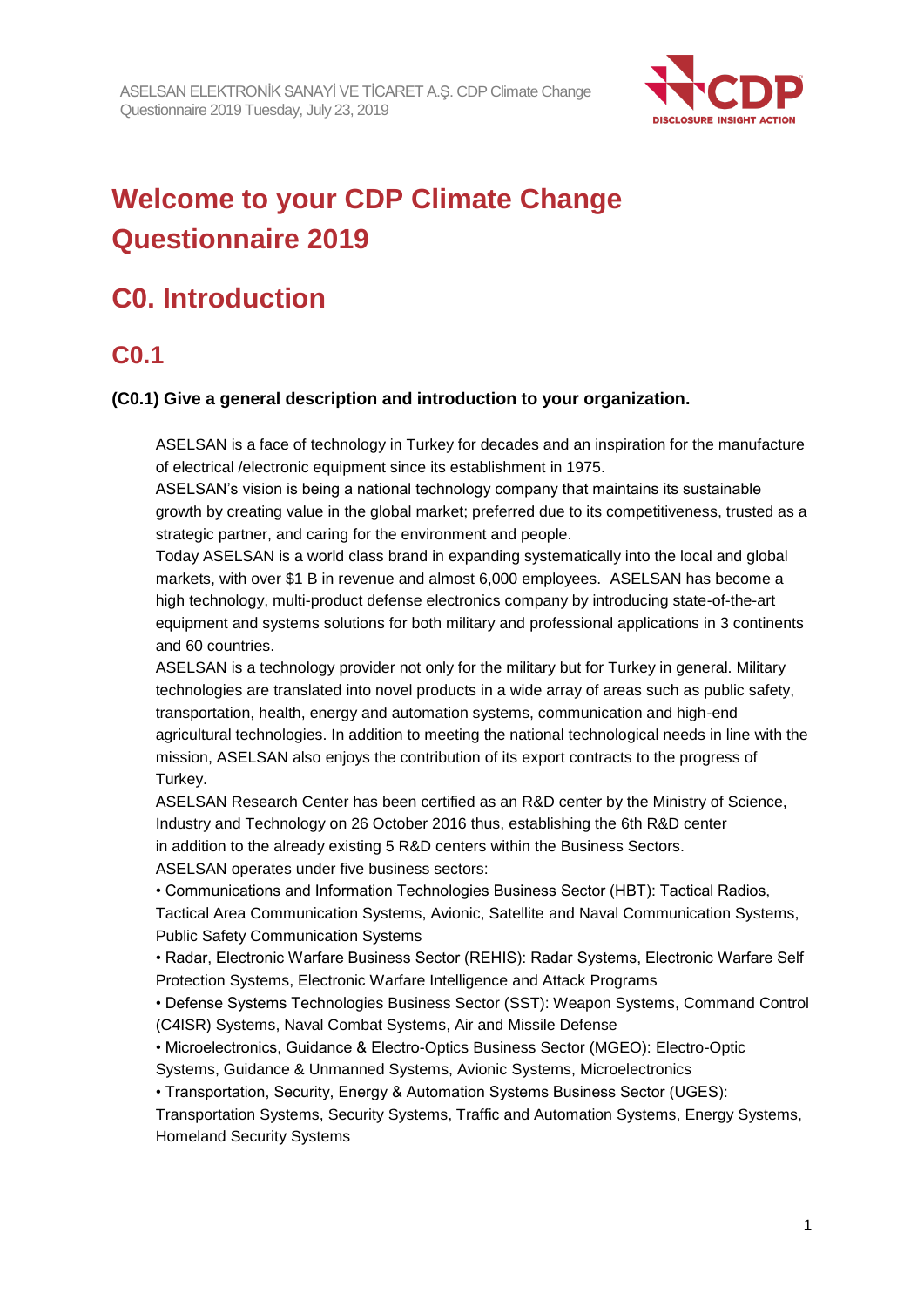# Welcome to your CDP Climate Change Questionnaire 2019

## C0. Introduction

### C0.1

**(C0.1) Give a general description and introduction to your organization.**

ASELSAN is a face of technology in Turkey for decades and an inspiration for the manufacture of electrical /electronic equipment since its establishment in 1975.
ASELSAN's vision is being a national technology company that maintains its sustainable growth by creating value in the global market; preferred due to its competitiveness, trusted as a strategic partner, and caring for the environment and people.
Today ASELSAN is a world class brand in expanding systematically into the local and global markets, with over $1 B in revenue and almost 6,000 employees. ASELSAN has become a high technology, multi-product defense electronics company by introducing state-of-the-art equipment and systems solutions for both military and professional applications in 3 continents and 60 countries.
ASELSAN is a technology provider not only for the military but for Turkey in general. Military technologies are translated into novel products in a wide array of areas such as public safety, transportation, health, energy and automation systems, communication and high-end agricultural technologies. In addition to meeting the national technological needs in line with the mission, ASELSAN also enjoys the contribution of its export contracts to the progress of Turkey.
ASELSAN Research Center has been certified as an R&D center by the Ministry of Science, Industry and Technology on 26 October 2016 thus, establishing the 6th R&D center in addition to the already existing 5 R&D centers within the Business Sectors.
ASELSAN operates under five business sectors:

- Communications and Information Technologies Business Sector (HBT): Tactical Radios, Tactical Area Communication Systems, Avionic, Satellite and Naval Communication Systems, Public Safety Communication Systems
- Radar, Electronic Warfare Business Sector (REHIS): Radar Systems, Electronic Warfare Self Protection Systems, Electronic Warfare Intelligence and Attack Programs
- Defense Systems Technologies Business Sector (SST): Weapon Systems, Command Control (C4ISR) Systems, Naval Combat Systems, Air and Missile Defense
- Microelectronics, Guidance & Electro-Optics Business Sector (MGEO): Electro-Optic Systems, Guidance & Unmanned Systems, Avionic Systems, Microelectronics
- Transportation, Security, Energy & Automation Systems Business Sector (UGES): Transportation Systems, Security Systems, Traffic and Automation Systems, Energy Systems, Homeland Security Systems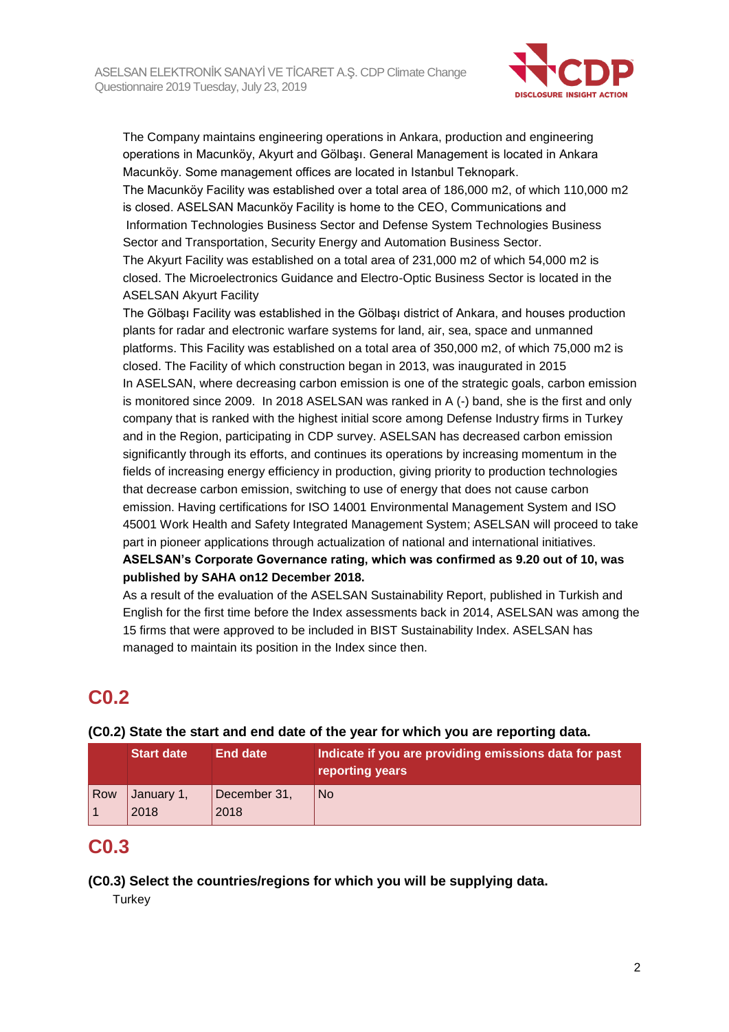The Company maintains engineering operations in Ankara, production and engineering operations in Macunköy, Akyurt and Gölbaşı. General Management is located in Ankara Macunköy. Some management offices are located in Istanbul Teknopark.

The Macunköy Facility was established over a total area of 186,000 m2, of which 110,000 m2 is closed. ASELSAN Macunköy Facility is home to the CEO, Communications and Information Technologies Business Sector and Defense System Technologies Business Sector and Transportation, Security Energy and Automation Business Sector.

The Akyurt Facility was established on a total area of 231,000 m2 of which 54,000 m2 is closed. The Microelectronics Guidance and Electro-Optic Business Sector is located in the ASELSAN Akyurt Facility

The Gölbaşı Facility was established in the Gölbaşı district of Ankara, and houses production plants for radar and electronic warfare systems for land, air, sea, space and unmanned platforms. This Facility was established on a total area of 350,000 m2, of which 75,000 m2 is closed. The Facility of which construction began in 2013, was inaugurated in 2015

In ASELSAN, where decreasing carbon emission is one of the strategic goals, carbon emission is monitored since 2009. In 2018 ASELSAN was ranked in A (-) band, she is the first and only company that is ranked with the highest initial score among Defense Industry firms in Turkey and in the Region, participating in CDP survey. ASELSAN has decreased carbon emission significantly through its efforts, and continues its operations by increasing momentum in the fields of increasing energy efficiency in production, giving priority to production technologies that decrease carbon emission, switching to use of energy that does not cause carbon emission. Having certifications for ISO 14001 Environmental Management System and ISO 45001 Work Health and Safety Integrated Management System; ASELSAN will proceed to take part in pioneer applications through actualization of national and international initiatives.

**ASELSAN's Corporate Governance rating, which was confirmed as 9.20 out of 10, was published by SAHA on12 December 2018.**

As a result of the evaluation of the ASELSAN Sustainability Report, published in Turkish and English for the first time before the Index assessments back in 2014, ASELSAN was among the 15 firms that were approved to be included in BIST Sustainability Index. ASELSAN has managed to maintain its position in the Index since then.

# C0.2

**(C0.2) State the start and end date of the year for which you are reporting data.**

| | Start date | End date | Indicate if you are providing emissions data for past reporting years |
|---|---|---|---|
| Row 1 | January 1, 2018 | December 31, 2018 | No |

# C0.3

**(C0.3) Select the countries/regions for which you will be supplying data.**

Turkey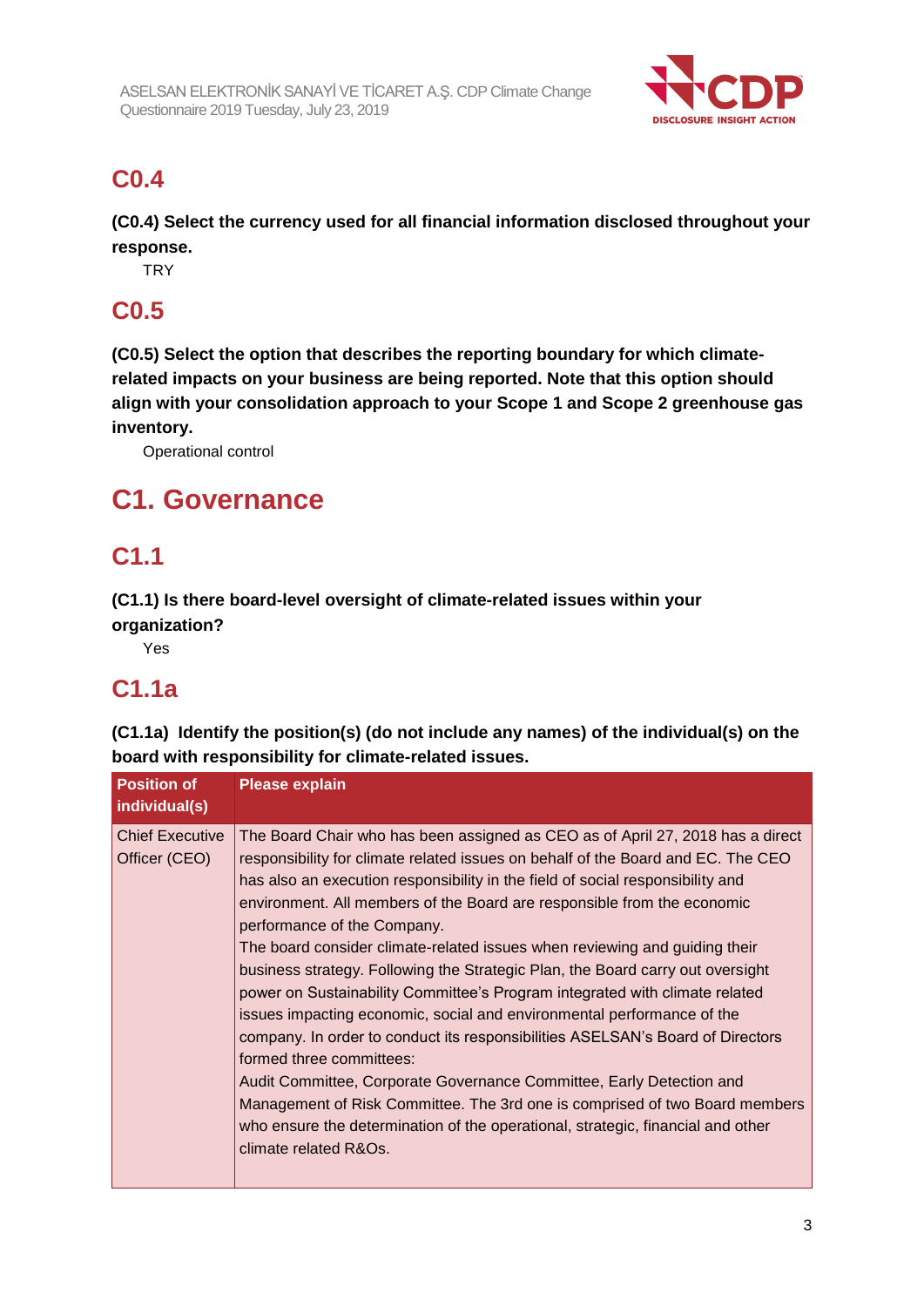## C0.4

**(C0.4) Select the currency used for all financial information disclosed throughout your response.**

TRY

## C0.5

**(C0.5) Select the option that describes the reporting boundary for which climate-related impacts on your business are being reported. Note that this option should align with your consolidation approach to your Scope 1 and Scope 2 greenhouse gas inventory.**

Operational control

# C1. Governance

## C1.1

**(C1.1) Is there board-level oversight of climate-related issues within your organization?**

Yes

## C1.1a

**(C1.1a) Identify the position(s) (do not include any names) of the individual(s) on the board with responsibility for climate-related issues.**

| Position of individual(s) | Please explain |
|---|---|
| Chief Executive Officer (CEO) | The Board Chair who has been assigned as CEO as of April 27, 2018 has a direct responsibility for climate related issues on behalf of the Board and EC. The CEO has also an execution responsibility in the field of social responsibility and environment. All members of the Board are responsible from the economic performance of the Company.<br>The board consider climate-related issues when reviewing and guiding their business strategy. Following the Strategic Plan, the Board carry out oversight power on Sustainability Committee's Program integrated with climate related issues impacting economic, social and environmental performance of the company. In order to conduct its responsibilities ASELSAN's Board of Directors formed three committees:<br>Audit Committee, Corporate Governance Committee, Early Detection and Management of Risk Committee. The 3rd one is comprised of two Board members who ensure the determination of the operational, strategic, financial and other climate related R&Os. |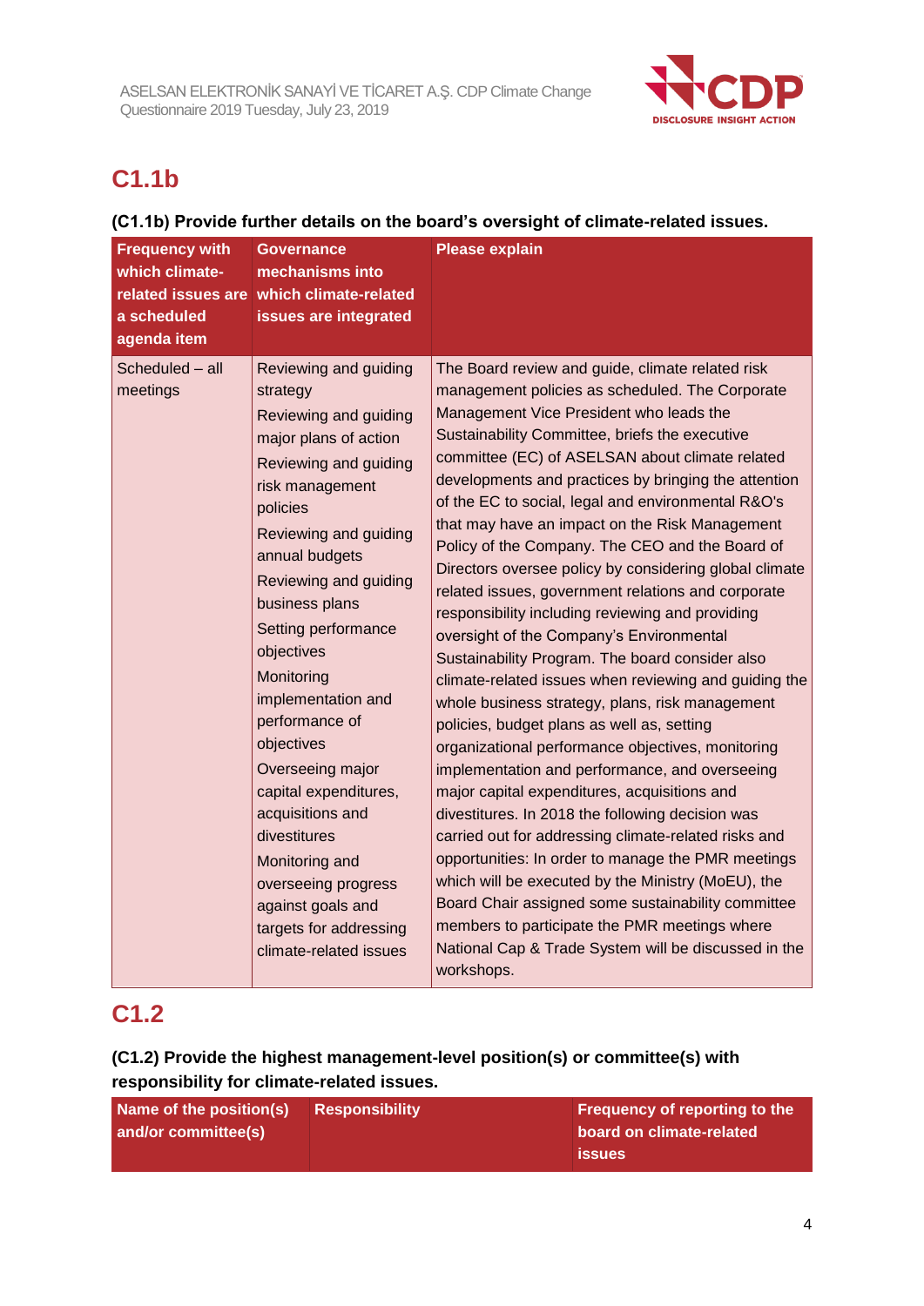## C1.1b

**(C1.1b) Provide further details on the board's oversight of climate-related issues.**

| Frequency with which climate-related issues are a scheduled agenda item | Governance mechanisms into which climate-related issues are integrated | Please explain |
|---|---|---|
| Scheduled – all meetings | Reviewing and guiding strategy<br>Reviewing and guiding major plans of action<br>Reviewing and guiding risk management policies<br>Reviewing and guiding annual budgets<br>Reviewing and guiding business plans<br>Setting performance objectives<br>Monitoring implementation and performance of objectives<br>Overseeing major capital expenditures, acquisitions and divestitures<br>Monitoring and overseeing progress against goals and targets for addressing climate-related issues | The Board review and guide, climate related risk management policies as scheduled. The Corporate Management Vice President who leads the Sustainability Committee, briefs the executive committee (EC) of ASELSAN about climate related developments and practices by bringing the attention of the EC to social, legal and environmental R&O's that may have an impact on the Risk Management Policy of the Company. The CEO and the Board of Directors oversee policy by considering global climate related issues, government relations and corporate responsibility including reviewing and providing oversight of the Company's Environmental Sustainability Program. The board consider also climate-related issues when reviewing and guiding the whole business strategy, plans, risk management policies, budget plans as well as, setting organizational performance objectives, monitoring implementation and performance, and overseeing major capital expenditures, acquisitions and divestitures. In 2018 the following decision was carried out for addressing climate-related risks and opportunities: In order to manage the PMR meetings which will be executed by the Ministry (MoEU), the Board Chair assigned some sustainability committee members to participate the PMR meetings where National Cap & Trade System will be discussed in the workshops. |

## C1.2

**(C1.2) Provide the highest management-level position(s) or committee(s) with responsibility for climate-related issues.**

| Name of the position(s) and/or committee(s) | Responsibility | Frequency of reporting to the board on climate-related issues |
|---|---|---|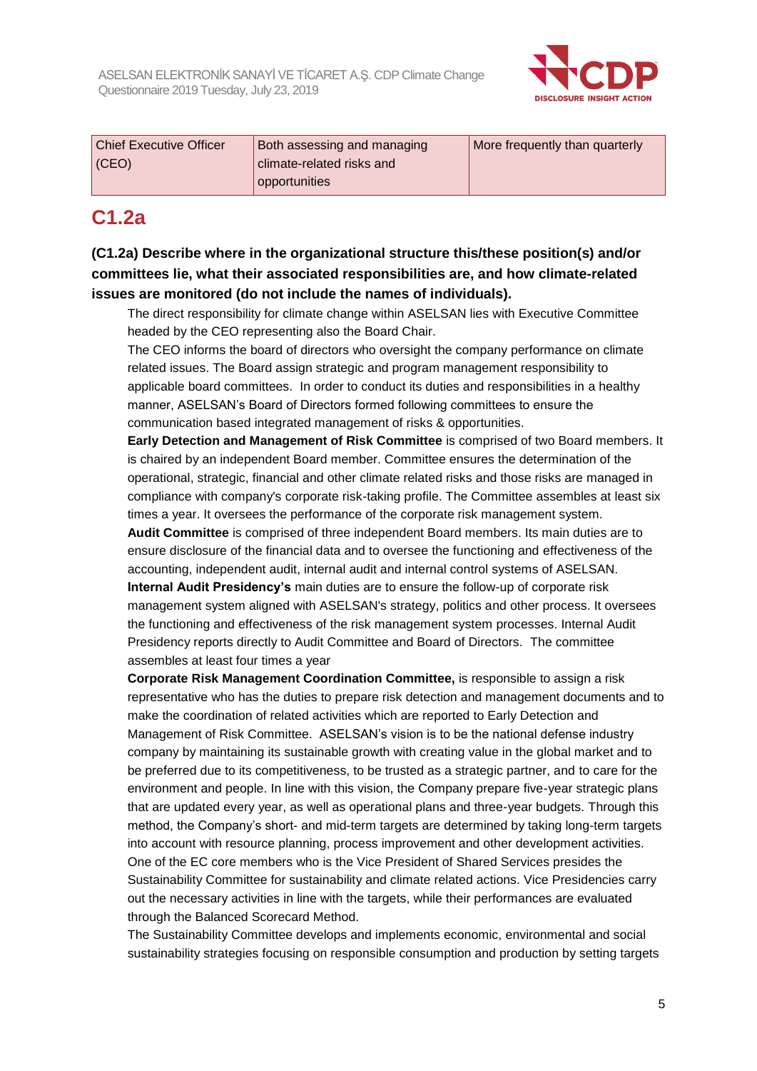| Chief Executive Officer (CEO) | Both assessing and managing climate-related risks and opportunities | More frequently than quarterly |
|---|---|---|

## C1.2a

**(C1.2a) Describe where in the organizational structure this/these position(s) and/or committees lie, what their associated responsibilities are, and how climate-related issues are monitored (do not include the names of individuals).**

The direct responsibility for climate change within ASELSAN lies with Executive Committee headed by the CEO representing also the Board Chair.

The CEO informs the board of directors who oversight the company performance on climate related issues. The Board assign strategic and program management responsibility to applicable board committees. In order to conduct its duties and responsibilities in a healthy manner, ASELSAN's Board of Directors formed following committees to ensure the communication based integrated management of risks & opportunities.

**Early Detection and Management of Risk Committee** is comprised of two Board members. It is chaired by an independent Board member. Committee ensures the determination of the operational, strategic, financial and other climate related risks and those risks are managed in compliance with company's corporate risk-taking profile. The Committee assembles at least six times a year. It oversees the performance of the corporate risk management system.

**Audit Committee** is comprised of three independent Board members. Its main duties are to ensure disclosure of the financial data and to oversee the functioning and effectiveness of the accounting, independent audit, internal audit and internal control systems of ASELSAN.

**Internal Audit Presidency's** main duties are to ensure the follow-up of corporate risk management system aligned with ASELSAN's strategy, politics and other process. It oversees the functioning and effectiveness of the risk management system processes. Internal Audit Presidency reports directly to Audit Committee and Board of Directors. The committee assembles at least four times a year

**Corporate Risk Management Coordination Committee,** is responsible to assign a risk representative who has the duties to prepare risk detection and management documents and to make the coordination of related activities which are reported to Early Detection and Management of Risk Committee. ASELSAN's vision is to be the national defense industry company by maintaining its sustainable growth with creating value in the global market and to be preferred due to its competitiveness, to be trusted as a strategic partner, and to care for the environment and people. In line with this vision, the Company prepare five-year strategic plans that are updated every year, as well as operational plans and three-year budgets. Through this method, the Company's short- and mid-term targets are determined by taking long-term targets into account with resource planning, process improvement and other development activities. One of the EC core members who is the Vice President of Shared Services presides the Sustainability Committee for sustainability and climate related actions. Vice Presidencies carry out the necessary activities in line with the targets, while their performances are evaluated through the Balanced Scorecard Method.

The Sustainability Committee develops and implements economic, environmental and social sustainability strategies focusing on responsible consumption and production by setting targets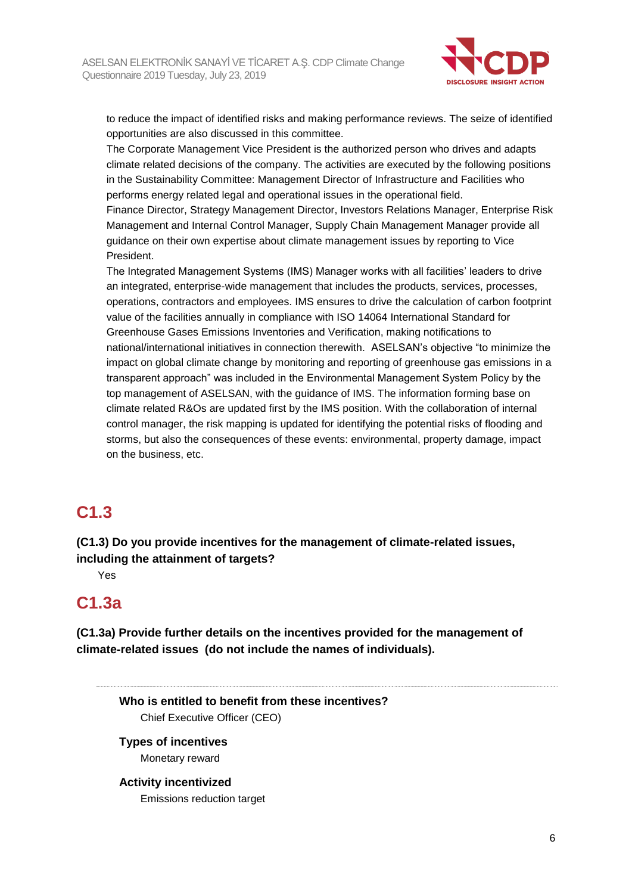to reduce the impact of identified risks and making performance reviews. The seize of identified opportunities are also discussed in this committee.
The Corporate Management Vice President is the authorized person who drives and adapts climate related decisions of the company. The activities are executed by the following positions in the Sustainability Committee: Management Director of Infrastructure and Facilities who performs energy related legal and operational issues in the operational field.
Finance Director, Strategy Management Director, Investors Relations Manager, Enterprise Risk Management and Internal Control Manager, Supply Chain Management Manager provide all guidance on their own expertise about climate management issues by reporting to Vice President.
The Integrated Management Systems (IMS) Manager works with all facilities' leaders to drive an integrated, enterprise-wide management that includes the products, services, processes, operations, contractors and employees. IMS ensures to drive the calculation of carbon footprint value of the facilities annually in compliance with ISO 14064 International Standard for Greenhouse Gases Emissions Inventories and Verification, making notifications to national/international initiatives in connection therewith. ASELSAN's objective "to minimize the impact on global climate change by monitoring and reporting of greenhouse gas emissions in a transparent approach" was included in the Environmental Management System Policy by the top management of ASELSAN, with the guidance of IMS. The information forming base on climate related R&Os are updated first by the IMS position. With the collaboration of internal control manager, the risk mapping is updated for identifying the potential risks of flooding and storms, but also the consequences of these events: environmental, property damage, impact on the business, etc.

## C1.3

**(C1.3) Do you provide incentives for the management of climate-related issues, including the attainment of targets?**

Yes

## C1.3a

**(C1.3a) Provide further details on the incentives provided for the management of climate-related issues (do not include the names of individuals).**

---

**Who is entitled to benefit from these incentives?**

Chief Executive Officer (CEO)

**Types of incentives**

Monetary reward

**Activity incentivized**

Emissions reduction target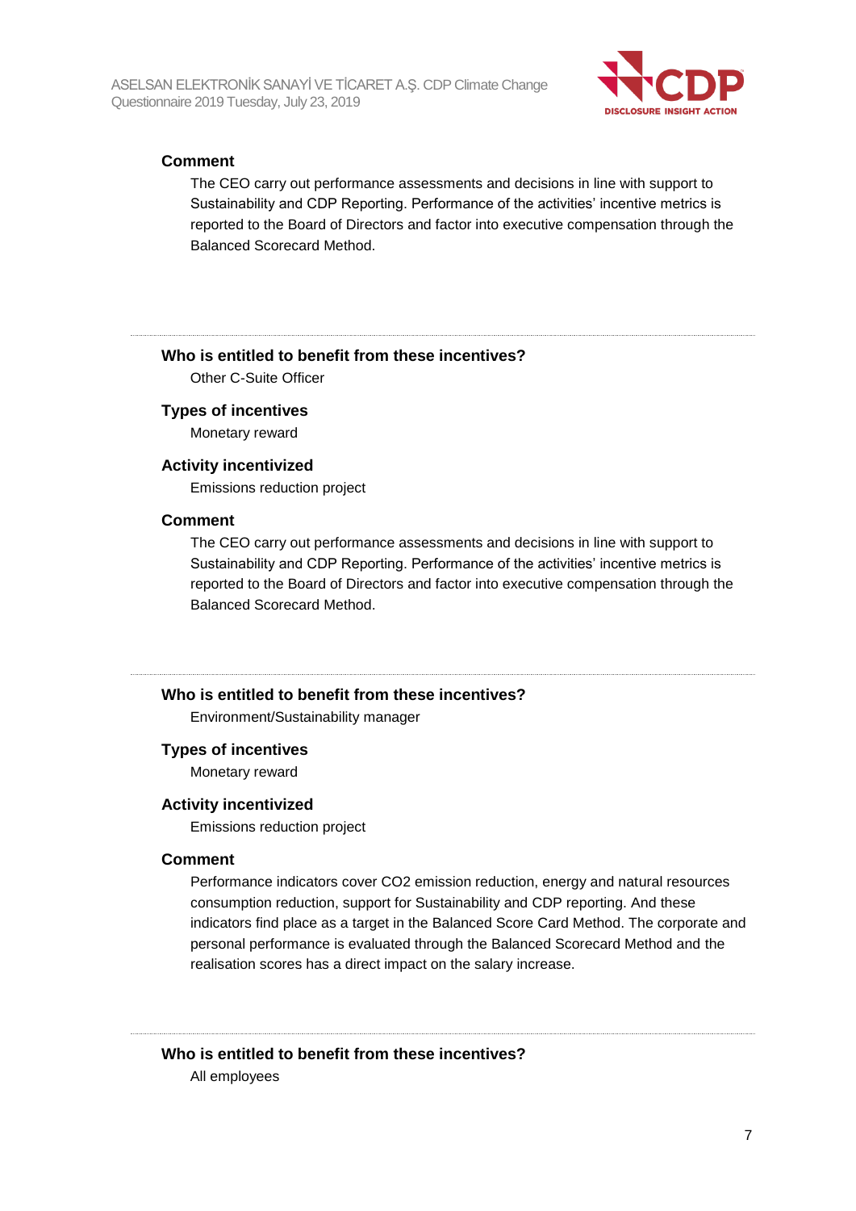**Comment**

The CEO carry out performance assessments and decisions in line with support to Sustainability and CDP Reporting. Performance of the activities' incentive metrics is reported to the Board of Directors and factor into executive compensation through the Balanced Scorecard Method.

---

**Who is entitled to benefit from these incentives?**

Other C-Suite Officer

**Types of incentives**

Monetary reward

**Activity incentivized**

Emissions reduction project

**Comment**

The CEO carry out performance assessments and decisions in line with support to Sustainability and CDP Reporting. Performance of the activities' incentive metrics is reported to the Board of Directors and factor into executive compensation through the Balanced Scorecard Method.

---

**Who is entitled to benefit from these incentives?**

Environment/Sustainability manager

**Types of incentives**

Monetary reward

**Activity incentivized**

Emissions reduction project

**Comment**

Performance indicators cover $CO_2$ emission reduction, energy and natural resources consumption reduction, support for Sustainability and CDP reporting. And these indicators find place as a target in the Balanced Score Card Method. The corporate and personal performance is evaluated through the Balanced Scorecard Method and the realisation scores has a direct impact on the salary increase.

---

**Who is entitled to benefit from these incentives?**

All employees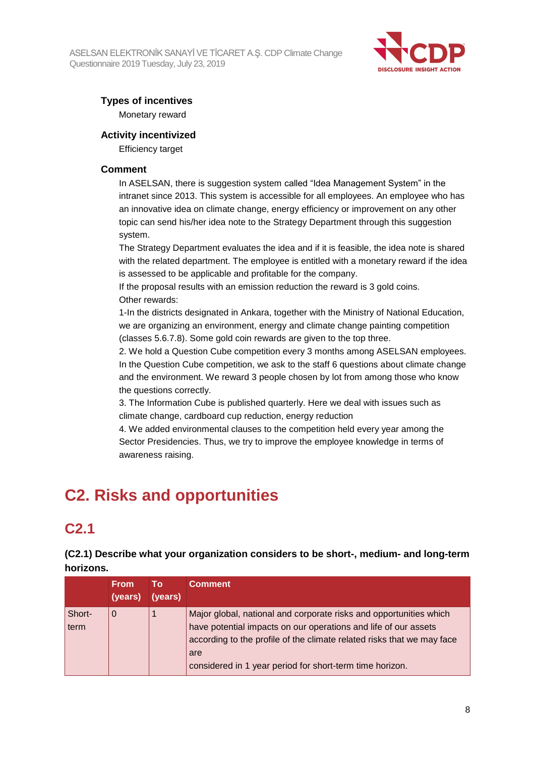### Types of incentives

Monetary reward

### Activity incentivized

Efficiency target

### Comment

In ASELSAN, there is suggestion system called "Idea Management System" in the intranet since 2013. This system is accessible for all employees. An employee who has an innovative idea on climate change, energy efficiency or improvement on any other topic can send his/her idea note to the Strategy Department through this suggestion system.

The Strategy Department evaluates the idea and if it is feasible, the idea note is shared with the related department. The employee is entitled with a monetary reward if the idea is assessed to be applicable and profitable for the company.

If the proposal results with an emission reduction the reward is 3 gold coins.

Other rewards:

1-In the districts designated in Ankara, together with the Ministry of National Education, we are organizing an environment, energy and climate change painting competition (classes 5.6.7.8). Some gold coin rewards are given to the top three.

2. We hold a Question Cube competition every 3 months among ASELSAN employees. In the Question Cube competition, we ask to the staff 6 questions about climate change and the environment. We reward 3 people chosen by lot from among those who know the questions correctly.

3. The Information Cube is published quarterly. Here we deal with issues such as climate change, cardboard cup reduction, energy reduction

4. We added environmental clauses to the competition held every year among the Sector Presidencies. Thus, we try to improve the employee knowledge in terms of awareness raising.

# C2. Risks and opportunities

## C2.1

**(C2.1) Describe what your organization considers to be short-, medium- and long-term horizons.**

| | From (years) | To (years) | Comment |
|---|---|---|---|
| Short-term | 0 | 1 | Major global, national and corporate risks and opportunities which have potential impacts on our operations and life of our assets according to the profile of the climate related risks that we may face are considered in 1 year period for short-term time horizon. |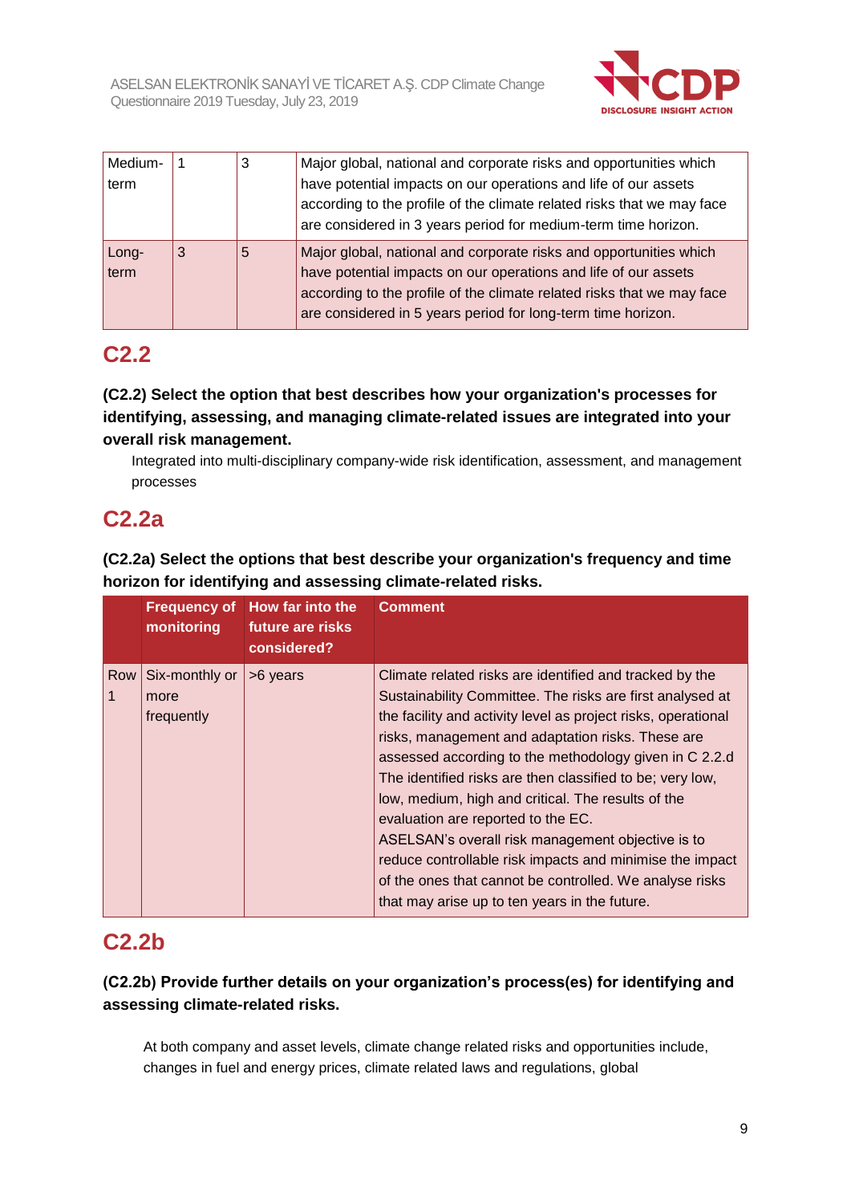| | | | |
|---|---|---|---|
| Medium-term | 1 | 3 | Major global, national and corporate risks and opportunities which have potential impacts on our operations and life of our assets according to the profile of the climate related risks that we may face are considered in 3 years period for medium-term time horizon. |
| Long-term | 3 | 5 | Major global, national and corporate risks and opportunities which have potential impacts on our operations and life of our assets according to the profile of the climate related risks that we may face are considered in 5 years period for long-term time horizon. |

## C2.2

**(C2.2) Select the option that best describes how your organization's processes for identifying, assessing, and managing climate-related issues are integrated into your overall risk management.**

Integrated into multi-disciplinary company-wide risk identification, assessment, and management processes

## C2.2a

**(C2.2a) Select the options that best describe your organization's frequency and time horizon for identifying and assessing climate-related risks.**

| | Frequency of monitoring | How far into the future are risks considered? | Comment |
|---|---|---|---|
| Row 1 | Six-monthly or more frequently | >6 years | Climate related risks are identified and tracked by the Sustainability Committee. The risks are first analysed at the facility and activity level as project risks, operational risks, management and adaptation risks. These are assessed according to the methodology given in C 2.2.d The identified risks are then classified to be; very low, low, medium, high and critical. The results of the evaluation are reported to the EC.<br>ASELSAN's overall risk management objective is to reduce controllable risk impacts and minimise the impact of the ones that cannot be controlled. We analyse risks that may arise up to ten years in the future. |

## C2.2b

**(C2.2b) Provide further details on your organization's process(es) for identifying and assessing climate-related risks.**

At both company and asset levels, climate change related risks and opportunities include, changes in fuel and energy prices, climate related laws and regulations, global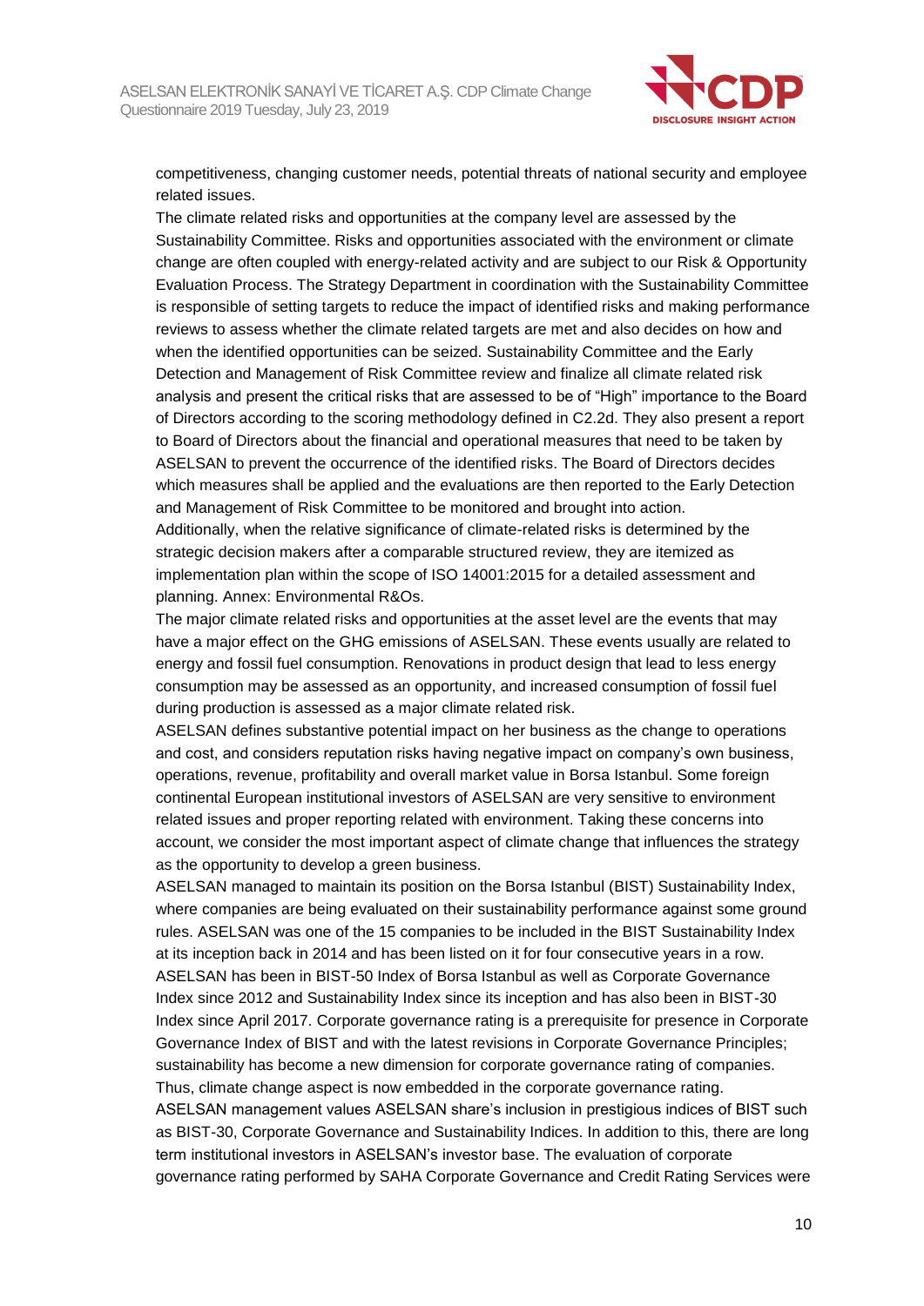competitiveness, changing customer needs, potential threats of national security and employee related issues.

The climate related risks and opportunities at the company level are assessed by the Sustainability Committee. Risks and opportunities associated with the environment or climate change are often coupled with energy-related activity and are subject to our Risk & Opportunity Evaluation Process. The Strategy Department in coordination with the Sustainability Committee is responsible of setting targets to reduce the impact of identified risks and making performance reviews to assess whether the climate related targets are met and also decides on how and when the identified opportunities can be seized. Sustainability Committee and the Early Detection and Management of Risk Committee review and finalize all climate related risk analysis and present the critical risks that are assessed to be of "High" importance to the Board of Directors according to the scoring methodology defined in C2.2d. They also present a report to Board of Directors about the financial and operational measures that need to be taken by ASELSAN to prevent the occurrence of the identified risks. The Board of Directors decides which measures shall be applied and the evaluations are then reported to the Early Detection and Management of Risk Committee to be monitored and brought into action.

Additionally, when the relative significance of climate-related risks is determined by the strategic decision makers after a comparable structured review, they are itemized as implementation plan within the scope of ISO 14001:2015 for a detailed assessment and planning. Annex: Environmental R&Os.

The major climate related risks and opportunities at the asset level are the events that may have a major effect on the GHG emissions of ASELSAN. These events usually are related to energy and fossil fuel consumption. Renovations in product design that lead to less energy consumption may be assessed as an opportunity, and increased consumption of fossil fuel during production is assessed as a major climate related risk.

ASELSAN defines substantive potential impact on her business as the change to operations and cost, and considers reputation risks having negative impact on company's own business, operations, revenue, profitability and overall market value in Borsa Istanbul. Some foreign continental European institutional investors of ASELSAN are very sensitive to environment related issues and proper reporting related with environment. Taking these concerns into account, we consider the most important aspect of climate change that influences the strategy as the opportunity to develop a green business.

ASELSAN managed to maintain its position on the Borsa Istanbul (BIST) Sustainability Index, where companies are being evaluated on their sustainability performance against some ground rules. ASELSAN was one of the 15 companies to be included in the BIST Sustainability Index at its inception back in 2014 and has been listed on it for four consecutive years in a row. ASELSAN has been in BIST-50 Index of Borsa Istanbul as well as Corporate Governance Index since 2012 and Sustainability Index since its inception and has also been in BIST-30 Index since April 2017. Corporate governance rating is a prerequisite for presence in Corporate Governance Index of BIST and with the latest revisions in Corporate Governance Principles; sustainability has become a new dimension for corporate governance rating of companies. Thus, climate change aspect is now embedded in the corporate governance rating.

ASELSAN management values ASELSAN share's inclusion in prestigious indices of BIST such as BIST-30, Corporate Governance and Sustainability Indices. In addition to this, there are long term institutional investors in ASELSAN's investor base. The evaluation of corporate governance rating performed by SAHA Corporate Governance and Credit Rating Services were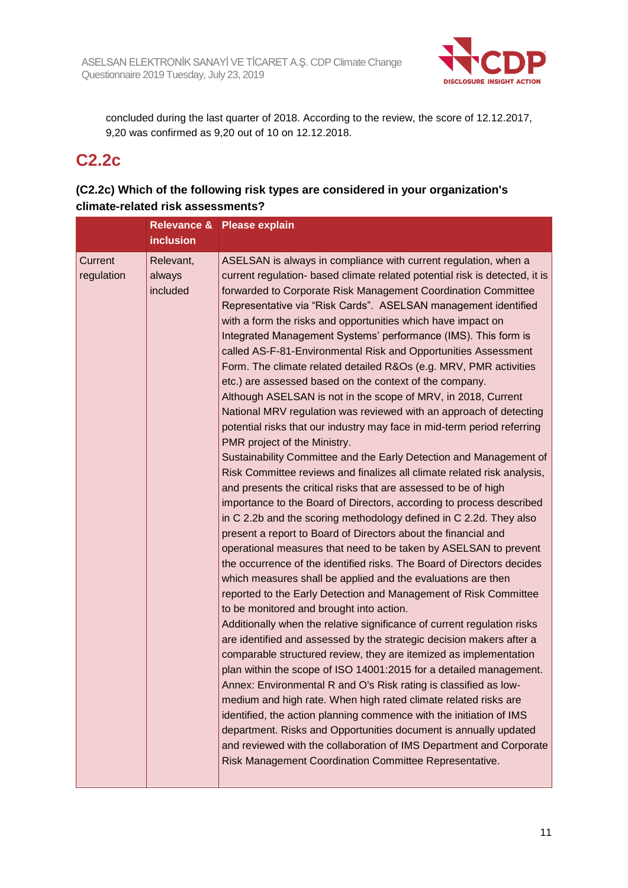concluded during the last quarter of 2018. According to the review, the score of 12.12.2017, 9,20 was confirmed as 9,20 out of 10 on 12.12.2018.

## C2.2c

### (C2.2c) Which of the following risk types are considered in your organization's climate-related risk assessments?

| | Relevance & inclusion | Please explain |
|---|---|---|
| Current regulation | Relevant, always included | ASELSAN is always in compliance with current regulation, when a current regulation- based climate related potential risk is detected, it is forwarded to Corporate Risk Management Coordination Committee Representative via "Risk Cards". ASELSAN management identified with a form the risks and opportunities which have impact on Integrated Management Systems' performance (IMS). This form is called AS-F-81-Environmental Risk and Opportunities Assessment Form. The climate related detailed R&Os (e.g. MRV, PMR activities etc.) are assessed based on the context of the company.<br>Although ASELSAN is not in the scope of MRV, in 2018, Current National MRV regulation was reviewed with an approach of detecting potential risks that our industry may face in mid-term period referring PMR project of the Ministry.<br>Sustainability Committee and the Early Detection and Management of Risk Committee reviews and finalizes all climate related risk analysis, and presents the critical risks that are assessed to be of high importance to the Board of Directors, according to process described in C 2.2b and the scoring methodology defined in C 2.2d. They also present a report to Board of Directors about the financial and operational measures that need to be taken by ASELSAN to prevent the occurrence of the identified risks. The Board of Directors decides which measures shall be applied and the evaluations are then reported to the Early Detection and Management of Risk Committee to be monitored and brought into action.<br>Additionally when the relative significance of current regulation risks are identified and assessed by the strategic decision makers after a comparable structured review, they are itemized as implementation plan within the scope of ISO 14001:2015 for a detailed management.<br>Annex: Environmental R and O's Risk rating is classified as low-medium and high rate. When high rated climate related risks are identified, the action planning commence with the initiation of IMS department. Risks and Opportunities document is annually updated and reviewed with the collaboration of IMS Department and Corporate Risk Management Coordination Committee Representative. |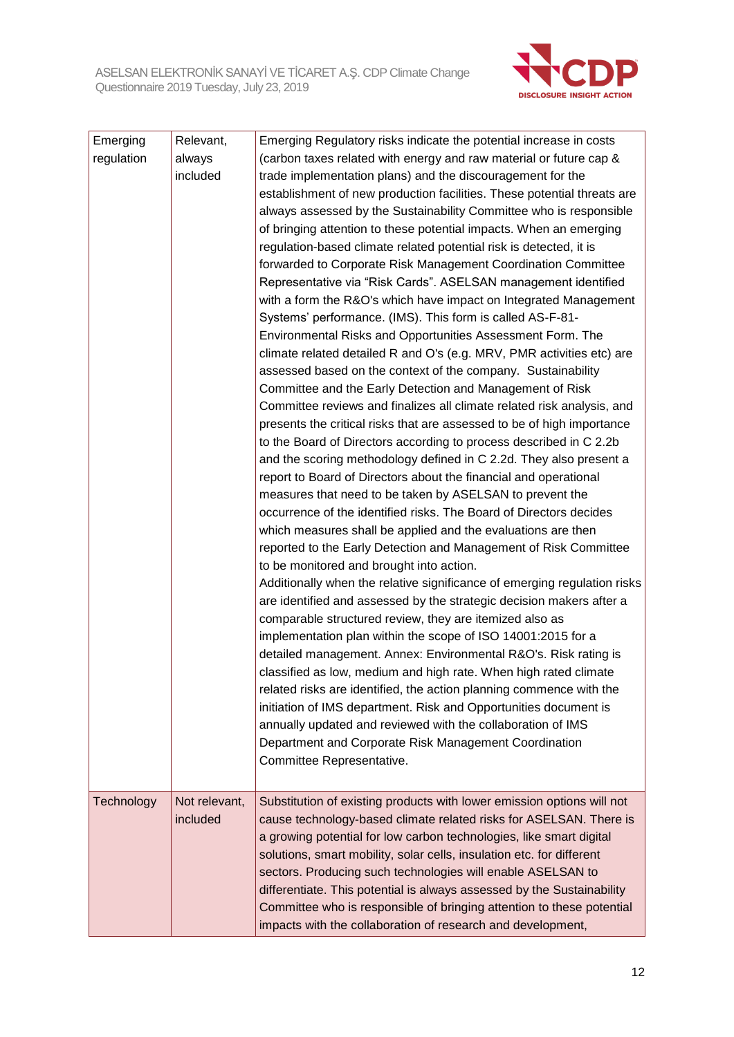| | | |
|---|---|---|
| Emerging regulation | Relevant, always included | Emerging Regulatory risks indicate the potential increase in costs (carbon taxes related with energy and raw material or future cap & trade implementation plans) and the discouragement for the establishment of new production facilities. These potential threats are always assessed by the Sustainability Committee who is responsible of bringing attention to these potential impacts. When an emerging regulation-based climate related potential risk is detected, it is forwarded to Corporate Risk Management Coordination Committee Representative via “Risk Cards”. ASELSAN management identified with a form the R&O's which have impact on Integrated Management Systems’ performance. (IMS). This form is called AS-F-81-Environmental Risks and Opportunities Assessment Form. The climate related detailed R and O's (e.g. MRV, PMR activities etc) are assessed based on the context of the company. Sustainability Committee and the Early Detection and Management of Risk Committee reviews and finalizes all climate related risk analysis, and presents the critical risks that are assessed to be of high importance to the Board of Directors according to process described in C 2.2b and the scoring methodology defined in C 2.2d. They also present a report to Board of Directors about the financial and operational measures that need to be taken by ASELSAN to prevent the occurrence of the identified risks. The Board of Directors decides which measures shall be applied and the evaluations are then reported to the Early Detection and Management of Risk Committee to be monitored and brought into action.<br>Additionally when the relative significance of emerging regulation risks are identified and assessed by the strategic decision makers after a comparable structured review, they are itemized also as implementation plan within the scope of ISO 14001:2015 for a detailed management. Annex: Environmental R&O's. Risk rating is classified as low, medium and high rate. When high rated climate related risks are identified, the action planning commence with the initiation of IMS department. Risk and Opportunities document is annually updated and reviewed with the collaboration of IMS Department and Corporate Risk Management Coordination Committee Representative. |
| Technology | Not relevant, included | Substitution of existing products with lower emission options will not cause technology-based climate related risks for ASELSAN. There is a growing potential for low carbon technologies, like smart digital solutions, smart mobility, solar cells, insulation etc. for different sectors. Producing such technologies will enable ASELSAN to differentiate. This potential is always assessed by the Sustainability Committee who is responsible of bringing attention to these potential impacts with the collaboration of research and development, |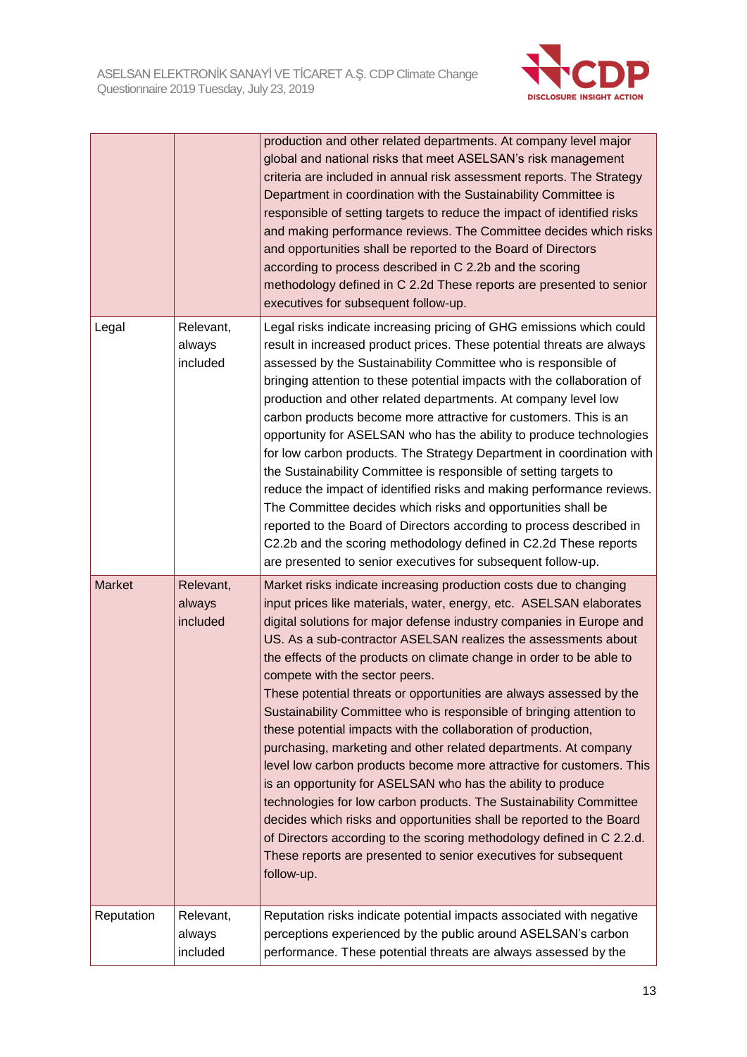| | | |
|---|---|---|
| | | production and other related departments. At company level major global and national risks that meet ASELSAN's risk management criteria are included in annual risk assessment reports. The Strategy Department in coordination with the Sustainability Committee is responsible of setting targets to reduce the impact of identified risks and making performance reviews. The Committee decides which risks and opportunities shall be reported to the Board of Directors according to process described in C 2.2b and the scoring methodology defined in C 2.2d These reports are presented to senior executives for subsequent follow-up. |
| Legal | Relevant, always included | Legal risks indicate increasing pricing of GHG emissions which could result in increased product prices. These potential threats are always assessed by the Sustainability Committee who is responsible of bringing attention to these potential impacts with the collaboration of production and other related departments. At company level low carbon products become more attractive for customers. This is an opportunity for ASELSAN who has the ability to produce technologies for low carbon products. The Strategy Department in coordination with the Sustainability Committee is responsible of setting targets to reduce the impact of identified risks and making performance reviews. The Committee decides which risks and opportunities shall be reported to the Board of Directors according to process described in C2.2b and the scoring methodology defined in C2.2d These reports are presented to senior executives for subsequent follow-up. |
| Market | Relevant, always included | Market risks indicate increasing production costs due to changing input prices like materials, water, energy, etc. ASELSAN elaborates digital solutions for major defense industry companies in Europe and US. As a sub-contractor ASELSAN realizes the assessments about the effects of the products on climate change in order to be able to compete with the sector peers.<br>These potential threats or opportunities are always assessed by the Sustainability Committee who is responsible of bringing attention to these potential impacts with the collaboration of production, purchasing, marketing and other related departments. At company level low carbon products become more attractive for customers. This is an opportunity for ASELSAN who has the ability to produce technologies for low carbon products. The Sustainability Committee decides which risks and opportunities shall be reported to the Board of Directors according to the scoring methodology defined in C 2.2.d. These reports are presented to senior executives for subsequent follow-up. |
| Reputation | Relevant, always included | Reputation risks indicate potential impacts associated with negative perceptions experienced by the public around ASELSAN's carbon performance. These potential threats are always assessed by the |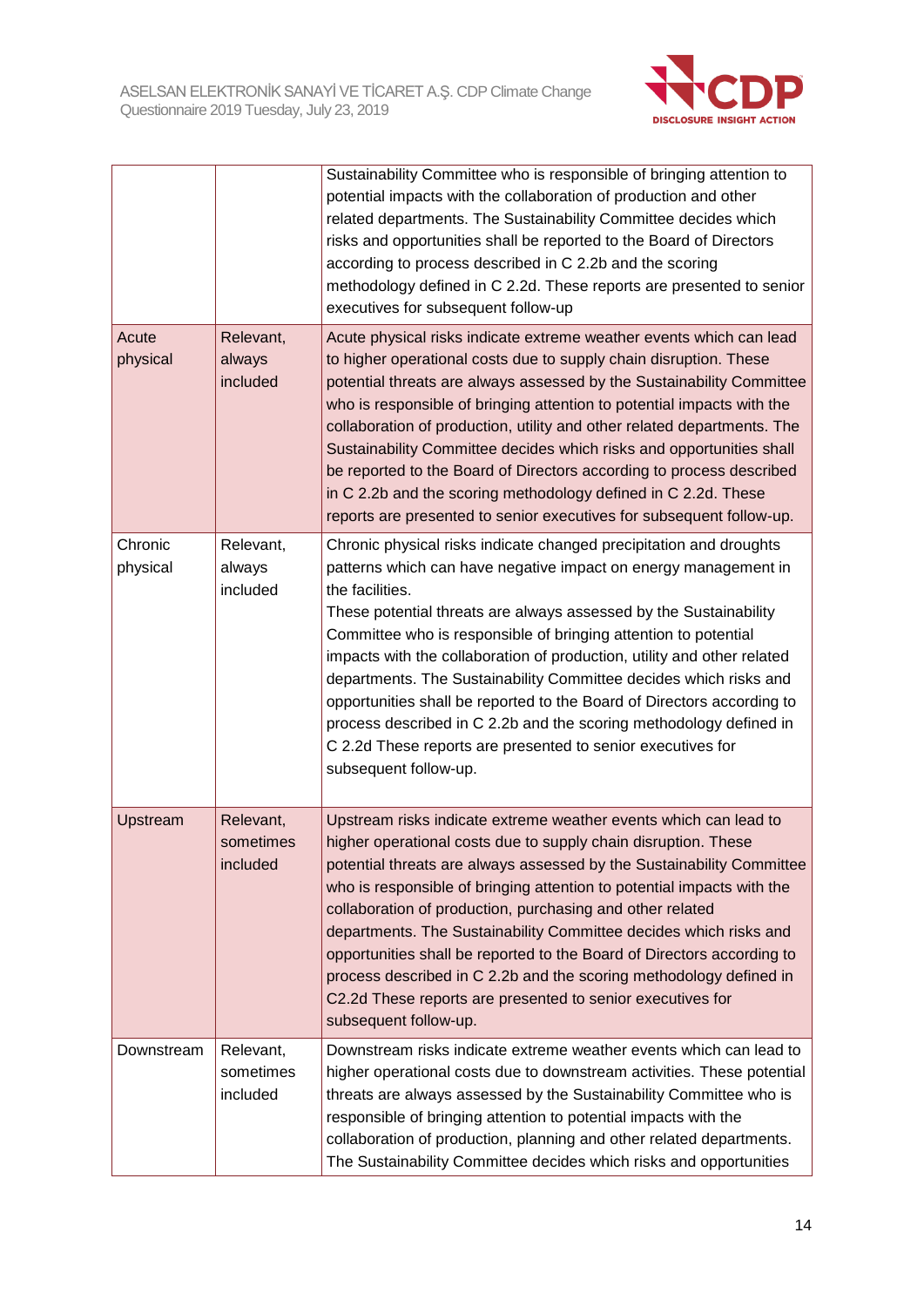| | | |
|---|---|---|
| | | Sustainability Committee who is responsible of bringing attention to potential impacts with the collaboration of production and other related departments. The Sustainability Committee decides which risks and opportunities shall be reported to the Board of Directors according to process described in C 2.2b and the scoring methodology defined in C 2.2d. These reports are presented to senior executives for subsequent follow-up |
| Acute physical | Relevant, always included | Acute physical risks indicate extreme weather events which can lead to higher operational costs due to supply chain disruption. These potential threats are always assessed by the Sustainability Committee who is responsible of bringing attention to potential impacts with the collaboration of production, utility and other related departments. The Sustainability Committee decides which risks and opportunities shall be reported to the Board of Directors according to process described in C 2.2b and the scoring methodology defined in C 2.2d. These reports are presented to senior executives for subsequent follow-up. |
| Chronic physical | Relevant, always included | Chronic physical risks indicate changed precipitation and droughts patterns which can have negative impact on energy management in the facilities.<br>These potential threats are always assessed by the Sustainability Committee who is responsible of bringing attention to potential impacts with the collaboration of production, utility and other related departments. The Sustainability Committee decides which risks and opportunities shall be reported to the Board of Directors according to process described in C 2.2b and the scoring methodology defined in C 2.2d These reports are presented to senior executives for subsequent follow-up. |
| Upstream | Relevant, sometimes included | Upstream risks indicate extreme weather events which can lead to higher operational costs due to supply chain disruption. These potential threats are always assessed by the Sustainability Committee who is responsible of bringing attention to potential impacts with the collaboration of production, purchasing and other related departments. The Sustainability Committee decides which risks and opportunities shall be reported to the Board of Directors according to process described in C 2.2b and the scoring methodology defined in C2.2d These reports are presented to senior executives for subsequent follow-up. |
| Downstream | Relevant, sometimes included | Downstream risks indicate extreme weather events which can lead to higher operational costs due to downstream activities. These potential threats are always assessed by the Sustainability Committee who is responsible of bringing attention to potential impacts with the collaboration of production, planning and other related departments. The Sustainability Committee decides which risks and opportunities |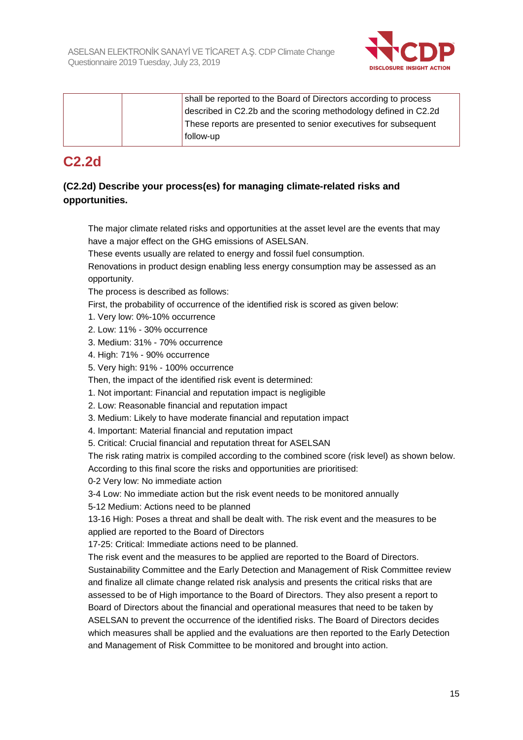| | | shall be reported to the Board of Directors according to process described in C2.2b and the scoring methodology defined in C2.2d These reports are presented to senior executives for subsequent follow-up |
|---|---|---|

## C2.2d

### (C2.2d) Describe your process(es) for managing climate-related risks and opportunities.

The major climate related risks and opportunities at the asset level are the events that may have a major effect on the GHG emissions of ASELSAN.
These events usually are related to energy and fossil fuel consumption.
Renovations in product design enabling less energy consumption may be assessed as an opportunity.
The process is described as follows:
First, the probability of occurrence of the identified risk is scored as given below:
1. Very low: 0%-10% occurrence
2. Low: 11% - 30% occurrence
3. Medium: 31% - 70% occurrence
4. High: 71% - 90% occurrence
5. Very high: 91% - 100% occurrence

Then, the impact of the identified risk event is determined:
1. Not important: Financial and reputation impact is negligible
2. Low: Reasonable financial and reputation impact
3. Medium: Likely to have moderate financial and reputation impact
4. Important: Material financial and reputation impact
5. Critical: Crucial financial and reputation threat for ASELSAN

The risk rating matrix is compiled according to the combined score (risk level) as shown below.
According to this final score the risks and opportunities are prioritised:
0-2 Very low: No immediate action
3-4 Low: No immediate action but the risk event needs to be monitored annually
5-12 Medium: Actions need to be planned
13-16 High: Poses a threat and shall be dealt with. The risk event and the measures to be applied are reported to the Board of Directors
17-25: Critical: Immediate actions need to be planned.
The risk event and the measures to be applied are reported to the Board of Directors.
Sustainability Committee and the Early Detection and Management of Risk Committee review and finalize all climate change related risk analysis and presents the critical risks that are assessed to be of High importance to the Board of Directors. They also present a report to Board of Directors about the financial and operational measures that need to be taken by ASELSAN to prevent the occurrence of the identified risks. The Board of Directors decides which measures shall be applied and the evaluations are then reported to the Early Detection and Management of Risk Committee to be monitored and brought into action.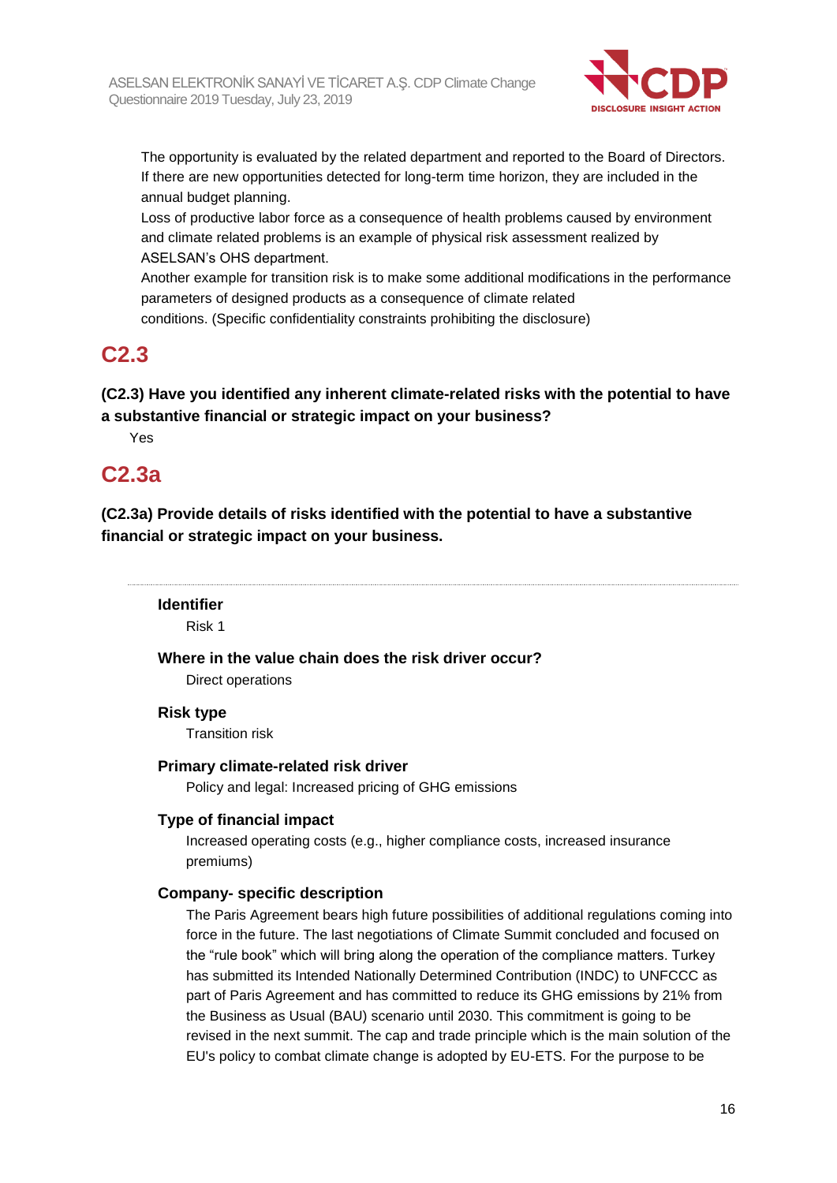The opportunity is evaluated by the related department and reported to the Board of Directors. If there are new opportunities detected for long-term time horizon, they are included in the annual budget planning.
Loss of productive labor force as a consequence of health problems caused by environment and climate related problems is an example of physical risk assessment realized by ASELSAN's OHS department.
Another example for transition risk is to make some additional modifications in the performance parameters of designed products as a consequence of climate related conditions. (Specific confidentiality constraints prohibiting the disclosure)

## C2.3

**(C2.3) Have you identified any inherent climate-related risks with the potential to have a substantive financial or strategic impact on your business?**

Yes

## C2.3a

**(C2.3a) Provide details of risks identified with the potential to have a substantive financial or strategic impact on your business.**

---

**Identifier**

Risk 1

**Where in the value chain does the risk driver occur?**

Direct operations

**Risk type**

Transition risk

**Primary climate-related risk driver**

Policy and legal: Increased pricing of GHG emissions

**Type of financial impact**

Increased operating costs (e.g., higher compliance costs, increased insurance premiums)

**Company- specific description**

The Paris Agreement bears high future possibilities of additional regulations coming into force in the future. The last negotiations of Climate Summit concluded and focused on the "rule book" which will bring along the operation of the compliance matters. Turkey has submitted its Intended Nationally Determined Contribution (INDC) to UNFCCC as part of Paris Agreement and has committed to reduce its GHG emissions by 21% from the Business as Usual (BAU) scenario until 2030. This commitment is going to be revised in the next summit. The cap and trade principle which is the main solution of the EU's policy to combat climate change is adopted by EU-ETS. For the purpose to be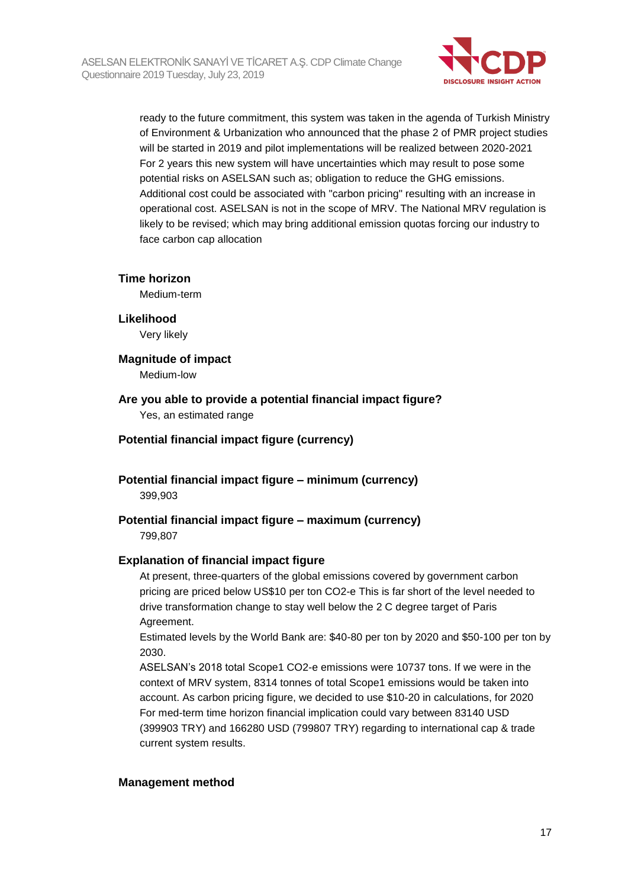ready to the future commitment, this system was taken in the agenda of Turkish Ministry of Environment & Urbanization who announced that the phase 2 of PMR project studies will be started in 2019 and pilot implementations will be realized between 2020-2021 For 2 years this new system will have uncertainties which may result to pose some potential risks on ASELSAN such as; obligation to reduce the GHG emissions. Additional cost could be associated with "carbon pricing" resulting with an increase in operational cost. ASELSAN is not in the scope of MRV. The National MRV regulation is likely to be revised; which may bring additional emission quotas forcing our industry to face carbon cap allocation

**Time horizon**

Medium-term

**Likelihood**

Very likely

**Magnitude of impact**

Medium-low

**Are you able to provide a potential financial impact figure?**

Yes, an estimated range

**Potential financial impact figure (currency)**

**Potential financial impact figure – minimum (currency)**

399,903

**Potential financial impact figure – maximum (currency)**

799,807

**Explanation of financial impact figure**

At present, three-quarters of the global emissions covered by government carbon pricing are priced below US$10 per ton CO2-e This is far short of the level needed to drive transformation change to stay well below the 2 C degree target of Paris Agreement.

Estimated levels by the World Bank are: $40-80 per ton by 2020 and $50-100 per ton by 2030.

ASELSAN's 2018 total Scope1 CO2-e emissions were 10737 tons. If we were in the context of MRV system, 8314 tonnes of total Scope1 emissions would be taken into account. As carbon pricing figure, we decided to use $10-20 in calculations, for 2020 For med-term time horizon financial implication could vary between 83140 USD (399903 TRY) and 166280 USD (799807 TRY) regarding to international cap & trade current system results.

**Management method**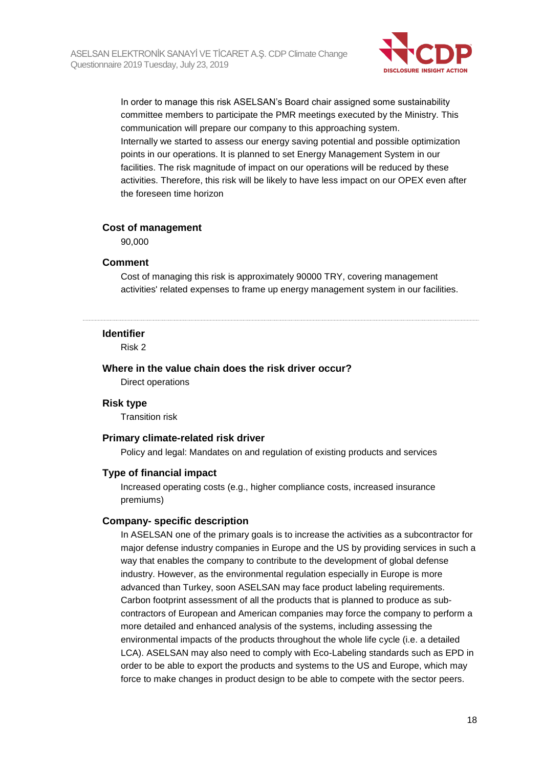In order to manage this risk ASELSAN's Board chair assigned some sustainability committee members to participate the PMR meetings executed by the Ministry. This communication will prepare our company to this approaching system.
Internally we started to assess our energy saving potential and possible optimization points in our operations. It is planned to set Energy Management System in our facilities. The risk magnitude of impact on our operations will be reduced by these activities. Therefore, this risk will be likely to have less impact on our OPEX even after the foreseen time horizon

### Cost of management

90,000

### Comment

Cost of managing this risk is approximately 90000 TRY, covering management activities' related expenses to frame up energy management system in our facilities.

---

### Identifier

Risk 2

### Where in the value chain does the risk driver occur?

Direct operations

### Risk type

Transition risk

### Primary climate-related risk driver

Policy and legal: Mandates on and regulation of existing products and services

### Type of financial impact

Increased operating costs (e.g., higher compliance costs, increased insurance premiums)

### Company- specific description

In ASELSAN one of the primary goals is to increase the activities as a subcontractor for major defense industry companies in Europe and the US by providing services in such a way that enables the company to contribute to the development of global defense industry. However, as the environmental regulation especially in Europe is more advanced than Turkey, soon ASELSAN may face product labeling requirements. Carbon footprint assessment of all the products that is planned to produce as sub-contractors of European and American companies may force the company to perform a more detailed and enhanced analysis of the systems, including assessing the environmental impacts of the products throughout the whole life cycle (i.e. a detailed LCA). ASELSAN may also need to comply with Eco-Labeling standards such as EPD in order to be able to export the products and systems to the US and Europe, which may force to make changes in product design to be able to compete with the sector peers.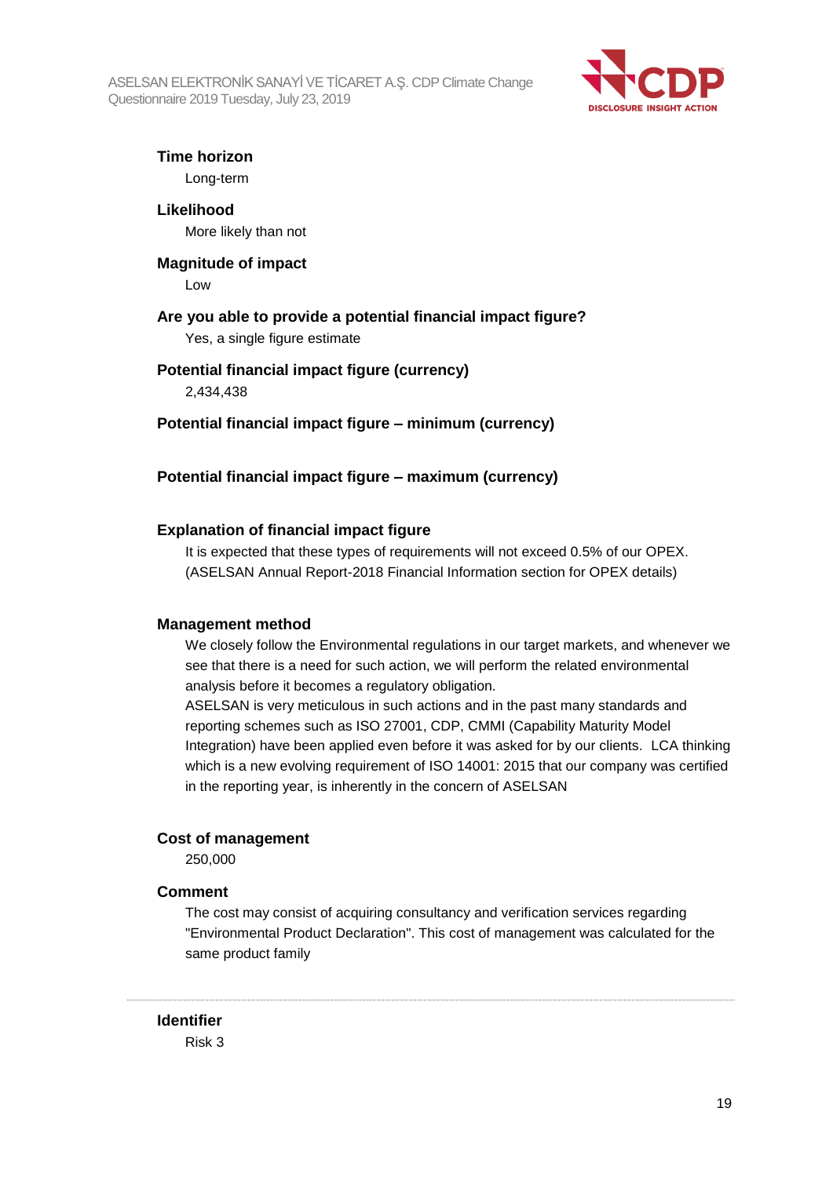**Time horizon**

Long-term

**Likelihood**

More likely than not

**Magnitude of impact**

Low

**Are you able to provide a potential financial impact figure?**

Yes, a single figure estimate

**Potential financial impact figure (currency)**

2,434,438

**Potential financial impact figure – minimum (currency)**

**Potential financial impact figure – maximum (currency)**

**Explanation of financial impact figure**

It is expected that these types of requirements will not exceed 0.5% of our OPEX. (ASELSAN Annual Report-2018 Financial Information section for OPEX details)

**Management method**

We closely follow the Environmental regulations in our target markets, and whenever we see that there is a need for such action, we will perform the related environmental analysis before it becomes a regulatory obligation.
ASELSAN is very meticulous in such actions and in the past many standards and reporting schemes such as ISO 27001, CDP, CMMI (Capability Maturity Model Integration) have been applied even before it was asked for by our clients. LCA thinking which is a new evolving requirement of ISO 14001: 2015 that our company was certified in the reporting year, is inherently in the concern of ASELSAN

**Cost of management**

250,000

**Comment**

The cost may consist of acquiring consultancy and verification services regarding "Environmental Product Declaration". This cost of management was calculated for the same product family

---

**Identifier**

Risk 3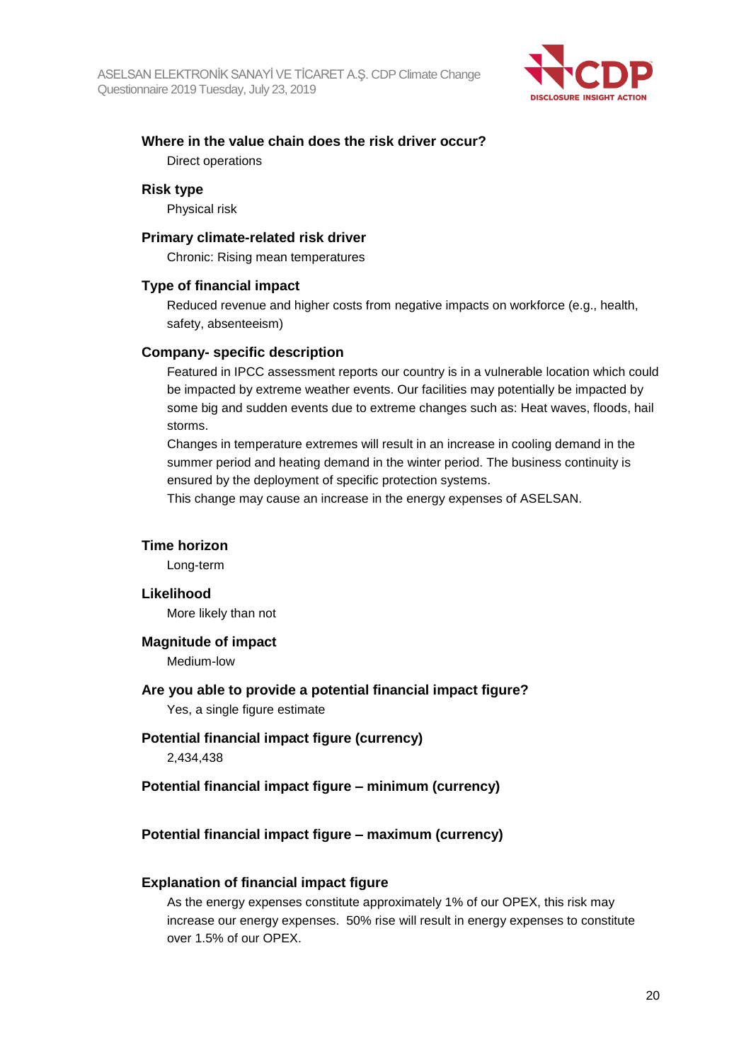### Where in the value chain does the risk driver occur?

Direct operations

### Risk type

Physical risk

### Primary climate-related risk driver

Chronic: Rising mean temperatures

### Type of financial impact

Reduced revenue and higher costs from negative impacts on workforce (e.g., health, safety, absenteeism)

### Company- specific description

Featured in IPCC assessment reports our country is in a vulnerable location which could be impacted by extreme weather events. Our facilities may potentially be impacted by some big and sudden events due to extreme changes such as: Heat waves, floods, hail storms.

Changes in temperature extremes will result in an increase in cooling demand in the summer period and heating demand in the winter period. The business continuity is ensured by the deployment of specific protection systems.

This change may cause an increase in the energy expenses of ASELSAN.

### Time horizon

Long-term

### Likelihood

More likely than not

### Magnitude of impact

Medium-low

### Are you able to provide a potential financial impact figure?

Yes, a single figure estimate

### Potential financial impact figure (currency)

2,434,438

### Potential financial impact figure – minimum (currency)

### Potential financial impact figure – maximum (currency)

### Explanation of financial impact figure

As the energy expenses constitute approximately 1% of our OPEX, this risk may increase our energy expenses. 50% rise will result in energy expenses to constitute over 1.5% of our OPEX.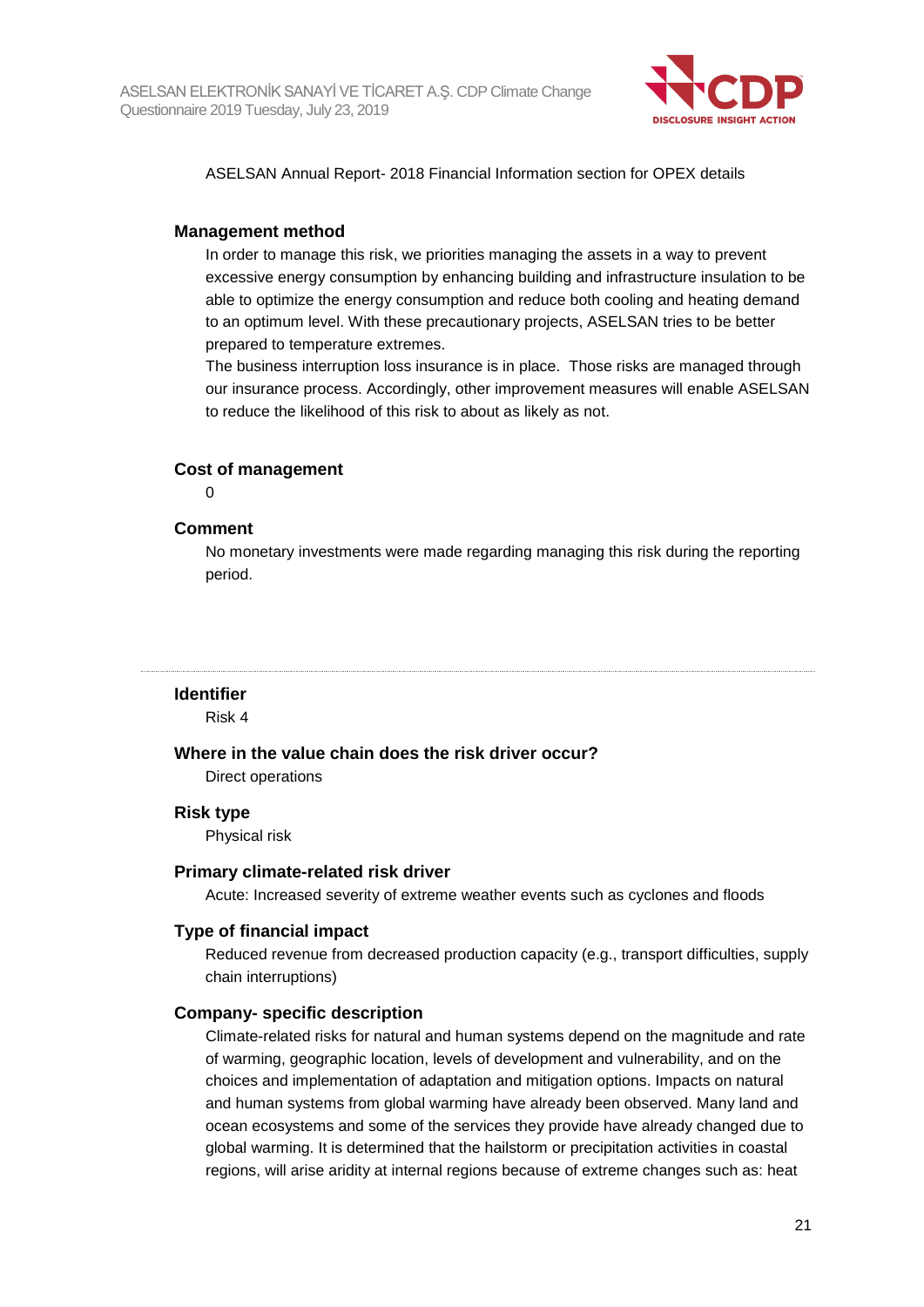ASELSAN Annual Report- 2018 Financial Information section for OPEX details

#### Management method

In order to manage this risk, we priorities managing the assets in a way to prevent excessive energy consumption by enhancing building and infrastructure insulation to be able to optimize the energy consumption and reduce both cooling and heating demand to an optimum level. With these precautionary projects, ASELSAN tries to be better prepared to temperature extremes.
The business interruption loss insurance is in place. Those risks are managed through our insurance process. Accordingly, other improvement measures will enable ASELSAN to reduce the likelihood of this risk to about as likely as not.

#### Cost of management

0

#### Comment

No monetary investments were made regarding managing this risk during the reporting period.

---

#### Identifier

Risk 4

#### Where in the value chain does the risk driver occur?

Direct operations

#### Risk type

Physical risk

#### Primary climate-related risk driver

Acute: Increased severity of extreme weather events such as cyclones and floods

#### Type of financial impact

Reduced revenue from decreased production capacity (e.g., transport difficulties, supply chain interruptions)

#### Company- specific description

Climate-related risks for natural and human systems depend on the magnitude and rate of warming, geographic location, levels of development and vulnerability, and on the choices and implementation of adaptation and mitigation options. Impacts on natural and human systems from global warming have already been observed. Many land and ocean ecosystems and some of the services they provide have already changed due to global warming. It is determined that the hailstorm or precipitation activities in coastal regions, will arise aridity at internal regions because of extreme changes such as: heat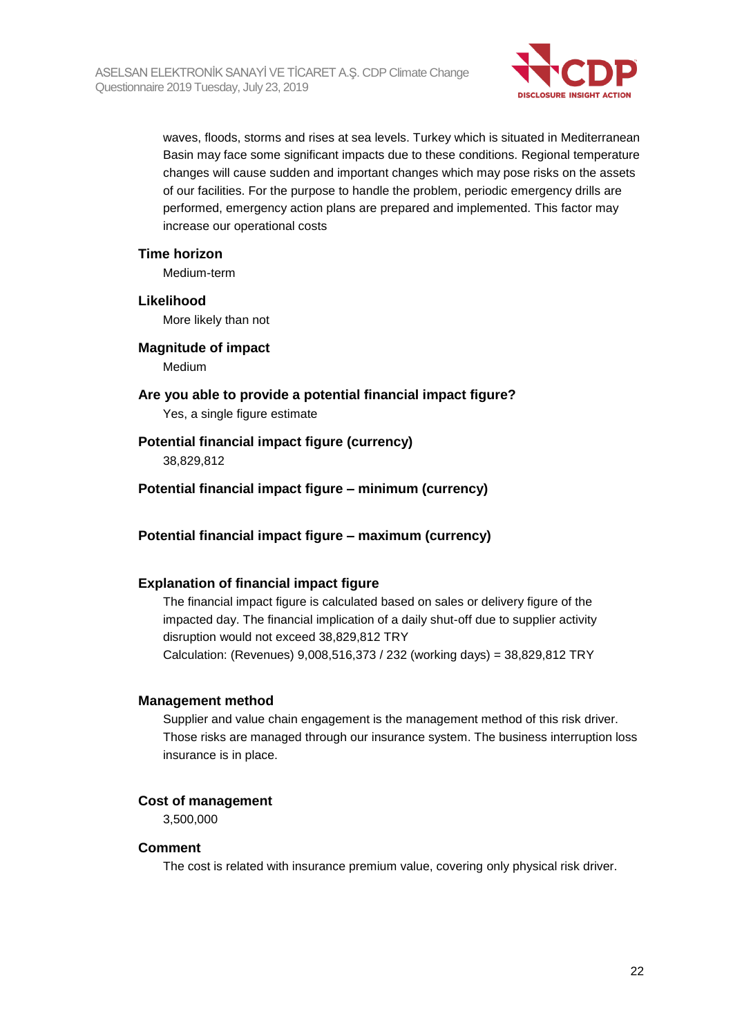waves, floods, storms and rises at sea levels. Turkey which is situated in Mediterranean Basin may face some significant impacts due to these conditions. Regional temperature changes will cause sudden and important changes which may pose risks on the assets of our facilities. For the purpose to handle the problem, periodic emergency drills are performed, emergency action plans are prepared and implemented. This factor may increase our operational costs

**Time horizon**

Medium-term

**Likelihood**

More likely than not

**Magnitude of impact**

Medium

**Are you able to provide a potential financial impact figure?**

Yes, a single figure estimate

**Potential financial impact figure (currency)**

38,829,812

**Potential financial impact figure – minimum (currency)**

**Potential financial impact figure – maximum (currency)**

**Explanation of financial impact figure**

The financial impact figure is calculated based on sales or delivery figure of the impacted day. The financial implication of a daily shut-off due to supplier activity disruption would not exceed 38,829,812 TRY

Calculation: (Revenues) 9,008,516,373 / 232 (working days) = 38,829,812 TRY

**Management method**

Supplier and value chain engagement is the management method of this risk driver. Those risks are managed through our insurance system. The business interruption loss insurance is in place.

**Cost of management**

3,500,000

**Comment**

The cost is related with insurance premium value, covering only physical risk driver.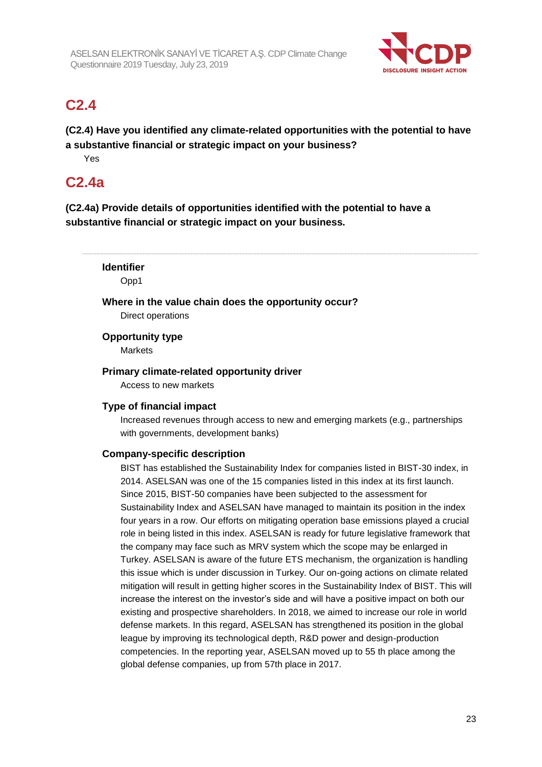## C2.4

**(C2.4) Have you identified any climate-related opportunities with the potential to have a substantive financial or strategic impact on your business?**

Yes

## C2.4a

**(C2.4a) Provide details of opportunities identified with the potential to have a substantive financial or strategic impact on your business.**

---

**Identifier**

Opp1

**Where in the value chain does the opportunity occur?**

Direct operations

**Opportunity type**

Markets

**Primary climate-related opportunity driver**

Access to new markets

**Type of financial impact**

Increased revenues through access to new and emerging markets (e.g., partnerships with governments, development banks)

**Company-specific description**

BIST has established the Sustainability Index for companies listed in BIST-30 index, in 2014. ASELSAN was one of the 15 companies listed in this index at its first launch. Since 2015, BIST-50 companies have been subjected to the assessment for Sustainability Index and ASELSAN have managed to maintain its position in the index four years in a row. Our efforts on mitigating operation base emissions played a crucial role in being listed in this index. ASELSAN is ready for future legislative framework that the company may face such as MRV system which the scope may be enlarged in Turkey. ASELSAN is aware of the future ETS mechanism, the organization is handling this issue which is under discussion in Turkey. Our on-going actions on climate related mitigation will result in getting higher scores in the Sustainability Index of BIST. This will increase the interest on the investor's side and will have a positive impact on both our existing and prospective shareholders. In 2018, we aimed to increase our role in world defense markets. In this regard, ASELSAN has strengthened its position in the global league by improving its technological depth, R&D power and design-production competencies. In the reporting year, ASELSAN moved up to 55 th place among the global defense companies, up from 57th place in 2017.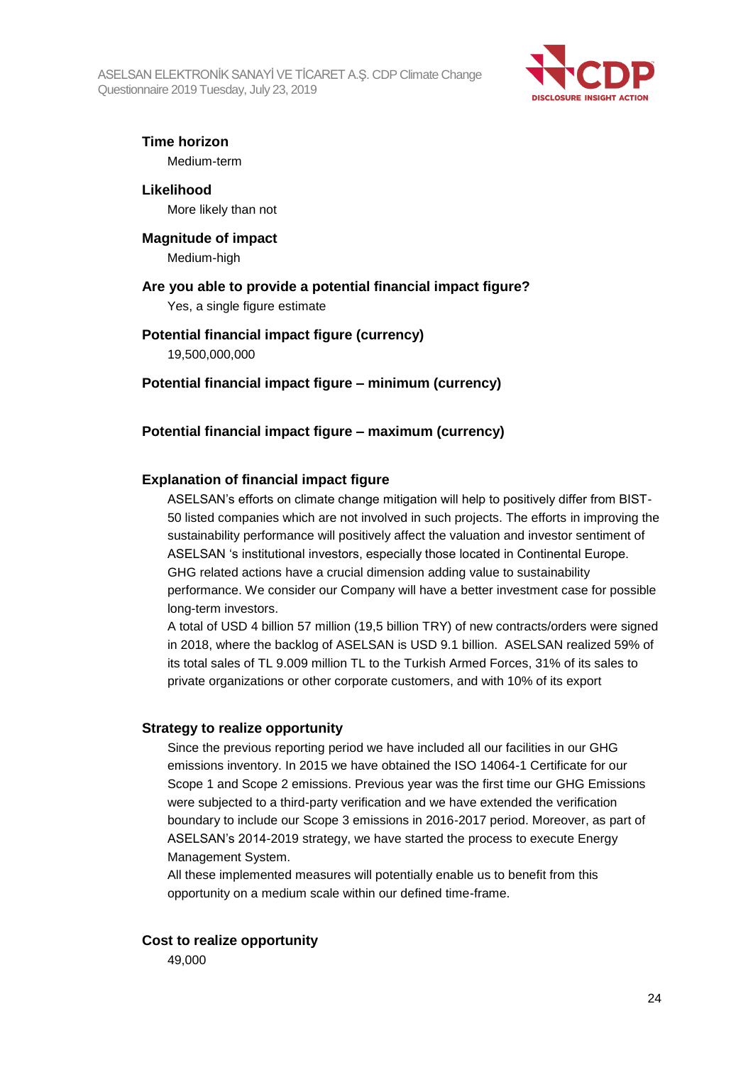**Time horizon**
Medium-term

**Likelihood**
More likely than not

**Magnitude of impact**
Medium-high

**Are you able to provide a potential financial impact figure?**
Yes, a single figure estimate

**Potential financial impact figure (currency)**
19,500,000,000

**Potential financial impact figure – minimum (currency)**

**Potential financial impact figure – maximum (currency)**

**Explanation of financial impact figure**
ASELSAN's efforts on climate change mitigation will help to positively differ from BIST-50 listed companies which are not involved in such projects. The efforts in improving the sustainability performance will positively affect the valuation and investor sentiment of ASELSAN 's institutional investors, especially those located in Continental Europe. GHG related actions have a crucial dimension adding value to sustainability performance. We consider our Company will have a better investment case for possible long-term investors.
A total of USD 4 billion 57 million (19,5 billion TRY) of new contracts/orders were signed in 2018, where the backlog of ASELSAN is USD 9.1 billion. ASELSAN realized 59% of its total sales of TL 9.009 million TL to the Turkish Armed Forces, 31% of its sales to private organizations or other corporate customers, and with 10% of its export

**Strategy to realize opportunity**
Since the previous reporting period we have included all our facilities in our GHG emissions inventory. In 2015 we have obtained the ISO 14064-1 Certificate for our Scope 1 and Scope 2 emissions. Previous year was the first time our GHG Emissions were subjected to a third-party verification and we have extended the verification boundary to include our Scope 3 emissions in 2016-2017 period. Moreover, as part of ASELSAN's 2014-2019 strategy, we have started the process to execute Energy Management System.
All these implemented measures will potentially enable us to benefit from this opportunity on a medium scale within our defined time-frame.

**Cost to realize opportunity**
49,000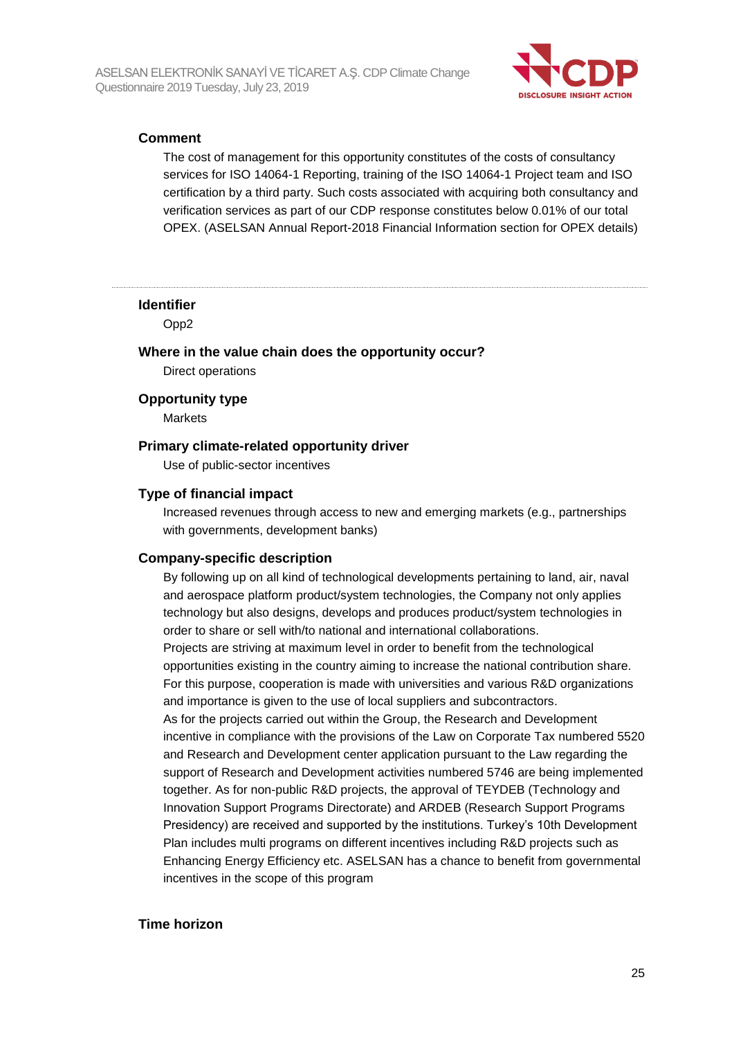### Comment

The cost of management for this opportunity constitutes of the costs of consultancy services for ISO 14064-1 Reporting, training of the ISO 14064-1 Project team and ISO certification by a third party. Such costs associated with acquiring both consultancy and verification services as part of our CDP response constitutes below 0.01% of our total OPEX. (ASELSAN Annual Report-2018 Financial Information section for OPEX details)

---

### Identifier

Opp2

### Where in the value chain does the opportunity occur?

Direct operations

### Opportunity type

Markets

### Primary climate-related opportunity driver

Use of public-sector incentives

### Type of financial impact

Increased revenues through access to new and emerging markets (e.g., partnerships with governments, development banks)

### Company-specific description

By following up on all kind of technological developments pertaining to land, air, naval and aerospace platform product/system technologies, the Company not only applies technology but also designs, develops and produces product/system technologies in order to share or sell with/to national and international collaborations.
Projects are striving at maximum level in order to benefit from the technological opportunities existing in the country aiming to increase the national contribution share. For this purpose, cooperation is made with universities and various R&D organizations and importance is given to the use of local suppliers and subcontractors.
As for the projects carried out within the Group, the Research and Development incentive in compliance with the provisions of the Law on Corporate Tax numbered 5520 and Research and Development center application pursuant to the Law regarding the support of Research and Development activities numbered 5746 are being implemented together. As for non-public R&D projects, the approval of TEYDEB (Technology and Innovation Support Programs Directorate) and ARDEB (Research Support Programs Presidency) are received and supported by the institutions. Turkey's 10th Development Plan includes multi programs on different incentives including R&D projects such as Enhancing Energy Efficiency etc. ASELSAN has a chance to benefit from governmental incentives in the scope of this program

### Time horizon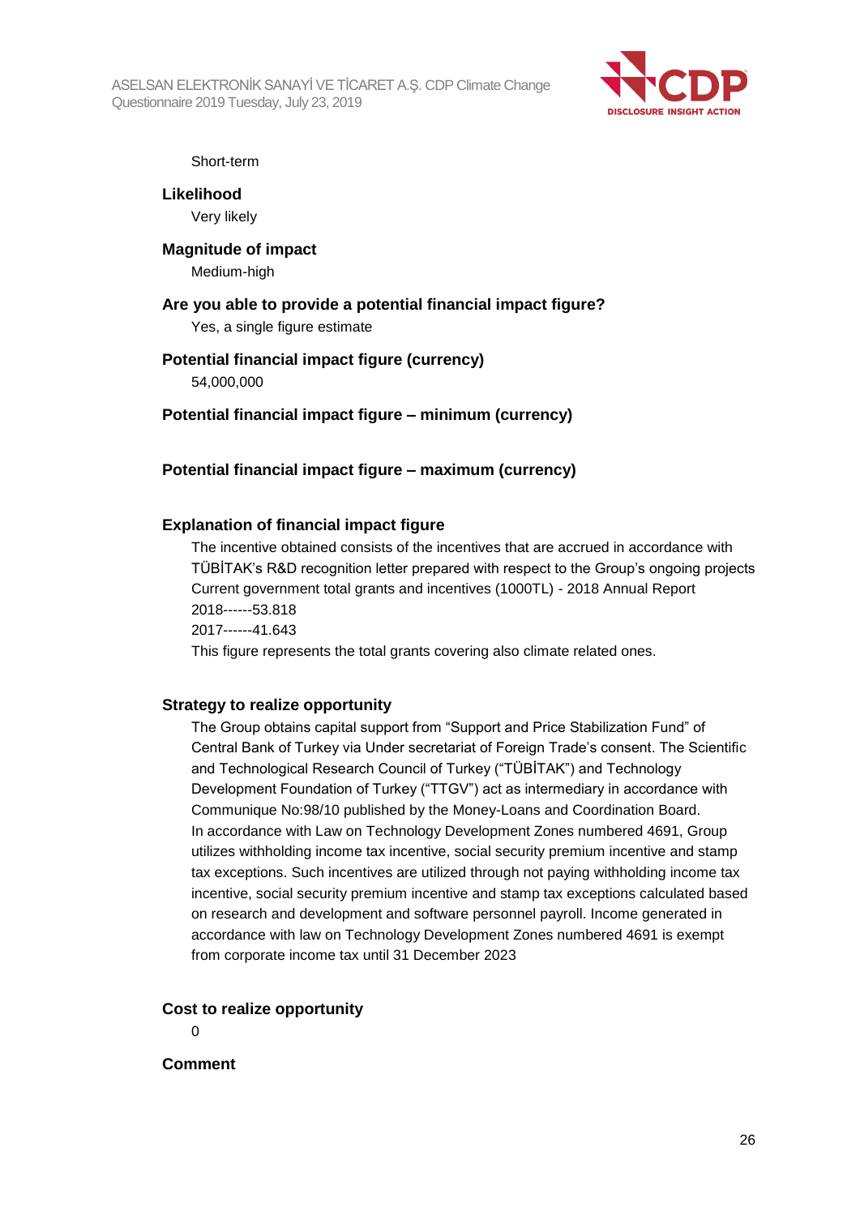Short-term

**Likelihood**

Very likely

**Magnitude of impact**

Medium-high

**Are you able to provide a potential financial impact figure?**

Yes, a single figure estimate

**Potential financial impact figure (currency)**

54,000,000

**Potential financial impact figure – minimum (currency)**

**Potential financial impact figure – maximum (currency)**

**Explanation of financial impact figure**

The incentive obtained consists of the incentives that are accrued in accordance with TÜBİTAK's R&D recognition letter prepared with respect to the Group's ongoing projects
Current government total grants and incentives (1000TL) - 2018 Annual Report
2018------53.818
2017------41.643
This figure represents the total grants covering also climate related ones.

**Strategy to realize opportunity**

The Group obtains capital support from "Support and Price Stabilization Fund" of Central Bank of Turkey via Under secretariat of Foreign Trade's consent. The Scientific and Technological Research Council of Turkey ("TÜBİTAK") and Technology Development Foundation of Turkey ("TTGV") act as intermediary in accordance with Communique No:98/10 published by the Money-Loans and Coordination Board.
In accordance with Law on Technology Development Zones numbered 4691, Group utilizes withholding income tax incentive, social security premium incentive and stamp tax exceptions. Such incentives are utilized through not paying withholding income tax incentive, social security premium incentive and stamp tax exceptions calculated based on research and development and software personnel payroll. Income generated in accordance with law on Technology Development Zones numbered 4691 is exempt from corporate income tax until 31 December 2023

**Cost to realize opportunity**

0

**Comment**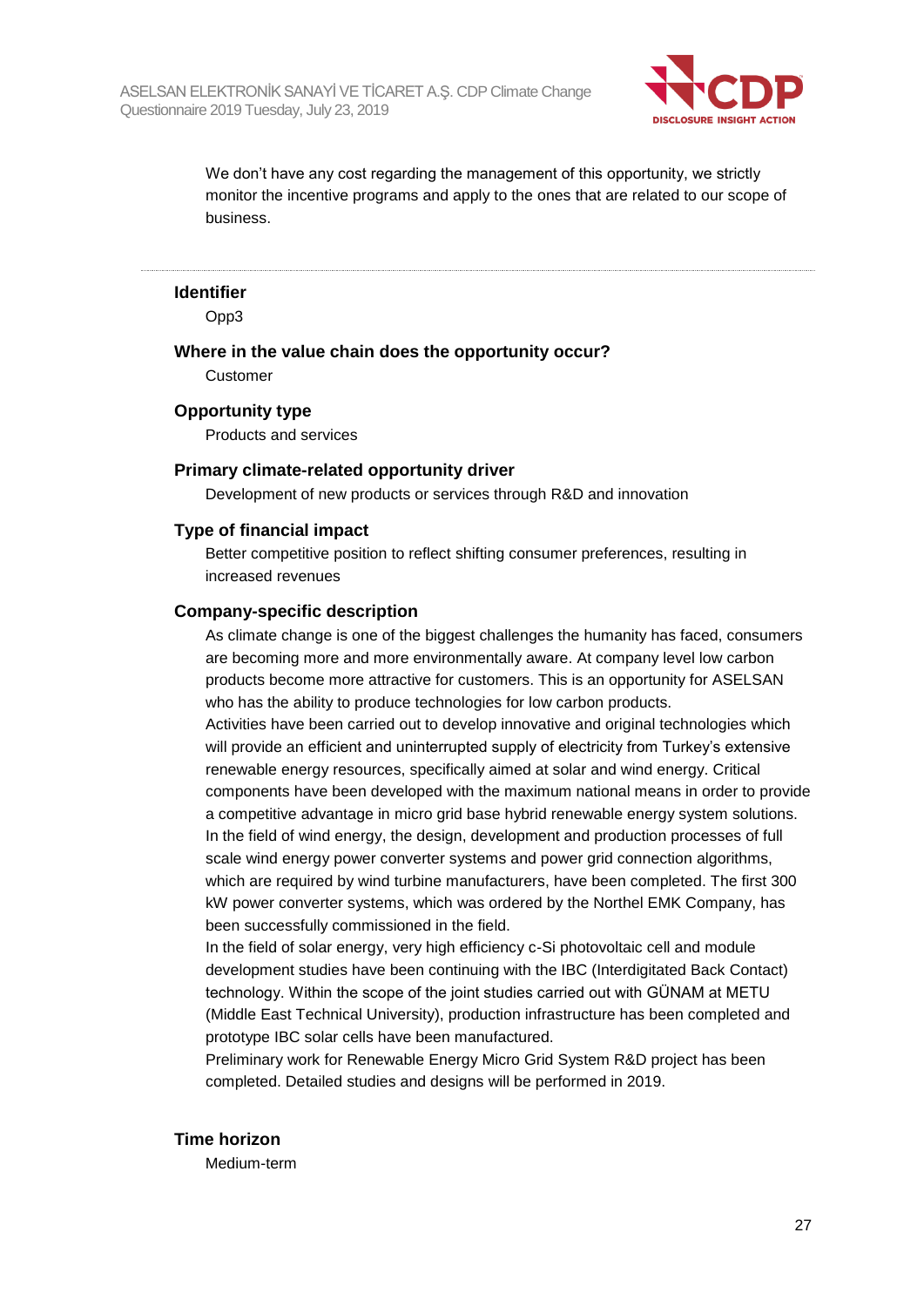We don't have any cost regarding the management of this opportunity, we strictly monitor the incentive programs and apply to the ones that are related to our scope of business.

---

**Identifier**

Opp3

**Where in the value chain does the opportunity occur?**

Customer

**Opportunity type**

Products and services

**Primary climate-related opportunity driver**

Development of new products or services through R&D and innovation

**Type of financial impact**

Better competitive position to reflect shifting consumer preferences, resulting in increased revenues

**Company-specific description**

As climate change is one of the biggest challenges the humanity has faced, consumers are becoming more and more environmentally aware. At company level low carbon products become more attractive for customers. This is an opportunity for ASELSAN who has the ability to produce technologies for low carbon products.

Activities have been carried out to develop innovative and original technologies which will provide an efficient and uninterrupted supply of electricity from Turkey's extensive renewable energy resources, specifically aimed at solar and wind energy. Critical components have been developed with the maximum national means in order to provide a competitive advantage in micro grid base hybrid renewable energy system solutions.

In the field of wind energy, the design, development and production processes of full scale wind energy power converter systems and power grid connection algorithms, which are required by wind turbine manufacturers, have been completed. The first 300 kW power converter systems, which was ordered by the Northel EMK Company, has been successfully commissioned in the field.

In the field of solar energy, very high efficiency c-Si photovoltaic cell and module development studies have been continuing with the IBC (Interdigitated Back Contact) technology. Within the scope of the joint studies carried out with GÜNAM at METU (Middle East Technical University), production infrastructure has been completed and prototype IBC solar cells have been manufactured.

Preliminary work for Renewable Energy Micro Grid System R&D project has been completed. Detailed studies and designs will be performed in 2019.

**Time horizon**

Medium-term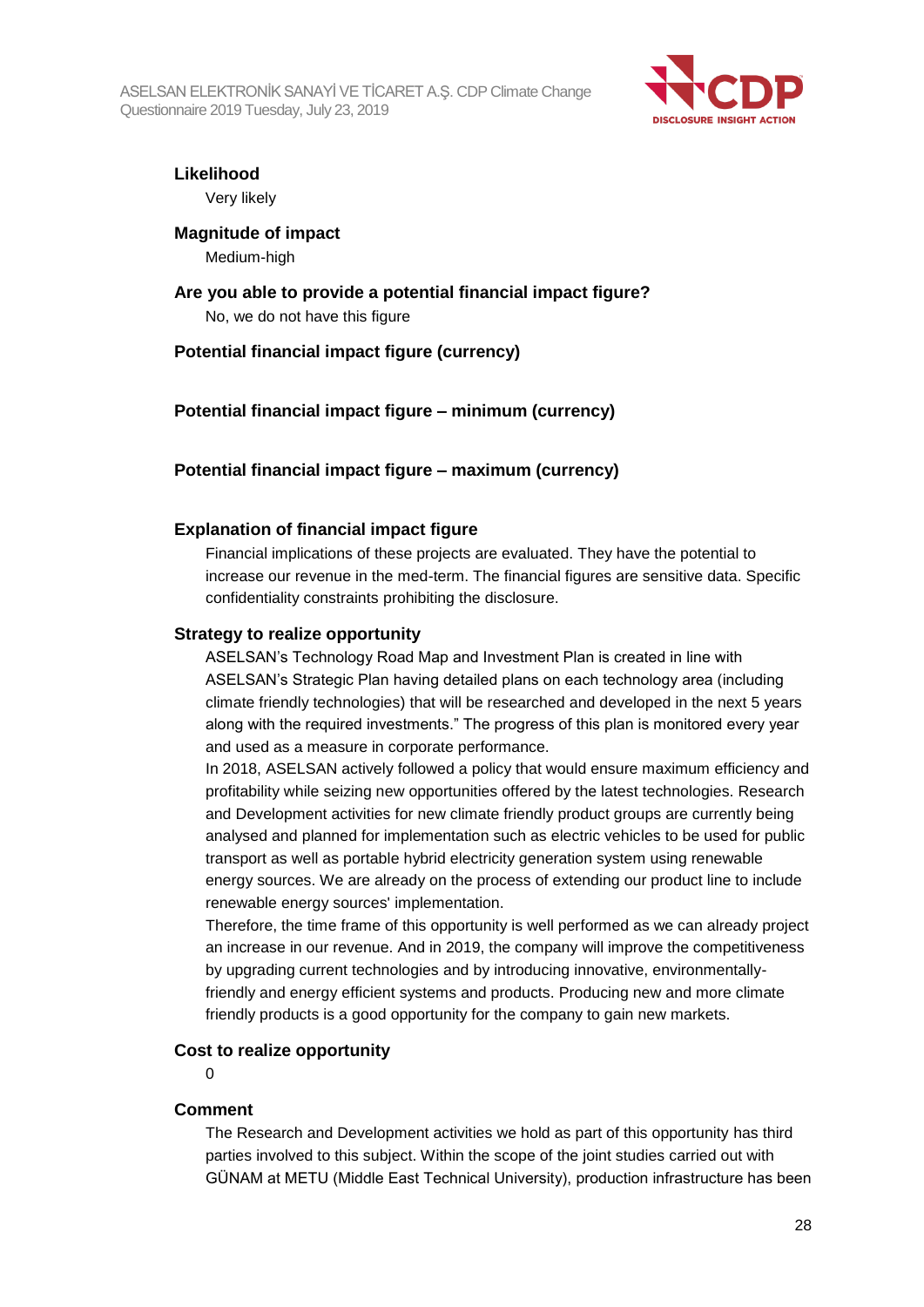**Likelihood**

Very likely

**Magnitude of impact**

Medium-high

**Are you able to provide a potential financial impact figure?**

No, we do not have this figure

**Potential financial impact figure (currency)**

**Potential financial impact figure – minimum (currency)**

**Potential financial impact figure – maximum (currency)**

**Explanation of financial impact figure**

Financial implications of these projects are evaluated. They have the potential to increase our revenue in the med-term. The financial figures are sensitive data. Specific confidentiality constraints prohibiting the disclosure.

**Strategy to realize opportunity**

ASELSAN's Technology Road Map and Investment Plan is created in line with ASELSAN's Strategic Plan having detailed plans on each technology area (including climate friendly technologies) that will be researched and developed in the next 5 years along with the required investments." The progress of this plan is monitored every year and used as a measure in corporate performance.

In 2018, ASELSAN actively followed a policy that would ensure maximum efficiency and profitability while seizing new opportunities offered by the latest technologies. Research and Development activities for new climate friendly product groups are currently being analysed and planned for implementation such as electric vehicles to be used for public transport as well as portable hybrid electricity generation system using renewable energy sources. We are already on the process of extending our product line to include renewable energy sources' implementation.

Therefore, the time frame of this opportunity is well performed as we can already project an increase in our revenue. And in 2019, the company will improve the competitiveness by upgrading current technologies and by introducing innovative, environmentally-friendly and energy efficient systems and products. Producing new and more climate friendly products is a good opportunity for the company to gain new markets.

**Cost to realize opportunity**

0

**Comment**

The Research and Development activities we hold as part of this opportunity has third parties involved to this subject. Within the scope of the joint studies carried out with GÜNAM at METU (Middle East Technical University), production infrastructure has been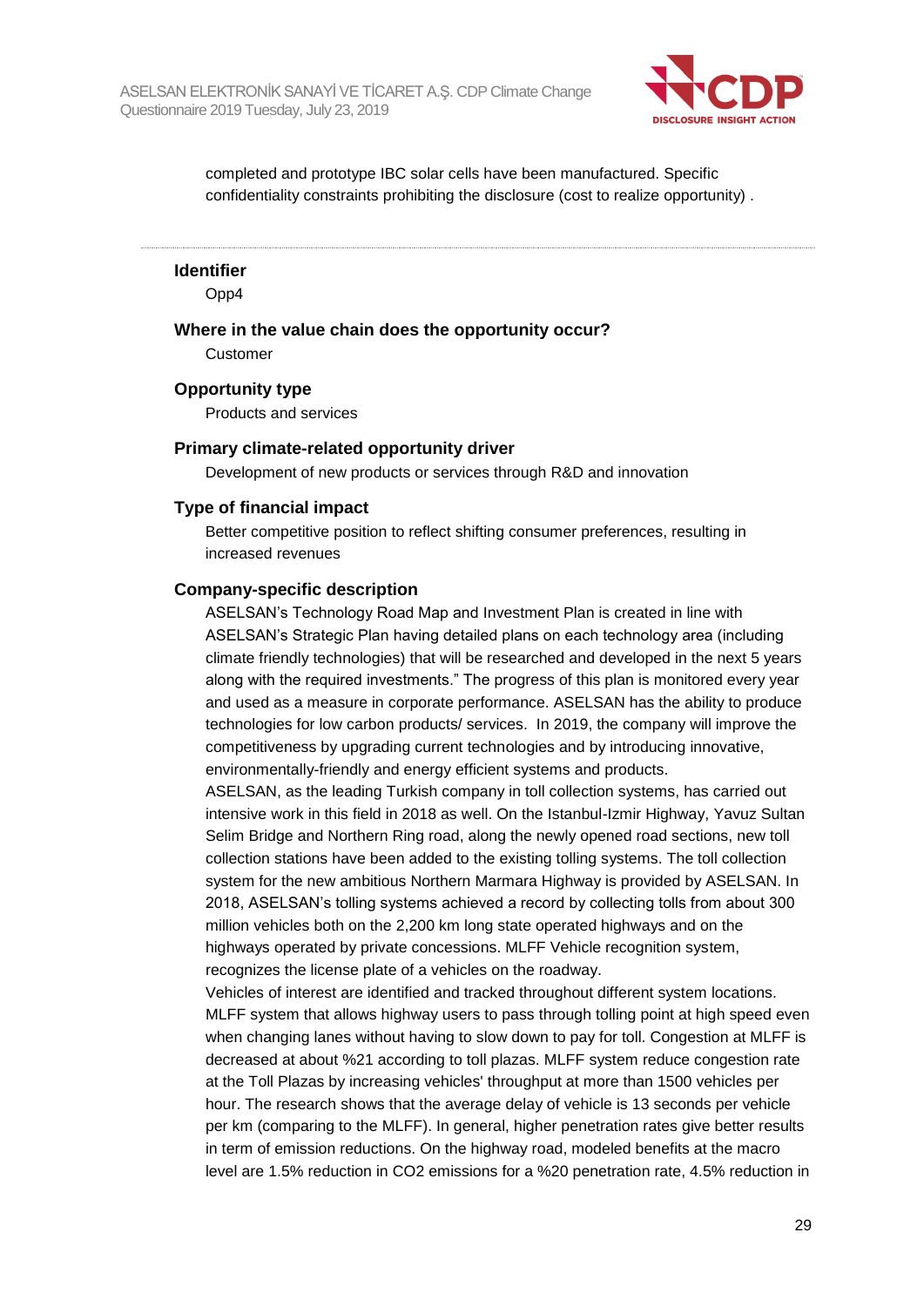completed and prototype IBC solar cells have been manufactured. Specific confidentiality constraints prohibiting the disclosure (cost to realize opportunity) .

---

**Identifier**

Opp4

**Where in the value chain does the opportunity occur?**

Customer

**Opportunity type**

Products and services

**Primary climate-related opportunity driver**

Development of new products or services through R&D and innovation

**Type of financial impact**

Better competitive position to reflect shifting consumer preferences, resulting in increased revenues

**Company-specific description**

ASELSAN's Technology Road Map and Investment Plan is created in line with ASELSAN's Strategic Plan having detailed plans on each technology area (including climate friendly technologies) that will be researched and developed in the next 5 years along with the required investments." The progress of this plan is monitored every year and used as a measure in corporate performance. ASELSAN has the ability to produce technologies for low carbon products/ services. In 2019, the company will improve the competitiveness by upgrading current technologies and by introducing innovative, environmentally-friendly and energy efficient systems and products.
ASELSAN, as the leading Turkish company in toll collection systems, has carried out intensive work in this field in 2018 as well. On the Istanbul-Izmir Highway, Yavuz Sultan Selim Bridge and Northern Ring road, along the newly opened road sections, new toll collection stations have been added to the existing tolling systems. The toll collection system for the new ambitious Northern Marmara Highway is provided by ASELSAN. In 2018, ASELSAN's tolling systems achieved a record by collecting tolls from about 300 million vehicles both on the 2,200 km long state operated highways and on the highways operated by private concessions. MLFF Vehicle recognition system, recognizes the license plate of a vehicles on the roadway.
Vehicles of interest are identified and tracked throughout different system locations. MLFF system that allows highway users to pass through tolling point at high speed even when changing lanes without having to slow down to pay for toll. Congestion at MLFF is decreased at about %21 according to toll plazas. MLFF system reduce congestion rate at the Toll Plazas by increasing vehicles' throughput at more than 1500 vehicles per hour. The research shows that the average delay of vehicle is 13 seconds per vehicle per km (comparing to the MLFF). In general, higher penetration rates give better results in term of emission reductions. On the highway road, modeled benefits at the macro level are 1.5% reduction in $CO_2$ emissions for a %20 penetration rate, 4.5% reduction in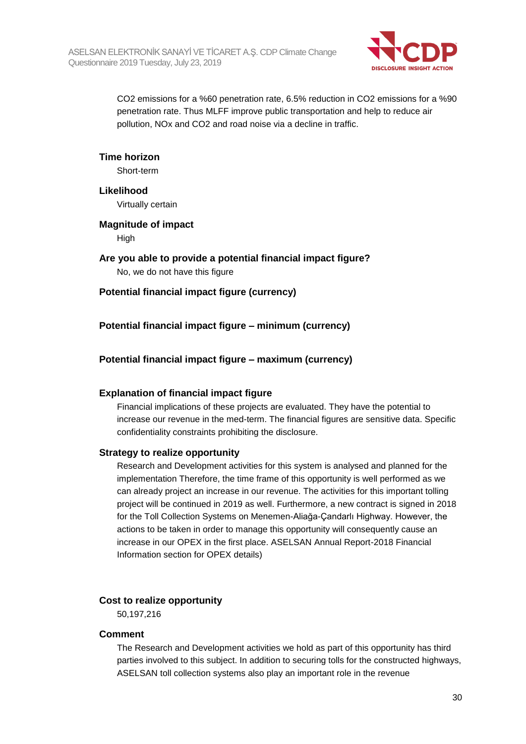$CO_2$ emissions for a %60 penetration rate, 6.5% reduction in $CO_2$ emissions for a %90 penetration rate. Thus MLFF improve public transportation and help to reduce air pollution, NOx and $CO_2$ and road noise via a decline in traffic.

**Time horizon**

Short-term

**Likelihood**

Virtually certain

**Magnitude of impact**

High

**Are you able to provide a potential financial impact figure?**

No, we do not have this figure

**Potential financial impact figure (currency)**

**Potential financial impact figure – minimum (currency)**

**Potential financial impact figure – maximum (currency)**

**Explanation of financial impact figure**

Financial implications of these projects are evaluated. They have the potential to increase our revenue in the med-term. The financial figures are sensitive data. Specific confidentiality constraints prohibiting the disclosure.

**Strategy to realize opportunity**

Research and Development activities for this system is analysed and planned for the implementation Therefore, the time frame of this opportunity is well performed as we can already project an increase in our revenue. The activities for this important tolling project will be continued in 2019 as well. Furthermore, a new contract is signed in 2018 for the Toll Collection Systems on Menemen-Aliağa-Çandarlı Highway. However, the actions to be taken in order to manage this opportunity will consequently cause an increase in our OPEX in the first place. ASELSAN Annual Report-2018 Financial Information section for OPEX details)

**Cost to realize opportunity**

50,197,216

**Comment**

The Research and Development activities we hold as part of this opportunity has third parties involved to this subject. In addition to securing tolls for the constructed highways, ASELSAN toll collection systems also play an important role in the revenue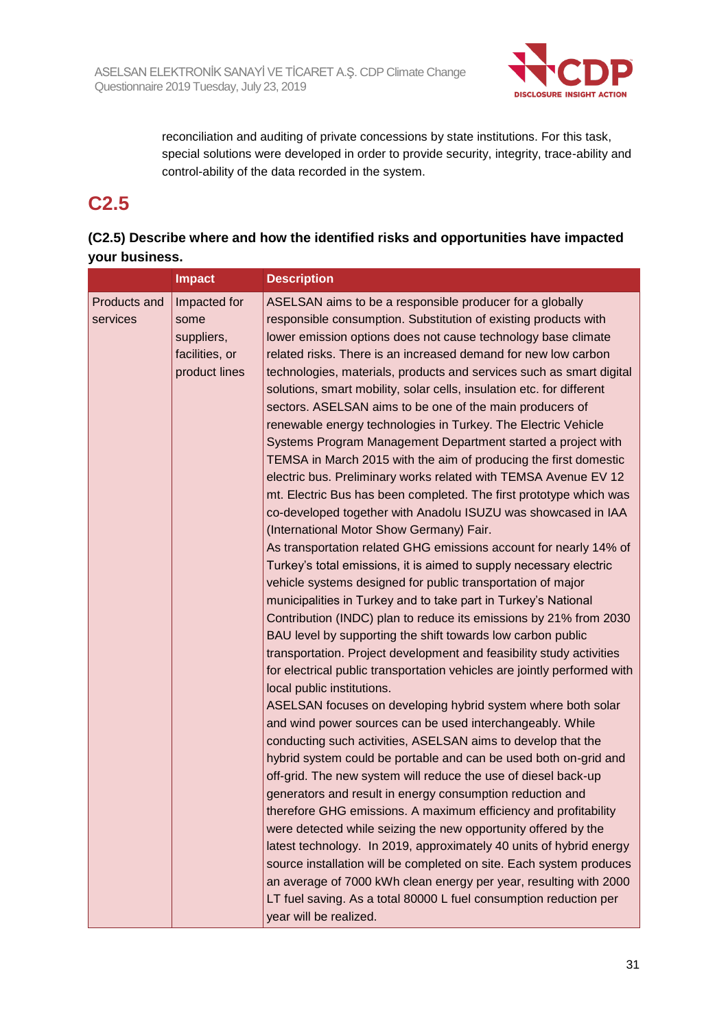reconciliation and auditing of private concessions by state institutions. For this task, special solutions were developed in order to provide security, integrity, trace-ability and control-ability of the data recorded in the system.

## C2.5

**(C2.5) Describe where and how the identified risks and opportunities have impacted your business.**

| | Impact | Description |
|---|---|---|
| Products and services | Impacted for some suppliers, facilities, or product lines | ASELSAN aims to be a responsible producer for a globally responsible consumption. Substitution of existing products with lower emission options does not cause technology base climate related risks. There is an increased demand for new low carbon technologies, materials, products and services such as smart digital solutions, smart mobility, solar cells, insulation etc. for different sectors. ASELSAN aims to be one of the main producers of renewable energy technologies in Turkey. The Electric Vehicle Systems Program Management Department started a project with TEMSA in March 2015 with the aim of producing the first domestic electric bus. Preliminary works related with TEMSA Avenue EV 12 mt. Electric Bus has been completed. The first prototype which was co-developed together with Anadolu ISUZU was showcased in IAA (International Motor Show Germany) Fair.<br>As transportation related GHG emissions account for nearly 14% of Turkey's total emissions, it is aimed to supply necessary electric vehicle systems designed for public transportation of major municipalities in Turkey and to take part in Turkey's National Contribution (INDC) plan to reduce its emissions by 21% from 2030 BAU level by supporting the shift towards low carbon public transportation. Project development and feasibility study activities for electrical public transportation vehicles are jointly performed with local public institutions.<br>ASELSAN focuses on developing hybrid system where both solar and wind power sources can be used interchangeably. While conducting such activities, ASELSAN aims to develop that the hybrid system could be portable and can be used both on-grid and off-grid. The new system will reduce the use of diesel back-up generators and result in energy consumption reduction and therefore GHG emissions. A maximum efficiency and profitability were detected while seizing the new opportunity offered by the latest technology. In 2019, approximately 40 units of hybrid energy source installation will be completed on site. Each system produces an average of 7000 kWh clean energy per year, resulting with 2000 LT fuel saving. As a total 80000 L fuel consumption reduction per year will be realized. |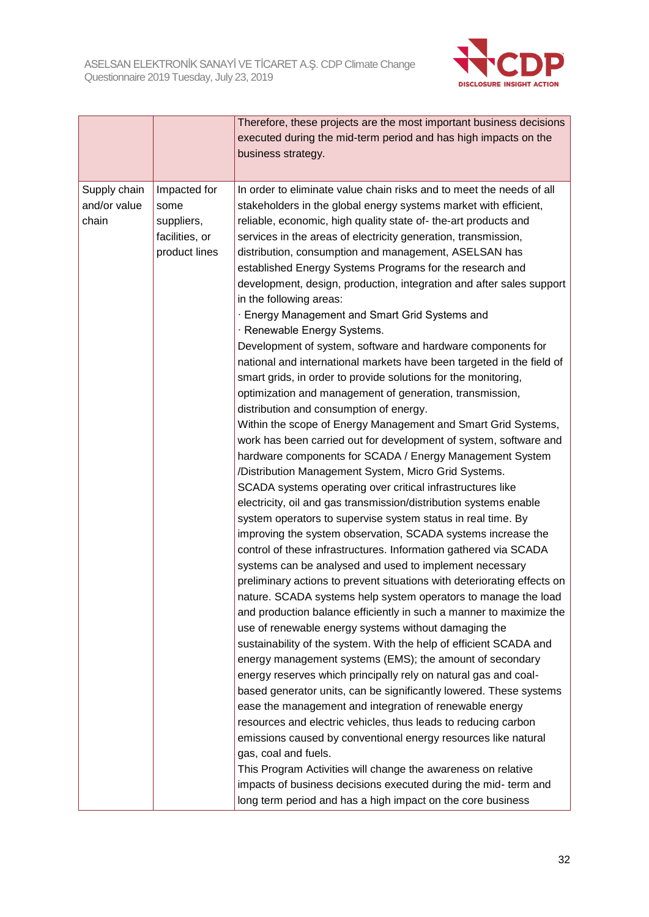| | | |
|---|---|---|
| | | Therefore, these projects are the most important business decisions executed during the mid-term period and has high impacts on the business strategy. |
| Supply chain and/or value chain | Impacted for some suppliers, facilities, or product lines | In order to eliminate value chain risks and to meet the needs of all stakeholders in the global energy systems market with efficient, reliable, economic, high quality state of- the-art products and services in the areas of electricity generation, transmission, distribution, consumption and management, ASELSAN has established Energy Systems Programs for the research and development, design, production, integration and after sales support in the following areas:<br>· Energy Management and Smart Grid Systems and<br>· Renewable Energy Systems.<br>Development of system, software and hardware components for national and international markets have been targeted in the field of smart grids, in order to provide solutions for the monitoring, optimization and management of generation, transmission, distribution and consumption of energy.<br>Within the scope of Energy Management and Smart Grid Systems, work has been carried out for development of system, software and hardware components for SCADA / Energy Management System /Distribution Management System, Micro Grid Systems.<br>SCADA systems operating over critical infrastructures like electricity, oil and gas transmission/distribution systems enable system operators to supervise system status in real time. By improving the system observation, SCADA systems increase the control of these infrastructures. Information gathered via SCADA systems can be analysed and used to implement necessary preliminary actions to prevent situations with deteriorating effects on nature. SCADA systems help system operators to manage the load and production balance efficiently in such a manner to maximize the use of renewable energy systems without damaging the sustainability of the system. With the help of efficient SCADA and energy management systems (EMS); the amount of secondary energy reserves which principally rely on natural gas and coal-based generator units, can be significantly lowered. These systems ease the management and integration of renewable energy resources and electric vehicles, thus leads to reducing carbon emissions caused by conventional energy resources like natural gas, coal and fuels.<br>This Program Activities will change the awareness on relative impacts of business decisions executed during the mid- term and long term period and has a high impact on the core business |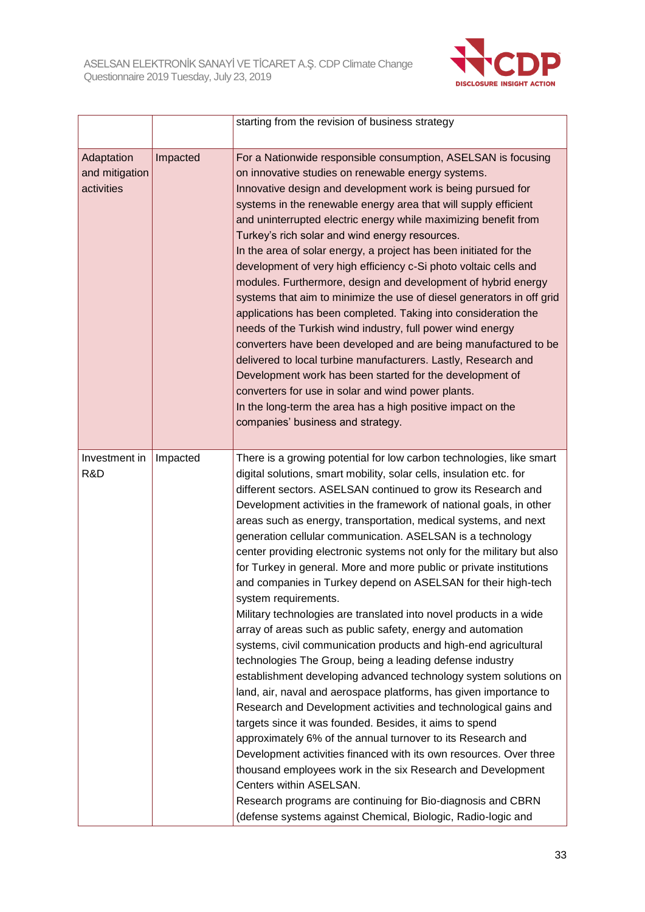| | | |
|---|---|---|
| | | starting from the revision of business strategy |
| Adaptation and mitigation activities | Impacted | For a Nationwide responsible consumption, ASELSAN is focusing on innovative studies on renewable energy systems.<br>Innovative design and development work is being pursued for systems in the renewable energy area that will supply efficient and uninterrupted electric energy while maximizing benefit from Turkey's rich solar and wind energy resources.<br>In the area of solar energy, a project has been initiated for the development of very high efficiency c-Si photo voltaic cells and modules. Furthermore, design and development of hybrid energy systems that aim to minimize the use of diesel generators in off grid applications has been completed. Taking into consideration the needs of the Turkish wind industry, full power wind energy converters have been developed and are being manufactured to be delivered to local turbine manufacturers. Lastly, Research and Development work has been started for the development of converters for use in solar and wind power plants.<br>In the long-term the area has a high positive impact on the companies' business and strategy. |
| Investment in R&D | Impacted | There is a growing potential for low carbon technologies, like smart digital solutions, smart mobility, solar cells, insulation etc. for different sectors. ASELSAN continued to grow its Research and Development activities in the framework of national goals, in other areas such as energy, transportation, medical systems, and next generation cellular communication. ASELSAN is a technology center providing electronic systems not only for the military but also for Turkey in general. More and more public or private institutions and companies in Turkey depend on ASELSAN for their high-tech system requirements.<br>Military technologies are translated into novel products in a wide array of areas such as public safety, energy and automation systems, civil communication products and high-end agricultural technologies The Group, being a leading defense industry establishment developing advanced technology system solutions on land, air, naval and aerospace platforms, has given importance to Research and Development activities and technological gains and targets since it was founded. Besides, it aims to spend approximately 6% of the annual turnover to its Research and Development activities financed with its own resources. Over three thousand employees work in the six Research and Development Centers within ASELSAN.<br>Research programs are continuing for Bio-diagnosis and CBRN (defense systems against Chemical, Biologic, Radio-logic and |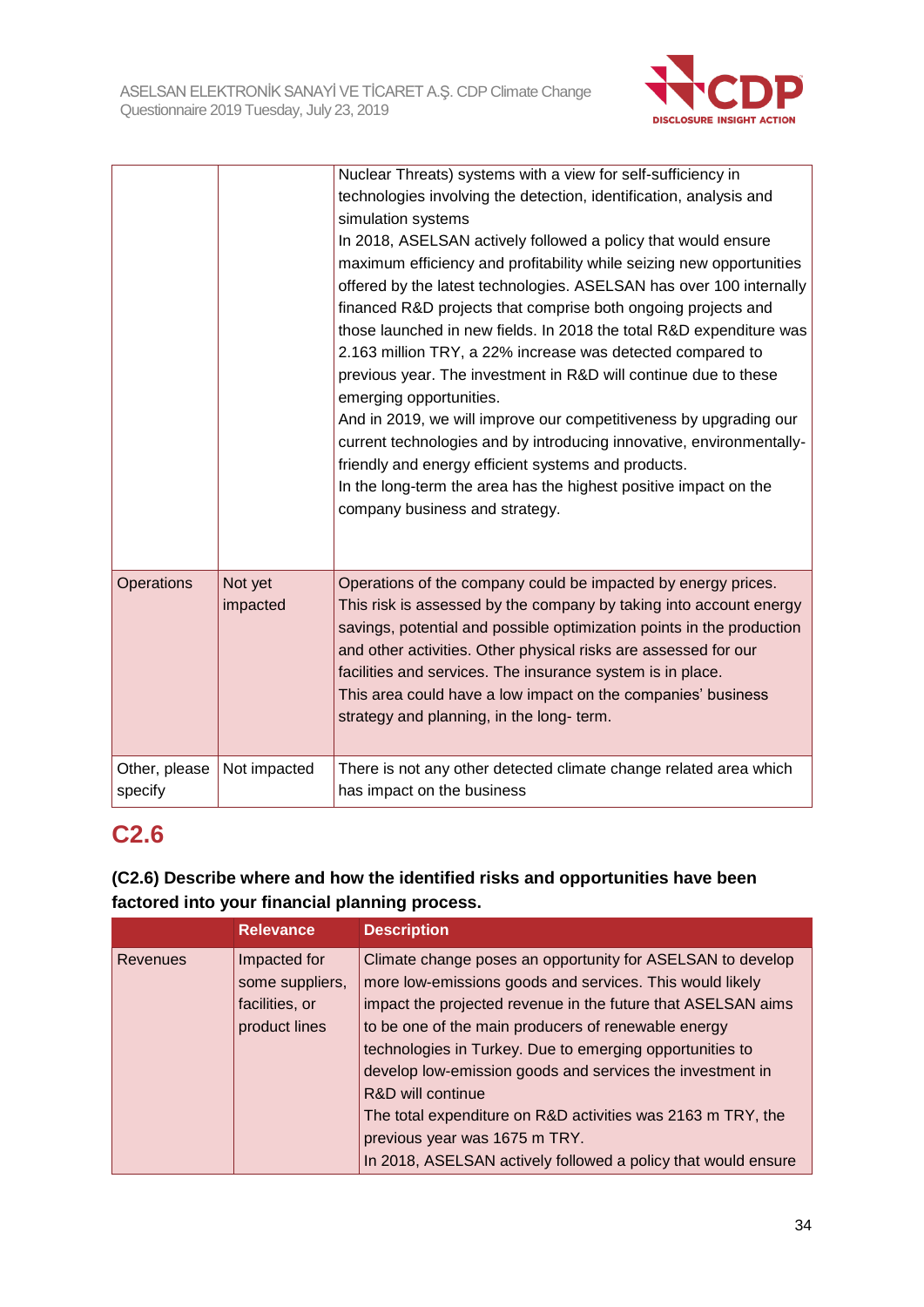| | | |
|---|---|---|
| | | Nuclear Threats) systems with a view for self-sufficiency in technologies involving the detection, identification, analysis and simulation systems<br>In 2018, ASELSAN actively followed a policy that would ensure maximum efficiency and profitability while seizing new opportunities offered by the latest technologies. ASELSAN has over 100 internally financed R&D projects that comprise both ongoing projects and those launched in new fields. In 2018 the total R&D expenditure was 2.163 million TRY, a 22% increase was detected compared to previous year. The investment in R&D will continue due to these emerging opportunities.<br>And in 2019, we will improve our competitiveness by upgrading our current technologies and by introducing innovative, environmentally-friendly and energy efficient systems and products.<br>In the long-term the area has the highest positive impact on the company business and strategy. |
| Operations | Not yet impacted | Operations of the company could be impacted by energy prices. This risk is assessed by the company by taking into account energy savings, potential and possible optimization points in the production and other activities. Other physical risks are assessed for our facilities and services. The insurance system is in place.<br>This area could have a low impact on the companies' business strategy and planning, in the long- term. |
| Other, please specify | Not impacted | There is not any other detected climate change related area which has impact on the business |

## C2.6

**(C2.6) Describe where and how the identified risks and opportunities have been factored into your financial planning process.**

| | Relevance | Description |
|---|---|---|
| Revenues | Impacted for some suppliers, facilities, or product lines | Climate change poses an opportunity for ASELSAN to develop more low-emissions goods and services. This would likely impact the projected revenue in the future that ASELSAN aims to be one of the main producers of renewable energy technologies in Turkey. Due to emerging opportunities to develop low-emission goods and services the investment in R&D will continue<br>The total expenditure on R&D activities was 2163 m TRY, the previous year was 1675 m TRY.<br>In 2018, ASELSAN actively followed a policy that would ensure |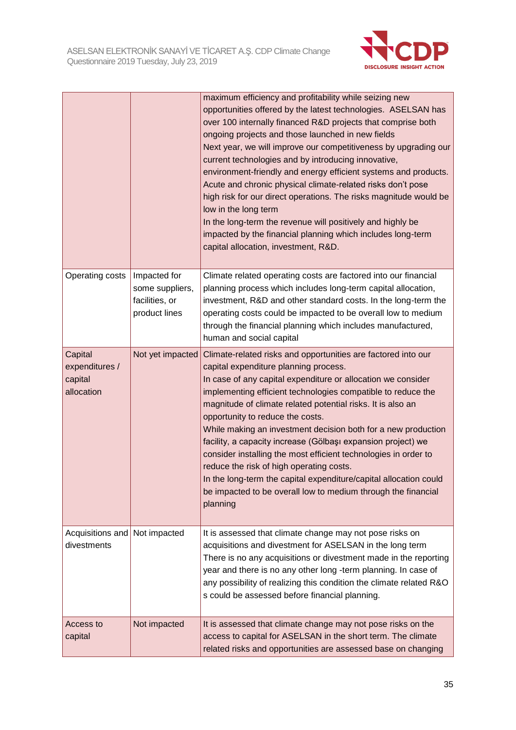| | | |
|---|---|---|
| | | maximum efficiency and profitability while seizing new opportunities offered by the latest technologies. ASELSAN has over 100 internally financed R&D projects that comprise both ongoing projects and those launched in new fields<br>Next year, we will improve our competitiveness by upgrading our current technologies and by introducing innovative, environment-friendly and energy efficient systems and products.<br>Acute and chronic physical climate-related risks don't pose high risk for our direct operations. The risks magnitude would be low in the long term<br>In the long-term the revenue will positively and highly be impacted by the financial planning which includes long-term capital allocation, investment, R&D. |
| Operating costs | Impacted for some suppliers, facilities, or product lines | Climate related operating costs are factored into our financial planning process which includes long-term capital allocation, investment, R&D and other standard costs. In the long-term the operating costs could be impacted to be overall low to medium through the financial planning which includes manufactured, human and social capital |
| Capital expenditures / capital allocation | Not yet impacted | Climate-related risks and opportunities are factored into our capital expenditure planning process.<br>In case of any capital expenditure or allocation we consider implementing efficient technologies compatible to reduce the magnitude of climate related potential risks. It is also an opportunity to reduce the costs.<br>While making an investment decision both for a new production facility, a capacity increase (Gölbaşı expansion project) we consider installing the most efficient technologies in order to reduce the risk of high operating costs.<br>In the long-term the capital expenditure/capital allocation could be impacted to be overall low to medium through the financial planning |
| Acquisitions and divestments | Not impacted | It is assessed that climate change may not pose risks on acquisitions and divestment for ASELSAN in the long term<br>There is no any acquisitions or divestment made in the reporting year and there is no any other long -term planning. In case of any possibility of realizing this condition the climate related R&O s could be assessed before financial planning. |
| Access to capital | Not impacted | It is assessed that climate change may not pose risks on the access to capital for ASELSAN in the short term. The climate related risks and opportunities are assessed base on changing |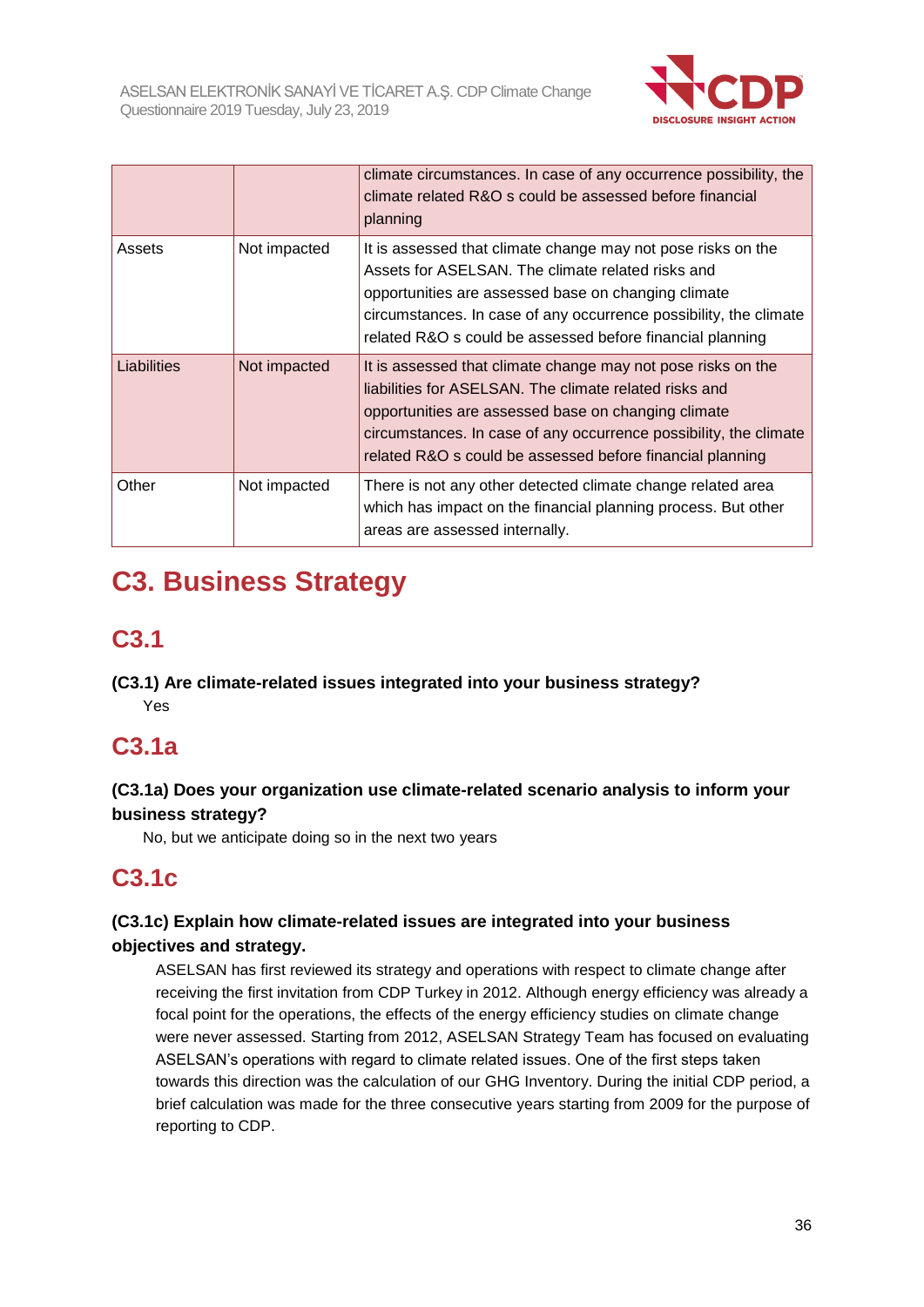| | | |
|---|---|---|
| | | climate circumstances. In case of any occurrence possibility, the climate related R&O s could be assessed before financial planning |
| Assets | Not impacted | It is assessed that climate change may not pose risks on the Assets for ASELSAN. The climate related risks and opportunities are assessed base on changing climate circumstances. In case of any occurrence possibility, the climate related R&O s could be assessed before financial planning |
| Liabilities | Not impacted | It is assessed that climate change may not pose risks on the liabilities for ASELSAN. The climate related risks and opportunities are assessed base on changing climate circumstances. In case of any occurrence possibility, the climate related R&O s could be assessed before financial planning |
| Other | Not impacted | There is not any other detected climate change related area which has impact on the financial planning process. But other areas are assessed internally. |

# C3. Business Strategy

## C3.1

**(C3.1) Are climate-related issues integrated into your business strategy?**

Yes

## C3.1a

**(C3.1a) Does your organization use climate-related scenario analysis to inform your business strategy?**

No, but we anticipate doing so in the next two years

## C3.1c

**(C3.1c) Explain how climate-related issues are integrated into your business objectives and strategy.**

ASELSAN has first reviewed its strategy and operations with respect to climate change after receiving the first invitation from CDP Turkey in 2012. Although energy efficiency was already a focal point for the operations, the effects of the energy efficiency studies on climate change were never assessed. Starting from 2012, ASELSAN Strategy Team has focused on evaluating ASELSAN's operations with regard to climate related issues. One of the first steps taken towards this direction was the calculation of our GHG Inventory. During the initial CDP period, a brief calculation was made for the three consecutive years starting from 2009 for the purpose of reporting to CDP.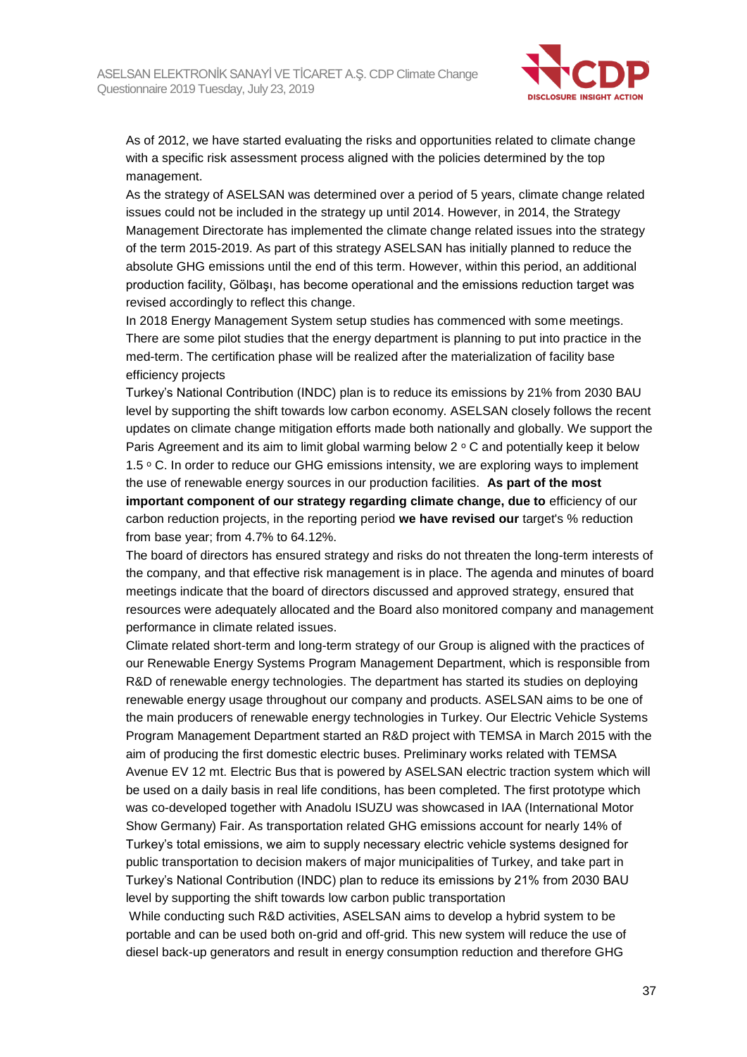As of 2012, we have started evaluating the risks and opportunities related to climate change with a specific risk assessment process aligned with the policies determined by the top management.

As the strategy of ASELSAN was determined over a period of 5 years, climate change related issues could not be included in the strategy up until 2014. However, in 2014, the Strategy Management Directorate has implemented the climate change related issues into the strategy of the term 2015-2019. As part of this strategy ASELSAN has initially planned to reduce the absolute GHG emissions until the end of this term. However, within this period, an additional production facility, Gölbaşı, has become operational and the emissions reduction target was revised accordingly to reflect this change.

In 2018 Energy Management System setup studies has commenced with some meetings. There are some pilot studies that the energy department is planning to put into practice in the med-term. The certification phase will be realized after the materialization of facility base efficiency projects

Turkey's National Contribution (INDC) plan is to reduce its emissions by 21% from 2030 BAU level by supporting the shift towards low carbon economy. ASELSAN closely follows the recent updates on climate change mitigation efforts made both nationally and globally. We support the Paris Agreement and its aim to limit global warming below 2 ᵒ C and potentially keep it below 1.5 ᵒ C. In order to reduce our GHG emissions intensity, we are exploring ways to implement the use of renewable energy sources in our production facilities. **As part of the most important component of our strategy regarding climate change, due to** efficiency of our carbon reduction projects, in the reporting period **we have revised our** target's % reduction from base year; from 4.7% to 64.12%.

The board of directors has ensured strategy and risks do not threaten the long-term interests of the company, and that effective risk management is in place. The agenda and minutes of board meetings indicate that the board of directors discussed and approved strategy, ensured that resources were adequately allocated and the Board also monitored company and management performance in climate related issues.

Climate related short-term and long-term strategy of our Group is aligned with the practices of our Renewable Energy Systems Program Management Department, which is responsible from R&D of renewable energy technologies. The department has started its studies on deploying renewable energy usage throughout our company and products. ASELSAN aims to be one of the main producers of renewable energy technologies in Turkey. Our Electric Vehicle Systems Program Management Department started an R&D project with TEMSA in March 2015 with the aim of producing the first domestic electric buses. Preliminary works related with TEMSA Avenue EV 12 mt. Electric Bus that is powered by ASELSAN electric traction system which will be used on a daily basis in real life conditions, has been completed. The first prototype which was co-developed together with Anadolu ISUZU was showcased in IAA (International Motor Show Germany) Fair. As transportation related GHG emissions account for nearly 14% of Turkey's total emissions, we aim to supply necessary electric vehicle systems designed for public transportation to decision makers of major municipalities of Turkey, and take part in Turkey's National Contribution (INDC) plan to reduce its emissions by 21% from 2030 BAU level by supporting the shift towards low carbon public transportation

While conducting such R&D activities, ASELSAN aims to develop a hybrid system to be portable and can be used both on-grid and off-grid. This new system will reduce the use of diesel back-up generators and result in energy consumption reduction and therefore GHG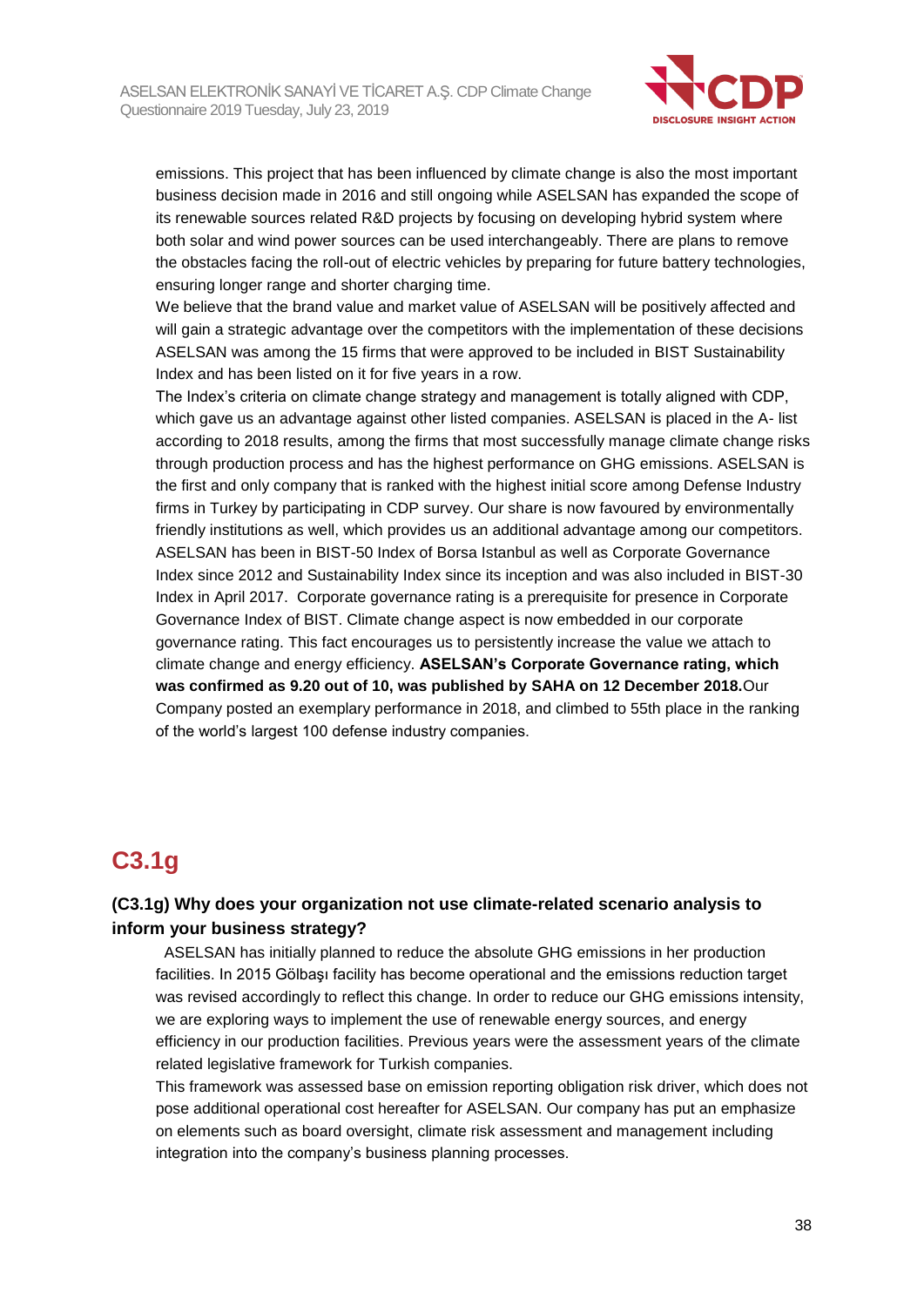emissions. This project that has been influenced by climate change is also the most important business decision made in 2016 and still ongoing while ASELSAN has expanded the scope of its renewable sources related R&D projects by focusing on developing hybrid system where both solar and wind power sources can be used interchangeably. There are plans to remove the obstacles facing the roll-out of electric vehicles by preparing for future battery technologies, ensuring longer range and shorter charging time.

We believe that the brand value and market value of ASELSAN will be positively affected and will gain a strategic advantage over the competitors with the implementation of these decisions ASELSAN was among the 15 firms that were approved to be included in BIST Sustainability Index and has been listed on it for five years in a row.

The Index's criteria on climate change strategy and management is totally aligned with CDP, which gave us an advantage against other listed companies. ASELSAN is placed in the A- list according to 2018 results, among the firms that most successfully manage climate change risks through production process and has the highest performance on GHG emissions. ASELSAN is the first and only company that is ranked with the highest initial score among Defense Industry firms in Turkey by participating in CDP survey. Our share is now favoured by environmentally friendly institutions as well, which provides us an additional advantage among our competitors. ASELSAN has been in BIST-50 Index of Borsa Istanbul as well as Corporate Governance Index since 2012 and Sustainability Index since its inception and was also included in BIST-30 Index in April 2017. Corporate governance rating is a prerequisite for presence in Corporate Governance Index of BIST. Climate change aspect is now embedded in our corporate governance rating. This fact encourages us to persistently increase the value we attach to climate change and energy efficiency. **ASELSAN's Corporate Governance rating, which was confirmed as 9.20 out of 10, was published by SAHA on 12 December 2018.** Our Company posted an exemplary performance in 2018, and climbed to 55th place in the ranking of the world's largest 100 defense industry companies.

## C3.1g

### (C3.1g) Why does your organization not use climate-related scenario analysis to inform your business strategy?

ASELSAN has initially planned to reduce the absolute GHG emissions in her production facilities. In 2015 Gölbaşı facility has become operational and the emissions reduction target was revised accordingly to reflect this change. In order to reduce our GHG emissions intensity, we are exploring ways to implement the use of renewable energy sources, and energy efficiency in our production facilities. Previous years were the assessment years of the climate related legislative framework for Turkish companies.

This framework was assessed base on emission reporting obligation risk driver, which does not pose additional operational cost hereafter for ASELSAN. Our company has put an emphasize on elements such as board oversight, climate risk assessment and management including integration into the company's business planning processes.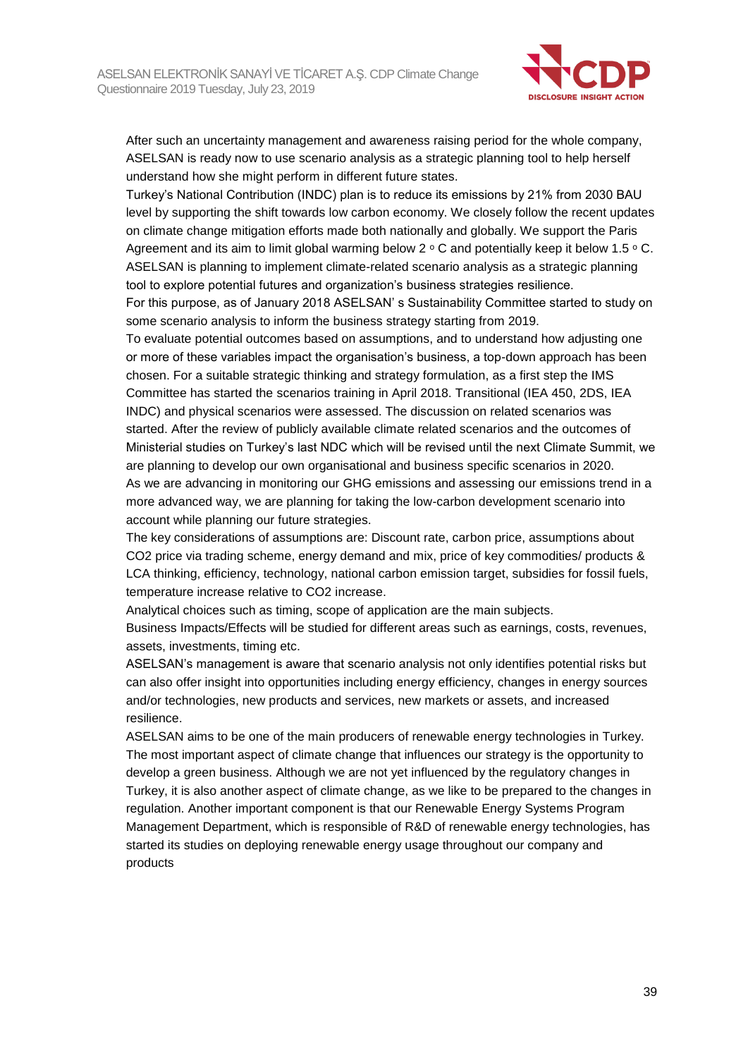After such an uncertainty management and awareness raising period for the whole company, ASELSAN is ready now to use scenario analysis as a strategic planning tool to help herself understand how she might perform in different future states.

Turkey's National Contribution (INDC) plan is to reduce its emissions by 21% from 2030 BAU level by supporting the shift towards low carbon economy. We closely follow the recent updates on climate change mitigation efforts made both nationally and globally. We support the Paris Agreement and its aim to limit global warming below 2 ᵒ C and potentially keep it below 1.5 ᵒ C.

ASELSAN is planning to implement climate-related scenario analysis as a strategic planning tool to explore potential futures and organization's business strategies resilience.

For this purpose, as of January 2018 ASELSAN' s Sustainability Committee started to study on some scenario analysis to inform the business strategy starting from 2019.

To evaluate potential outcomes based on assumptions, and to understand how adjusting one or more of these variables impact the organisation's business, a top-down approach has been chosen. For a suitable strategic thinking and strategy formulation, as a first step the IMS Committee has started the scenarios training in April 2018. Transitional (IEA 450, 2DS, IEA INDC) and physical scenarios were assessed. The discussion on related scenarios was started. After the review of publicly available climate related scenarios and the outcomes of Ministerial studies on Turkey's last NDC which will be revised until the next Climate Summit, we are planning to develop our own organisational and business specific scenarios in 2020.

As we are advancing in monitoring our GHG emissions and assessing our emissions trend in a more advanced way, we are planning for taking the low-carbon development scenario into account while planning our future strategies.

The key considerations of assumptions are: Discount rate, carbon price, assumptions about $CO_2$ price via trading scheme, energy demand and mix, price of key commodities/ products & LCA thinking, efficiency, technology, national carbon emission target, subsidies for fossil fuels, temperature increase relative to $CO_2$ increase.

Analytical choices such as timing, scope of application are the main subjects.

Business Impacts/Effects will be studied for different areas such as earnings, costs, revenues, assets, investments, timing etc.

ASELSAN's management is aware that scenario analysis not only identifies potential risks but can also offer insight into opportunities including energy efficiency, changes in energy sources and/or technologies, new products and services, new markets or assets, and increased resilience.

ASELSAN aims to be one of the main producers of renewable energy technologies in Turkey. The most important aspect of climate change that influences our strategy is the opportunity to develop a green business. Although we are not yet influenced by the regulatory changes in Turkey, it is also another aspect of climate change, as we like to be prepared to the changes in regulation. Another important component is that our Renewable Energy Systems Program Management Department, which is responsible of R&D of renewable energy technologies, has started its studies on deploying renewable energy usage throughout our company and products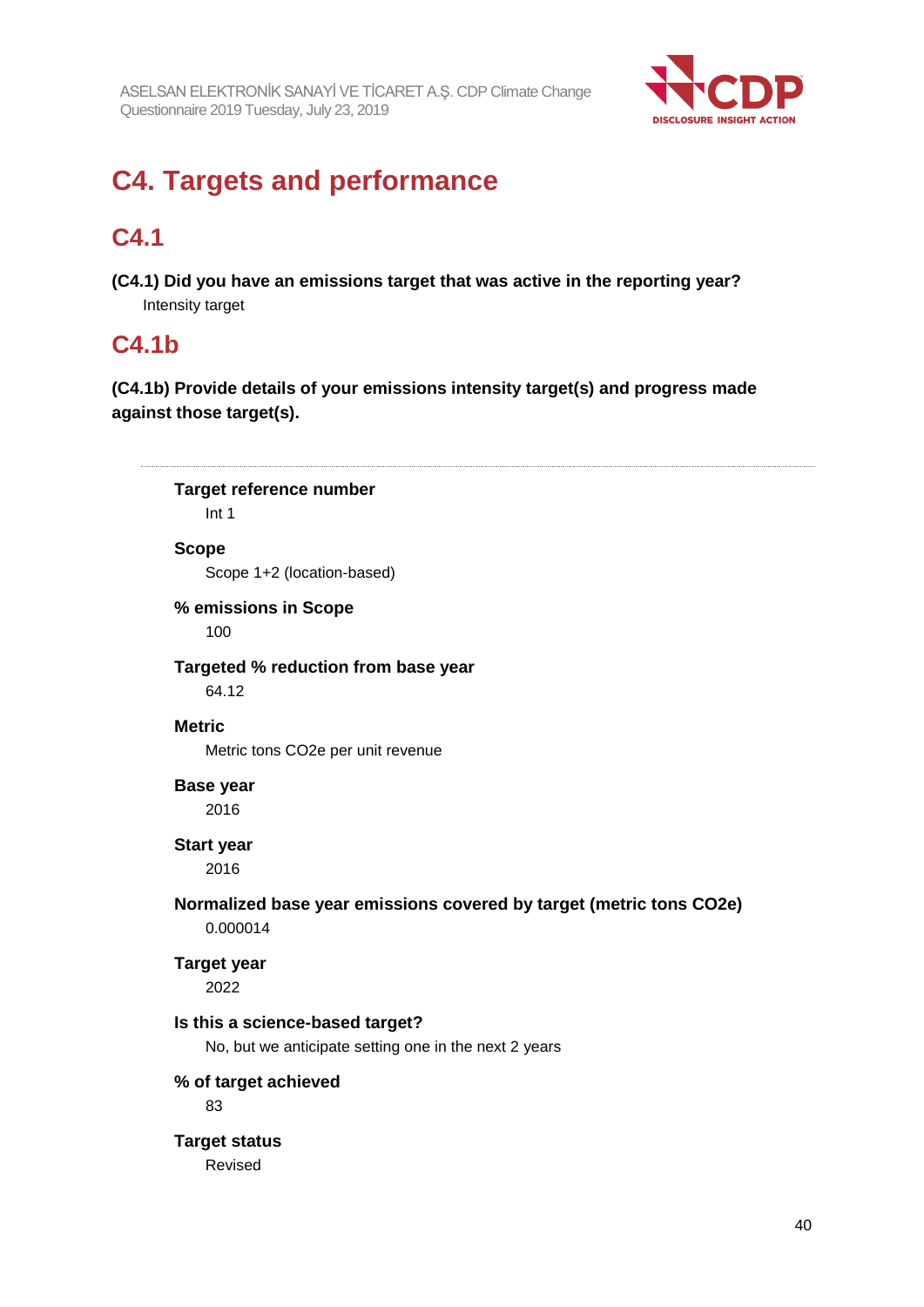# C4. Targets and performance

## C4.1

**(C4.1) Did you have an emissions target that was active in the reporting year?**

Intensity target

## C4.1b

**(C4.1b) Provide details of your emissions intensity target(s) and progress made against those target(s).**

---

**Target reference number**

Int 1

**Scope**

Scope 1+2 (location-based)

**% emissions in Scope**

100

**Targeted % reduction from base year**

64.12

**Metric**

Metric tons CO2e per unit revenue

**Base year**

2016

**Start year**

2016

**Normalized base year emissions covered by target (metric tons CO2e)**

0.000014

**Target year**

2022

**Is this a science-based target?**

No, but we anticipate setting one in the next 2 years

**% of target achieved**

83

**Target status**

Revised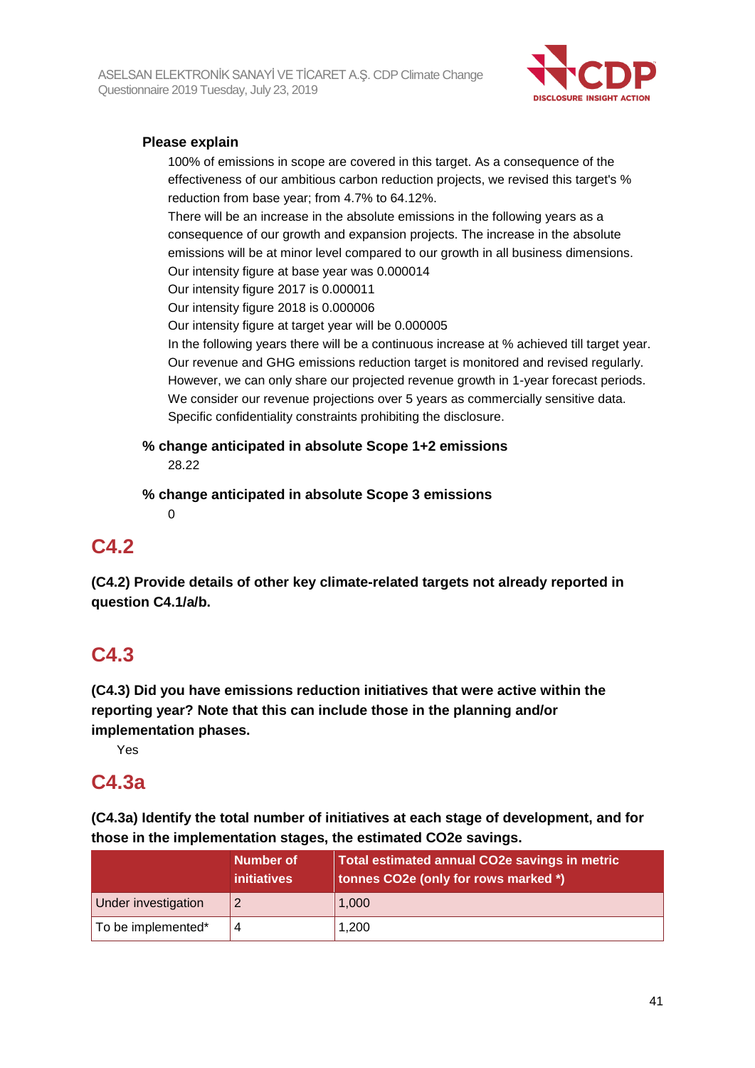**Please explain**

100% of emissions in scope are covered in this target. As a consequence of the effectiveness of our ambitious carbon reduction projects, we revised this target's % reduction from base year; from 4.7% to 64.12%.
There will be an increase in the absolute emissions in the following years as a consequence of our growth and expansion projects. The increase in the absolute emissions will be at minor level compared to our growth in all business dimensions.
Our intensity figure at base year was 0.000014
Our intensity figure 2017 is 0.000011
Our intensity figure 2018 is 0.000006
Our intensity figure at target year will be 0.000005
In the following years there will be a continuous increase at % achieved till target year.
Our revenue and GHG emissions reduction target is monitored and revised regularly.
However, we can only share our projected revenue growth in 1-year forecast periods.
We consider our revenue projections over 5 years as commercially sensitive data.
Specific confidentiality constraints prohibiting the disclosure.

**% change anticipated in absolute Scope 1+2 emissions**

28.22

**% change anticipated in absolute Scope 3 emissions**

0

## C4.2

**(C4.2) Provide details of other key climate-related targets not already reported in question C4.1/a/b.**

## C4.3

**(C4.3) Did you have emissions reduction initiatives that were active within the reporting year? Note that this can include those in the planning and/or implementation phases.**

Yes

## C4.3a

**(C4.3a) Identify the total number of initiatives at each stage of development, and for those in the implementation stages, the estimated CO2e savings.**

| | Number of initiatives | Total estimated annual CO2e savings in metric tonnes CO2e (only for rows marked *) |
|---|---|---|
| Under investigation | 2 | 1,000 |
| To be implemented* | 4 | 1,200 |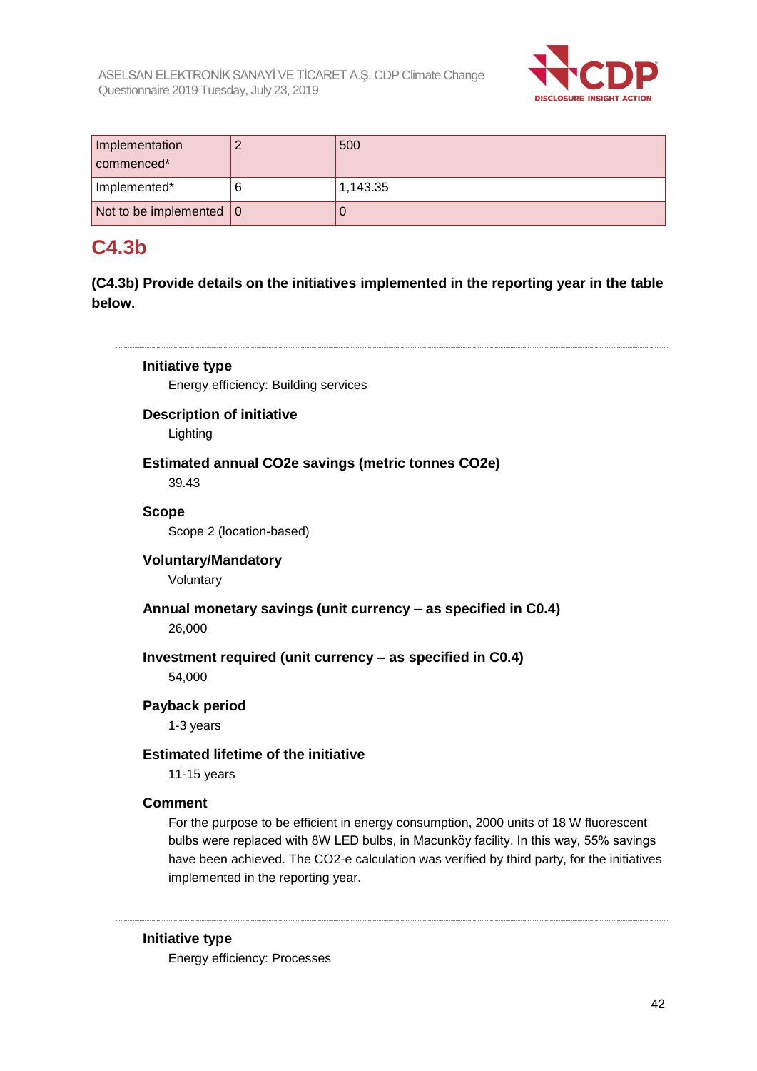| Implementation commenced* | 2 | 500 |
|---|---|---|
| Implemented* | 6 | 1,143.35 |
| Not to be implemented | 0 | 0 |

## C4.3b

**(C4.3b) Provide details on the initiatives implemented in the reporting year in the table below.**

**Initiative type**

Energy efficiency: Building services

**Description of initiative**

Lighting

**Estimated annual CO2e savings (metric tonnes CO2e)**

39.43

**Scope**

Scope 2 (location-based)

**Voluntary/Mandatory**

Voluntary

**Annual monetary savings (unit currency – as specified in C0.4)**

26,000

**Investment required (unit currency – as specified in C0.4)**

54,000

**Payback period**

1-3 years

**Estimated lifetime of the initiative**

11-15 years

**Comment**

For the purpose to be efficient in energy consumption, 2000 units of 18 W fluorescent bulbs were replaced with 8W LED bulbs, in Macunköy facility. In this way, 55% savings have been achieved. The CO2-e calculation was verified by third party, for the initiatives implemented in the reporting year.

**Initiative type**

Energy efficiency: Processes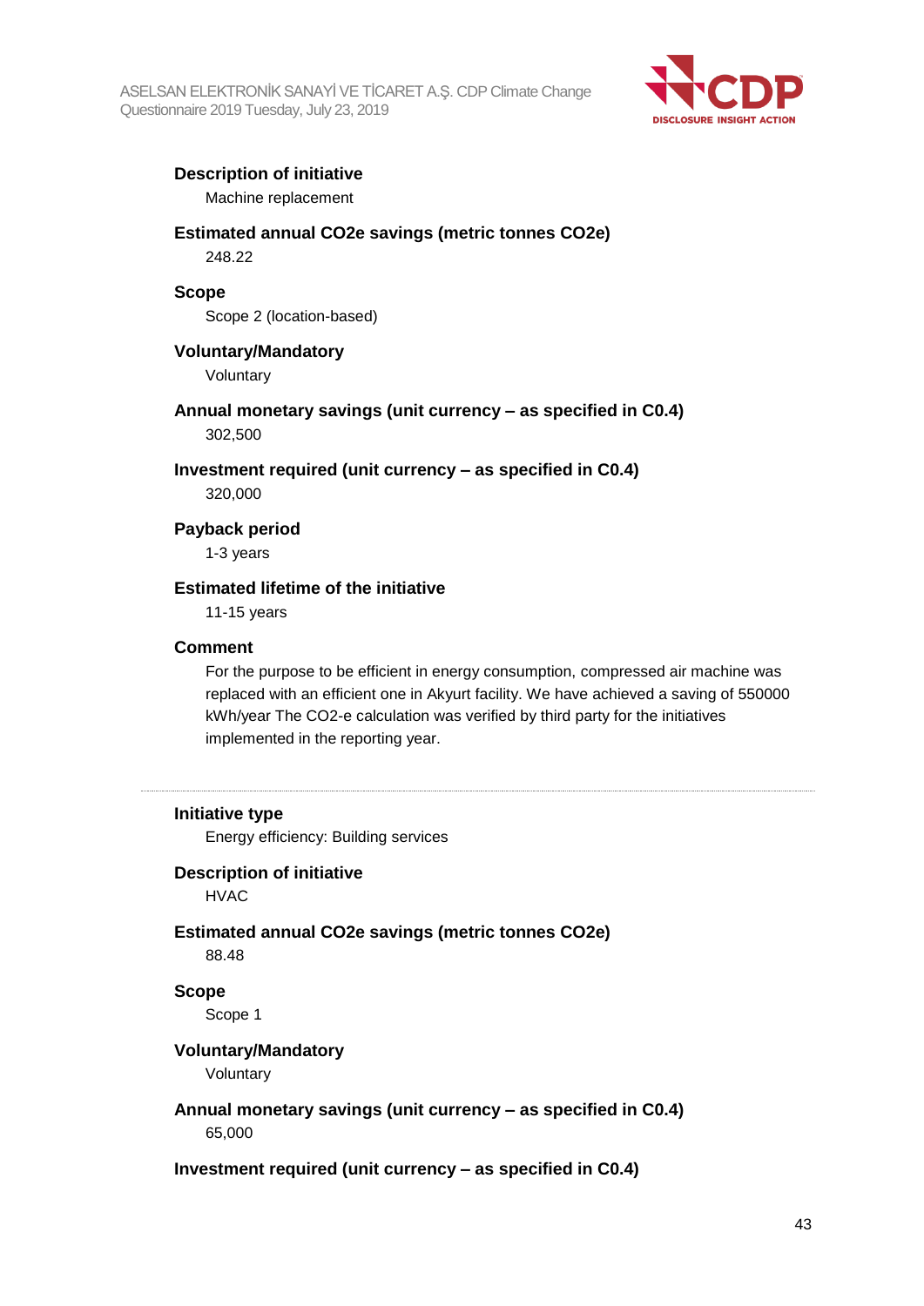**Description of initiative**

Machine replacement

**Estimated annual CO2e savings (metric tonnes CO2e)**

248.22

**Scope**

Scope 2 (location-based)

**Voluntary/Mandatory**

Voluntary

**Annual monetary savings (unit currency – as specified in C0.4)**

302,500

**Investment required (unit currency – as specified in C0.4)**

320,000

**Payback period**

1-3 years

**Estimated lifetime of the initiative**

11-15 years

**Comment**

For the purpose to be efficient in energy consumption, compressed air machine was replaced with an efficient one in Akyurt facility. We have achieved a saving of 550000 kWh/year The CO2-e calculation was verified by third party for the initiatives implemented in the reporting year.

---

**Initiative type**

Energy efficiency: Building services

**Description of initiative**

HVAC

**Estimated annual CO2e savings (metric tonnes CO2e)**

88.48

**Scope**

Scope 1

**Voluntary/Mandatory**

Voluntary

**Annual monetary savings (unit currency – as specified in C0.4)**

65,000

**Investment required (unit currency – as specified in C0.4)**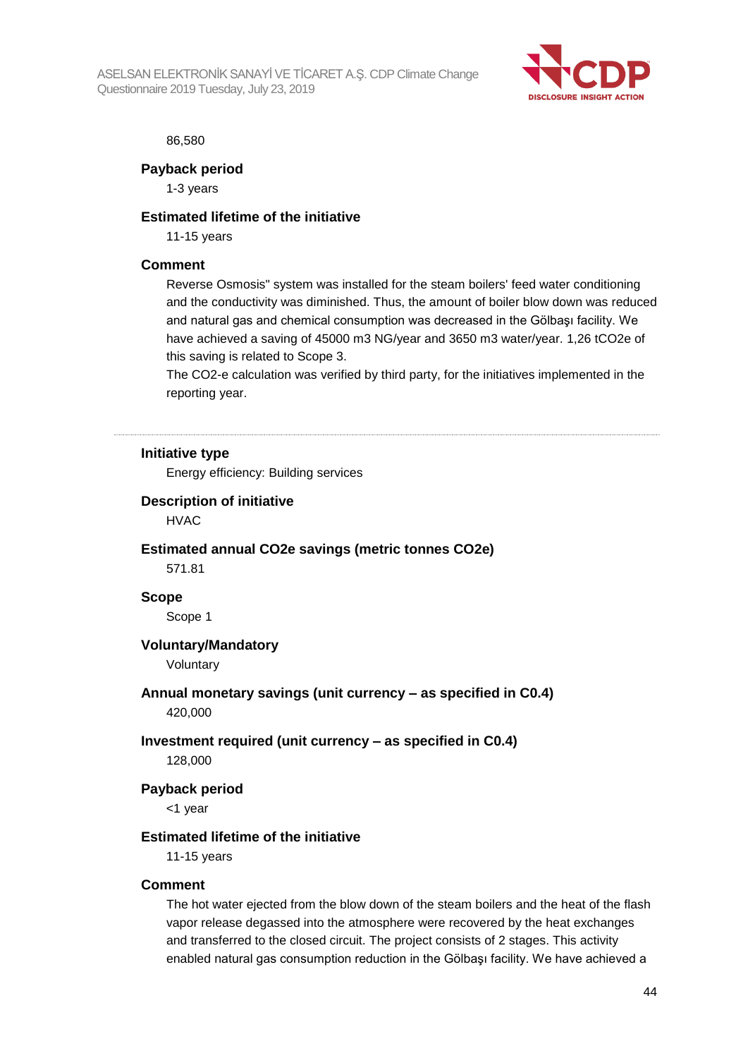86,580

**Payback period**

1-3 years

**Estimated lifetime of the initiative**

11-15 years

**Comment**

Reverse Osmosis" system was installed for the steam boilers' feed water conditioning and the conductivity was diminished. Thus, the amount of boiler blow down was reduced and natural gas and chemical consumption was decreased in the Gölbaşı facility. We have achieved a saving of 45000 m3 NG/year and 3650 m3 water/year. 1,26 tCO2e of this saving is related to Scope 3.
The CO2-e calculation was verified by third party, for the initiatives implemented in the reporting year.

---

**Initiative type**

Energy efficiency: Building services

**Description of initiative**

HVAC

**Estimated annual CO2e savings (metric tonnes CO2e)**

571.81

**Scope**

Scope 1

**Voluntary/Mandatory**

Voluntary

**Annual monetary savings (unit currency – as specified in C0.4)**

420,000

**Investment required (unit currency – as specified in C0.4)**

128,000

**Payback period**

<1 year

**Estimated lifetime of the initiative**

11-15 years

**Comment**

The hot water ejected from the blow down of the steam boilers and the heat of the flash vapor release degassed into the atmosphere were recovered by the heat exchanges and transferred to the closed circuit. The project consists of 2 stages. This activity enabled natural gas consumption reduction in the Gölbaşı facility. We have achieved a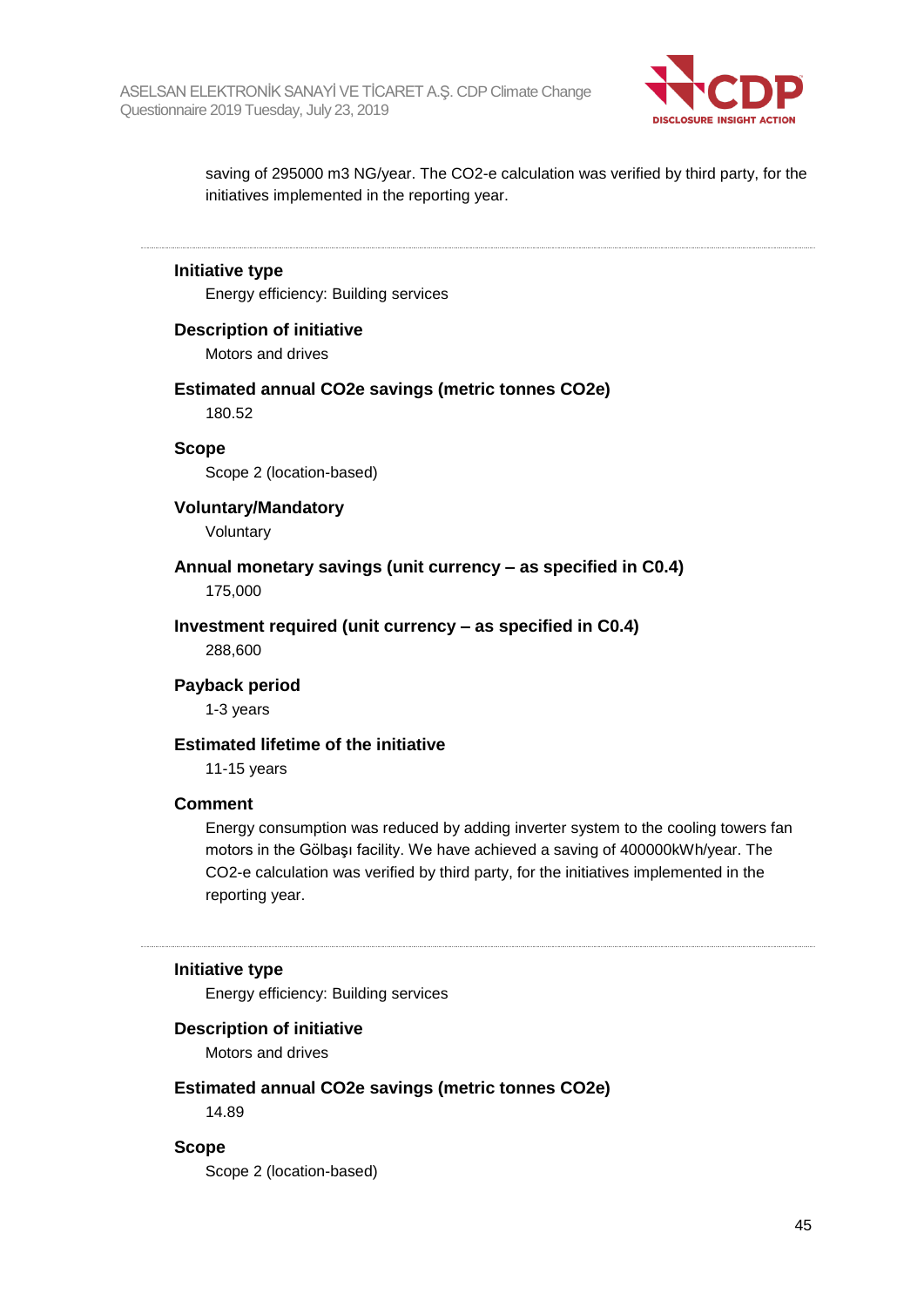saving of 295000 m3 NG/year. The CO2-e calculation was verified by third party, for the initiatives implemented in the reporting year.

---

**Initiative type**

Energy efficiency: Building services

**Description of initiative**

Motors and drives

**Estimated annual CO2e savings (metric tonnes CO2e)**

180.52

**Scope**

Scope 2 (location-based)

**Voluntary/Mandatory**

Voluntary

**Annual monetary savings (unit currency – as specified in C0.4)**

175,000

**Investment required (unit currency – as specified in C0.4)**

288,600

**Payback period**

1-3 years

**Estimated lifetime of the initiative**

11-15 years

**Comment**

Energy consumption was reduced by adding inverter system to the cooling towers fan motors in the Gölbaşı facility. We have achieved a saving of 400000kWh/year. The CO2-e calculation was verified by third party, for the initiatives implemented in the reporting year.

---

**Initiative type**

Energy efficiency: Building services

**Description of initiative**

Motors and drives

**Estimated annual CO2e savings (metric tonnes CO2e)**

14.89

**Scope**

Scope 2 (location-based)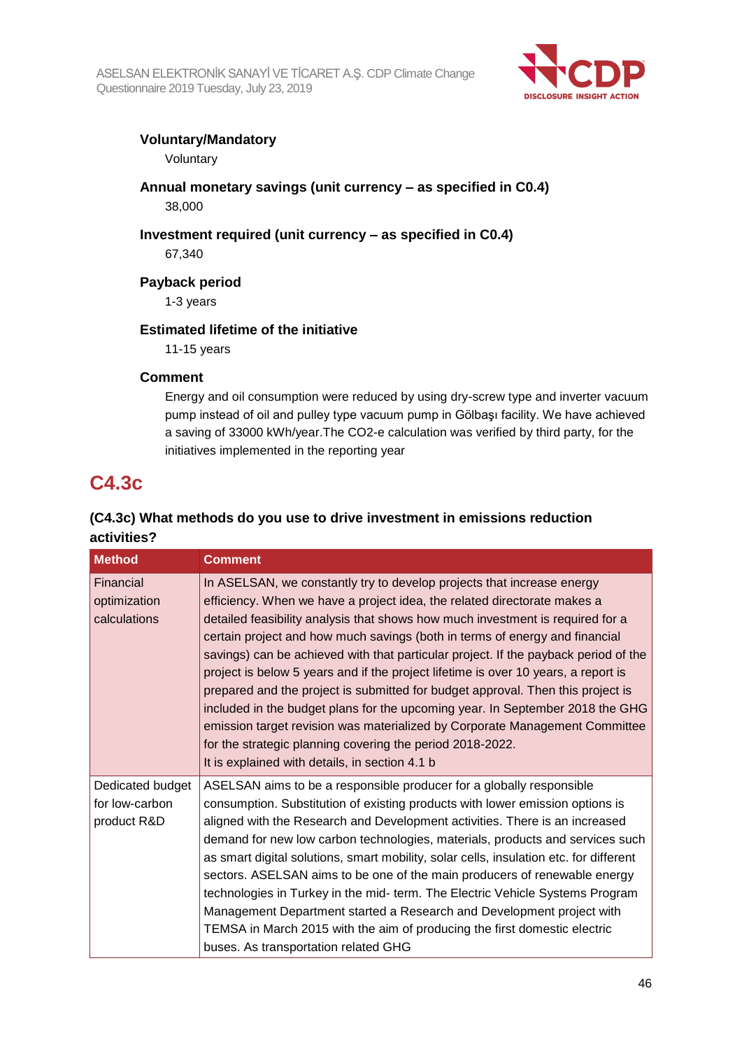**Voluntary/Mandatory**

Voluntary

**Annual monetary savings (unit currency – as specified in C0.4)**

38,000

**Investment required (unit currency – as specified in C0.4)**

67,340

**Payback period**

1-3 years

**Estimated lifetime of the initiative**

11-15 years

**Comment**

Energy and oil consumption were reduced by using dry-screw type and inverter vacuum pump instead of oil and pulley type vacuum pump in Gölbaşı facility. We have achieved a saving of 33000 kWh/year.The CO2-e calculation was verified by third party, for the initiatives implemented in the reporting year

## C4.3c

### (C4.3c) What methods do you use to drive investment in emissions reduction activities?

| Method | Comment |
|---|---|
| Financial optimization calculations | In ASELSAN, we constantly try to develop projects that increase energy efficiency. When we have a project idea, the related directorate makes a detailed feasibility analysis that shows how much investment is required for a certain project and how much savings (both in terms of energy and financial savings) can be achieved with that particular project. If the payback period of the project is below 5 years and if the project lifetime is over 10 years, a report is prepared and the project is submitted for budget approval. Then this project is included in the budget plans for the upcoming year. In September 2018 the GHG emission target revision was materialized by Corporate Management Committee for the strategic planning covering the period 2018-2022.<br>It is explained with details, in section 4.1 b |
| Dedicated budget for low-carbon product R&D | ASELSAN aims to be a responsible producer for a globally responsible consumption. Substitution of existing products with lower emission options is aligned with the Research and Development activities. There is an increased demand for new low carbon technologies, materials, products and services such as smart digital solutions, smart mobility, solar cells, insulation etc. for different sectors. ASELSAN aims to be one of the main producers of renewable energy technologies in Turkey in the mid- term. The Electric Vehicle Systems Program Management Department started a Research and Development project with TEMSA in March 2015 with the aim of producing the first domestic electric buses. As transportation related GHG |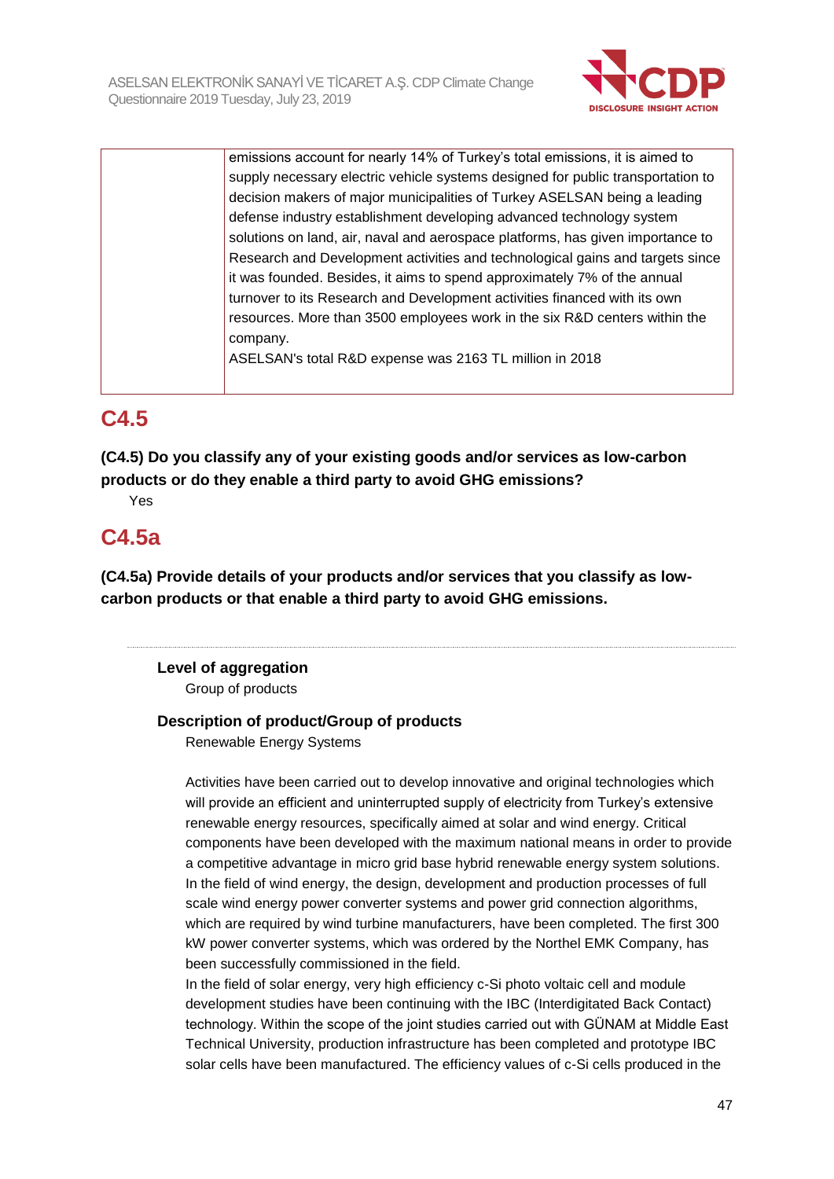| | emissions account for nearly 14% of Turkey's total emissions, it is aimed to supply necessary electric vehicle systems designed for public transportation to decision makers of major municipalities of Turkey ASELSAN being a leading defense industry establishment developing advanced technology system solutions on land, air, naval and aerospace platforms, has given importance to Research and Development activities and technological gains and targets since it was founded. Besides, it aims to spend approximately 7% of the annual turnover to its Research and Development activities financed with its own resources. More than 3500 employees work in the six R&D centers within the company.<br>ASELSAN's total R&D expense was 2163 TL million in 2018 |
|---|---|

## C4.5

**(C4.5) Do you classify any of your existing goods and/or services as low-carbon products or do they enable a third party to avoid GHG emissions?**

Yes

## C4.5a

**(C4.5a) Provide details of your products and/or services that you classify as low-carbon products or that enable a third party to avoid GHG emissions.**

---

**Level of aggregation**

Group of products

**Description of product/Group of products**

Renewable Energy Systems

Activities have been carried out to develop innovative and original technologies which will provide an efficient and uninterrupted supply of electricity from Turkey's extensive renewable energy resources, specifically aimed at solar and wind energy. Critical components have been developed with the maximum national means in order to provide a competitive advantage in micro grid base hybrid renewable energy system solutions. In the field of wind energy, the design, development and production processes of full scale wind energy power converter systems and power grid connection algorithms, which are required by wind turbine manufacturers, have been completed. The first 300 kW power converter systems, which was ordered by the Northel EMK Company, has been successfully commissioned in the field.
In the field of solar energy, very high efficiency c-Si photo voltaic cell and module development studies have been continuing with the IBC (Interdigitated Back Contact) technology. Within the scope of the joint studies carried out with GÜNAM at Middle East Technical University, production infrastructure has been completed and prototype IBC solar cells have been manufactured. The efficiency values of c-Si cells produced in the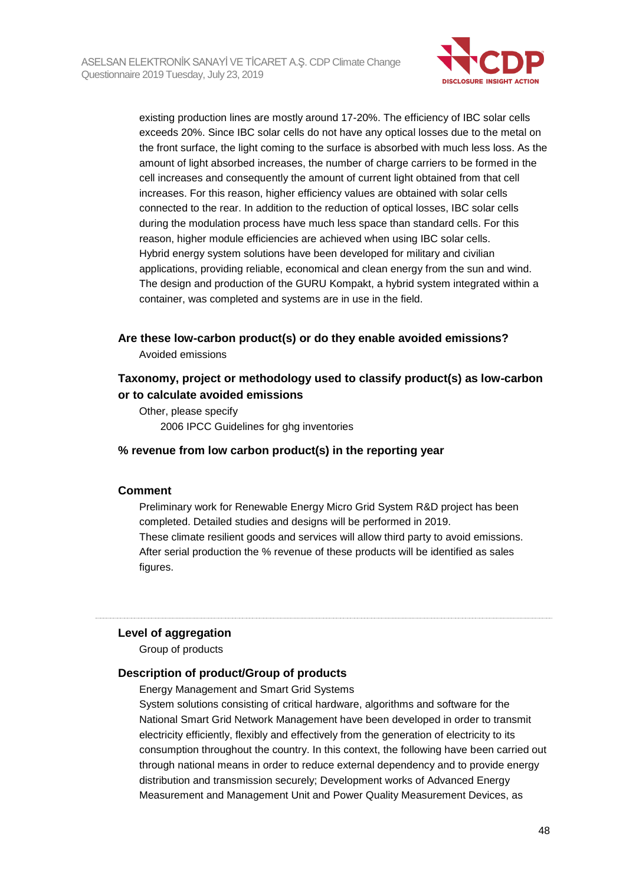existing production lines are mostly around 17-20%. The efficiency of IBC solar cells exceeds 20%. Since IBC solar cells do not have any optical losses due to the metal on the front surface, the light coming to the surface is absorbed with much less loss. As the amount of light absorbed increases, the number of charge carriers to be formed in the cell increases and consequently the amount of current light obtained from that cell increases. For this reason, higher efficiency values are obtained with solar cells connected to the rear. In addition to the reduction of optical losses, IBC solar cells during the modulation process have much less space than standard cells. For this reason, higher module efficiencies are achieved when using IBC solar cells.
Hybrid energy system solutions have been developed for military and civilian applications, providing reliable, economical and clean energy from the sun and wind. The design and production of the GURU Kompakt, a hybrid system integrated within a container, was completed and systems are in use in the field.

**Are these low-carbon product(s) or do they enable avoided emissions?**

Avoided emissions

**Taxonomy, project or methodology used to classify product(s) as low-carbon or to calculate avoided emissions**

Other, please specify

2006 IPCC Guidelines for ghg inventories

**% revenue from low carbon product(s) in the reporting year**

**Comment**

Preliminary work for Renewable Energy Micro Grid System R&D project has been completed. Detailed studies and designs will be performed in 2019.
These climate resilient goods and services will allow third party to avoid emissions.
After serial production the % revenue of these products will be identified as sales figures.

---

**Level of aggregation**

Group of products

**Description of product/Group of products**

Energy Management and Smart Grid Systems
System solutions consisting of critical hardware, algorithms and software for the National Smart Grid Network Management have been developed in order to transmit electricity efficiently, flexibly and effectively from the generation of electricity to its consumption throughout the country. In this context, the following have been carried out through national means in order to reduce external dependency and to provide energy distribution and transmission securely; Development works of Advanced Energy Measurement and Management Unit and Power Quality Measurement Devices, as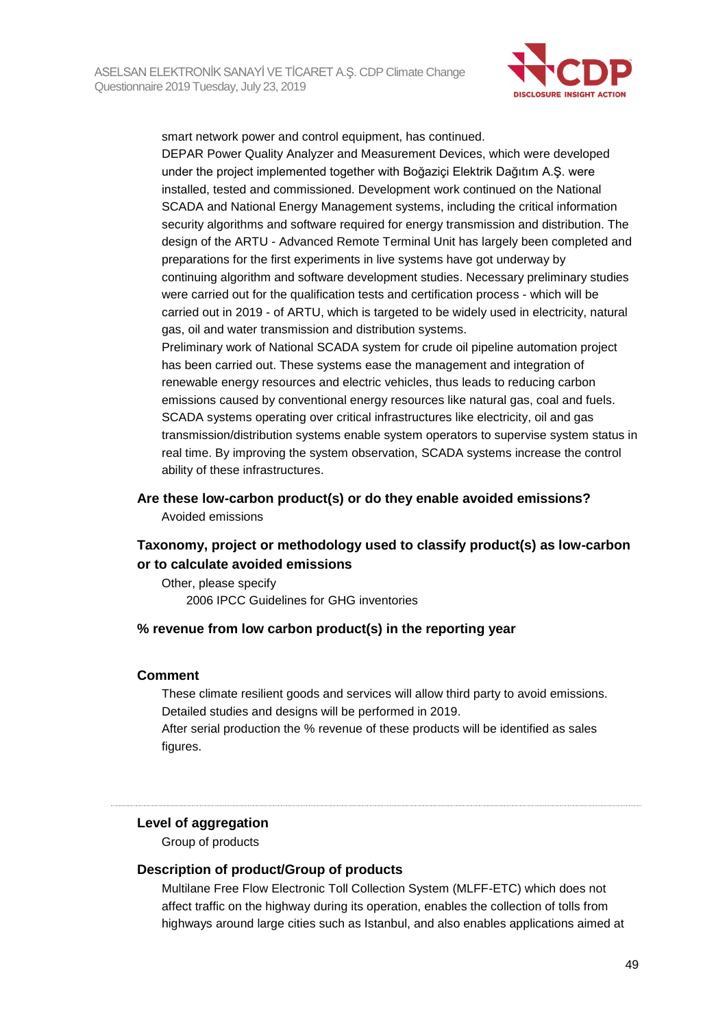smart network power and control equipment, has continued.
DEPAR Power Quality Analyzer and Measurement Devices, which were developed under the project implemented together with Boğaziçi Elektrik Dağıtım A.Ş. were installed, tested and commissioned. Development work continued on the National SCADA and National Energy Management systems, including the critical information security algorithms and software required for energy transmission and distribution. The design of the ARTU - Advanced Remote Terminal Unit has largely been completed and preparations for the first experiments in live systems have got underway by continuing algorithm and software development studies. Necessary preliminary studies were carried out for the qualification tests and certification process - which will be carried out in 2019 - of ARTU, which is targeted to be widely used in electricity, natural gas, oil and water transmission and distribution systems.
Preliminary work of National SCADA system for crude oil pipeline automation project has been carried out. These systems ease the management and integration of renewable energy resources and electric vehicles, thus leads to reducing carbon emissions caused by conventional energy resources like natural gas, coal and fuels. SCADA systems operating over critical infrastructures like electricity, oil and gas transmission/distribution systems enable system operators to supervise system status in real time. By improving the system observation, SCADA systems increase the control ability of these infrastructures.

**Are these low-carbon product(s) or do they enable avoided emissions?**

Avoided emissions

**Taxonomy, project or methodology used to classify product(s) as low-carbon or to calculate avoided emissions**

Other, please specify

2006 IPCC Guidelines for GHG inventories

**% revenue from low carbon product(s) in the reporting year**

**Comment**

These climate resilient goods and services will allow third party to avoid emissions. Detailed studies and designs will be performed in 2019.
After serial production the % revenue of these products will be identified as sales figures.

---

**Level of aggregation**

Group of products

**Description of product/Group of products**

Multilane Free Flow Electronic Toll Collection System (MLFF-ETC) which does not affect traffic on the highway during its operation, enables the collection of tolls from highways around large cities such as Istanbul, and also enables applications aimed at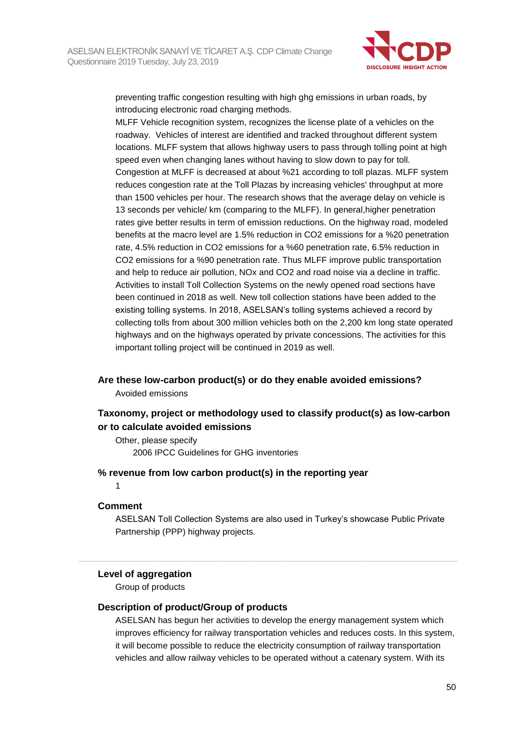preventing traffic congestion resulting with high ghg emissions in urban roads, by introducing electronic road charging methods.
MLFF Vehicle recognition system, recognizes the license plate of a vehicles on the roadway. Vehicles of interest are identified and tracked throughout different system locations. MLFF system that allows highway users to pass through tolling point at high speed even when changing lanes without having to slow down to pay for toll.
Congestion at MLFF is decreased at about %21 according to toll plazas. MLFF system reduces congestion rate at the Toll Plazas by increasing vehicles' throughput at more than 1500 vehicles per hour. The research shows that the average delay on vehicle is 13 seconds per vehicle/ km (comparing to the MLFF). In general,higher penetration rates give better results in term of emission reductions. On the highway road, modeled benefits at the macro level are 1.5% reduction in $CO_2$ emissions for a %20 penetration rate, 4.5% reduction in $CO_2$ emissions for a %60 penetration rate, 6.5% reduction in $CO_2$ emissions for a %90 penetration rate. Thus MLFF improve public transportation and help to reduce air pollution, $NO_x$ and $CO_2$ and road noise via a decline in traffic.
Activities to install Toll Collection Systems on the newly opened road sections have been continued in 2018 as well. New toll collection stations have been added to the existing tolling systems. In 2018, ASELSAN's tolling systems achieved a record by collecting tolls from about 300 million vehicles both on the 2,200 km long state operated highways and on the highways operated by private concessions. The activities for this important tolling project will be continued in 2019 as well.

### Are these low-carbon product(s) or do they enable avoided emissions?

Avoided emissions

### Taxonomy, project or methodology used to classify product(s) as low-carbon or to calculate avoided emissions

Other, please specify

2006 IPCC Guidelines for GHG inventories

### % revenue from low carbon product(s) in the reporting year

1

### Comment

ASELSAN Toll Collection Systems are also used in Turkey's showcase Public Private Partnership (PPP) highway projects.

---

### Level of aggregation

Group of products

### Description of product/Group of products

ASELSAN has begun her activities to develop the energy management system which improves efficiency for railway transportation vehicles and reduces costs. In this system, it will become possible to reduce the electricity consumption of railway transportation vehicles and allow railway vehicles to be operated without a catenary system. With its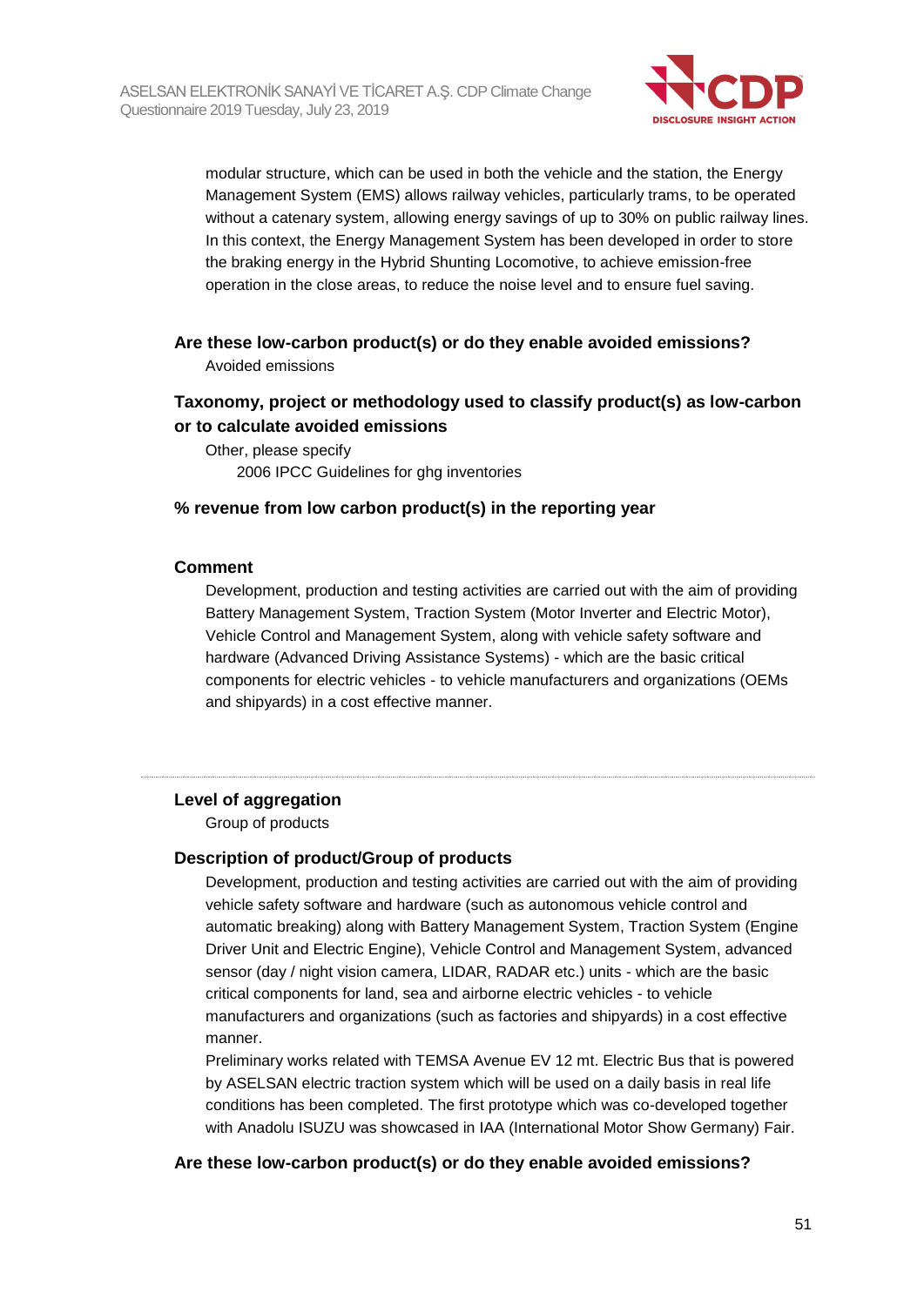modular structure, which can be used in both the vehicle and the station, the Energy Management System (EMS) allows railway vehicles, particularly trams, to be operated without a catenary system, allowing energy savings of up to 30% on public railway lines. In this context, the Energy Management System has been developed in order to store the braking energy in the Hybrid Shunting Locomotive, to achieve emission-free operation in the close areas, to reduce the noise level and to ensure fuel saving.

**Are these low-carbon product(s) or do they enable avoided emissions?**

Avoided emissions

**Taxonomy, project or methodology used to classify product(s) as low-carbon or to calculate avoided emissions**

Other, please specify

2006 IPCC Guidelines for ghg inventories

**% revenue from low carbon product(s) in the reporting year**

**Comment**

Development, production and testing activities are carried out with the aim of providing Battery Management System, Traction System (Motor Inverter and Electric Motor), Vehicle Control and Management System, along with vehicle safety software and hardware (Advanced Driving Assistance Systems) - which are the basic critical components for electric vehicles - to vehicle manufacturers and organizations (OEMs and shipyards) in a cost effective manner.

---

**Level of aggregation**

Group of products

**Description of product/Group of products**

Development, production and testing activities are carried out with the aim of providing vehicle safety software and hardware (such as autonomous vehicle control and automatic breaking) along with Battery Management System, Traction System (Engine Driver Unit and Electric Engine), Vehicle Control and Management System, advanced sensor (day / night vision camera, LIDAR, RADAR etc.) units - which are the basic critical components for land, sea and airborne electric vehicles - to vehicle manufacturers and organizations (such as factories and shipyards) in a cost effective manner.

Preliminary works related with TEMSA Avenue EV 12 mt. Electric Bus that is powered by ASELSAN electric traction system which will be used on a daily basis in real life conditions has been completed. The first prototype which was co-developed together with Anadolu ISUZU was showcased in IAA (International Motor Show Germany) Fair.

**Are these low-carbon product(s) or do they enable avoided emissions?**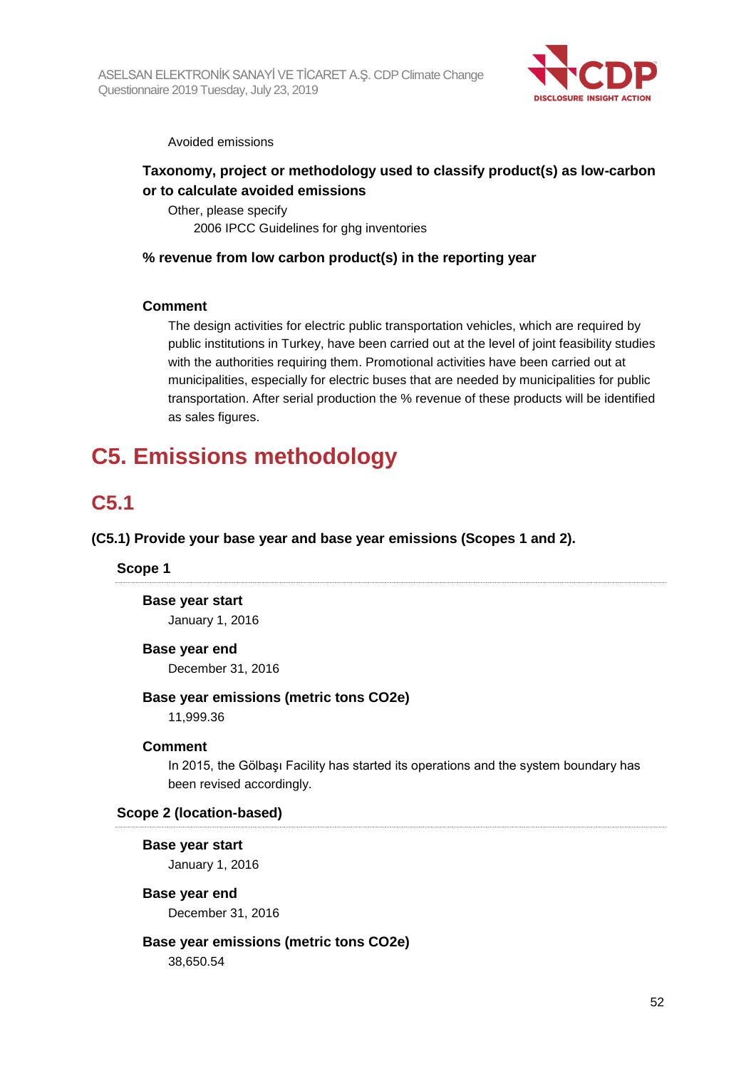Avoided emissions

**Taxonomy, project or methodology used to classify product(s) as low-carbon or to calculate avoided emissions**

Other, please specify

2006 IPCC Guidelines for ghg inventories

**% revenue from low carbon product(s) in the reporting year**

**Comment**

The design activities for electric public transportation vehicles, which are required by public institutions in Turkey, have been carried out at the level of joint feasibility studies with the authorities requiring them. Promotional activities have been carried out at municipalities, especially for electric buses that are needed by municipalities for public transportation. After serial production the % revenue of these products will be identified as sales figures.

# C5. Emissions methodology

## C5.1

**(C5.1) Provide your base year and base year emissions (Scopes 1 and 2).**

### Scope 1

**Base year start**

January 1, 2016

**Base year end**

December 31, 2016

**Base year emissions (metric tons CO2e)**

11,999.36

**Comment**

In 2015, the Gölbaşı Facility has started its operations and the system boundary has been revised accordingly.

### Scope 2 (location-based)

**Base year start**

January 1, 2016

**Base year end**

December 31, 2016

**Base year emissions (metric tons CO2e)**

38,650.54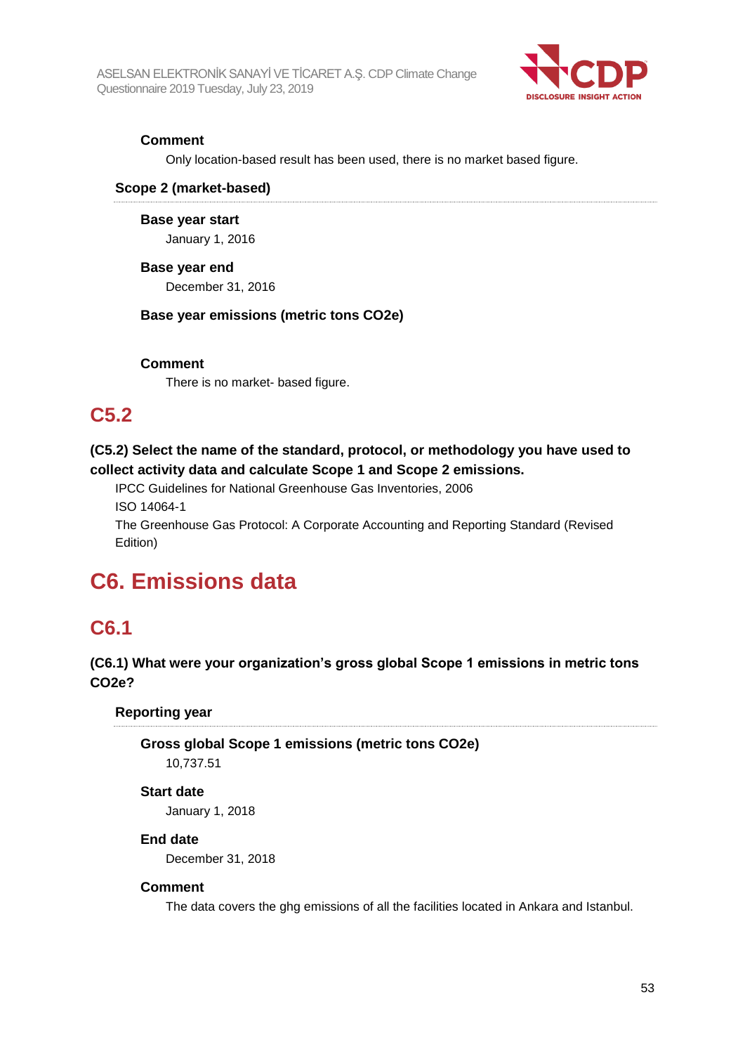**Comment**

Only location-based result has been used, there is no market based figure.

**Scope 2 (market-based)**

**Base year start**

January 1, 2016

**Base year end**

December 31, 2016

**Base year emissions (metric tons CO2e)**

**Comment**

There is no market- based figure.

## C5.2

**(C5.2) Select the name of the standard, protocol, or methodology you have used to collect activity data and calculate Scope 1 and Scope 2 emissions.**

IPCC Guidelines for National Greenhouse Gas Inventories, 2006

ISO 14064-1

The Greenhouse Gas Protocol: A Corporate Accounting and Reporting Standard (Revised Edition)

# C6. Emissions data

## C6.1

**(C6.1) What were your organization's gross global Scope 1 emissions in metric tons CO2e?**

**Reporting year**

**Gross global Scope 1 emissions (metric tons CO2e)**

10,737.51

**Start date**

January 1, 2018

**End date**

December 31, 2018

**Comment**

The data covers the ghg emissions of all the facilities located in Ankara and Istanbul.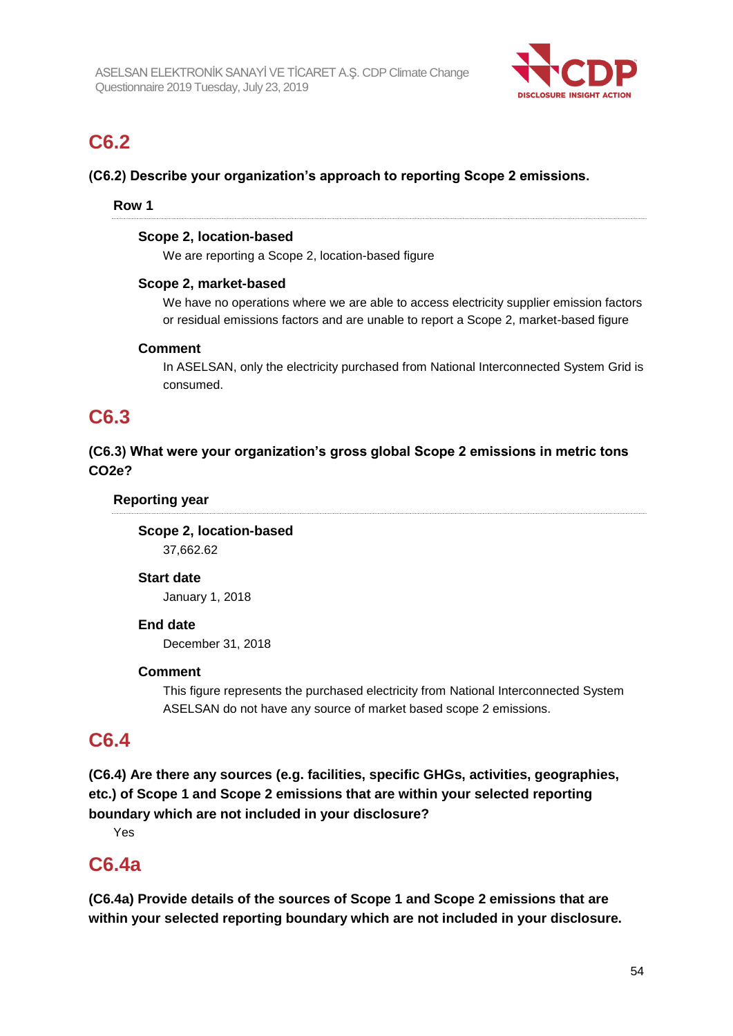## C6.2

**(C6.2) Describe your organization's approach to reporting Scope 2 emissions.**

**Row 1**

**Scope 2, location-based**

We are reporting a Scope 2, location-based figure

**Scope 2, market-based**

We have no operations where we are able to access electricity supplier emission factors or residual emissions factors and are unable to report a Scope 2, market-based figure

**Comment**

In ASELSAN, only the electricity purchased from National Interconnected System Grid is consumed.

## C6.3

**(C6.3) What were your organization's gross global Scope 2 emissions in metric tons CO2e?**

**Reporting year**

**Scope 2, location-based**

37,662.62

**Start date**

January 1, 2018

**End date**

December 31, 2018

**Comment**

This figure represents the purchased electricity from National Interconnected System ASELSAN do not have any source of market based scope 2 emissions.

## C6.4

**(C6.4) Are there any sources (e.g. facilities, specific GHGs, activities, geographies, etc.) of Scope 1 and Scope 2 emissions that are within your selected reporting boundary which are not included in your disclosure?**

Yes

## C6.4a

**(C6.4a) Provide details of the sources of Scope 1 and Scope 2 emissions that are within your selected reporting boundary which are not included in your disclosure.**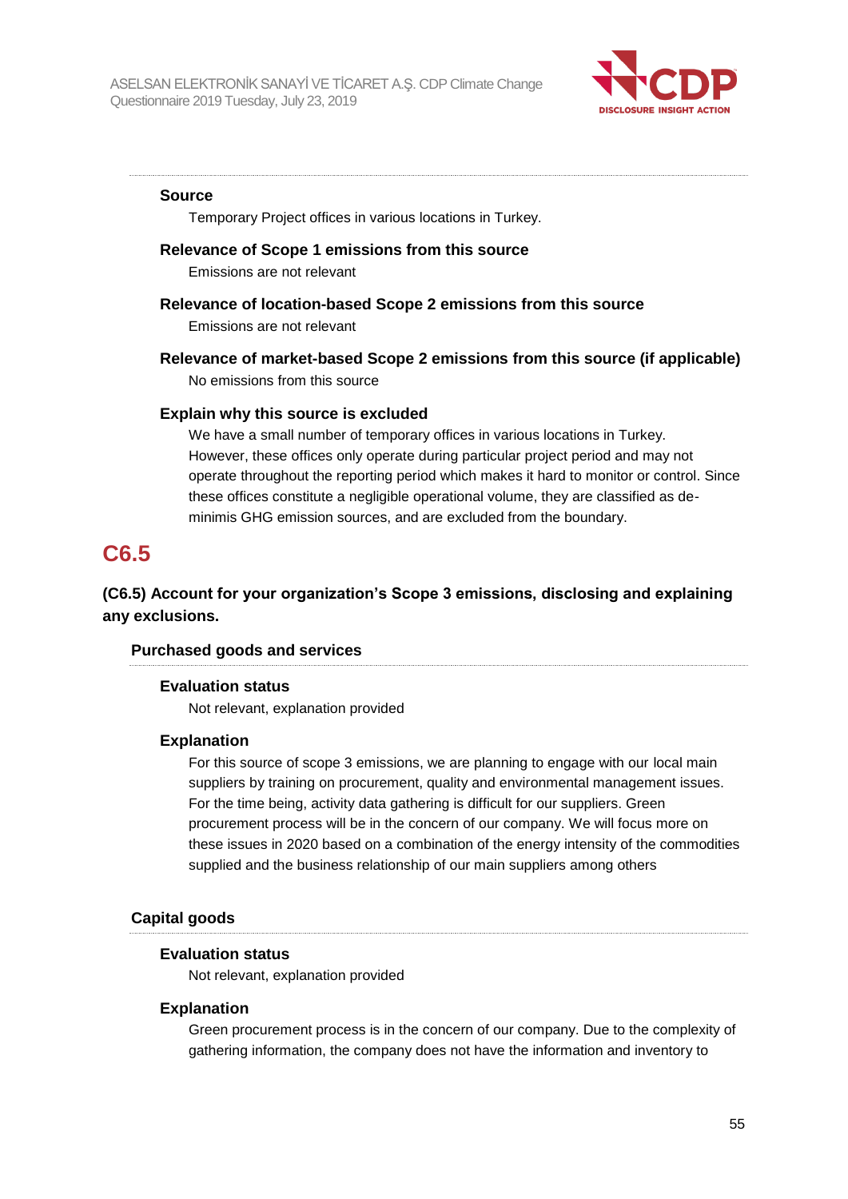#### Source

Temporary Project offices in various locations in Turkey.

#### Relevance of Scope 1 emissions from this source

Emissions are not relevant

#### Relevance of location-based Scope 2 emissions from this source

Emissions are not relevant

#### Relevance of market-based Scope 2 emissions from this source (if applicable)

No emissions from this source

#### Explain why this source is excluded

We have a small number of temporary offices in various locations in Turkey. However, these offices only operate during particular project period and may not operate throughout the reporting period which makes it hard to monitor or control. Since these offices constitute a negligible operational volume, they are classified as de-minimis GHG emission sources, and are excluded from the boundary.

## C6.5

**(C6.5) Account for your organization's Scope 3 emissions, disclosing and explaining any exclusions.**

### Purchased goods and services

#### Evaluation status

Not relevant, explanation provided

#### Explanation

For this source of scope 3 emissions, we are planning to engage with our local main suppliers by training on procurement, quality and environmental management issues. For the time being, activity data gathering is difficult for our suppliers. Green procurement process will be in the concern of our company. We will focus more on these issues in 2020 based on a combination of the energy intensity of the commodities supplied and the business relationship of our main suppliers among others

### Capital goods

#### Evaluation status

Not relevant, explanation provided

#### Explanation

Green procurement process is in the concern of our company. Due to the complexity of gathering information, the company does not have the information and inventory to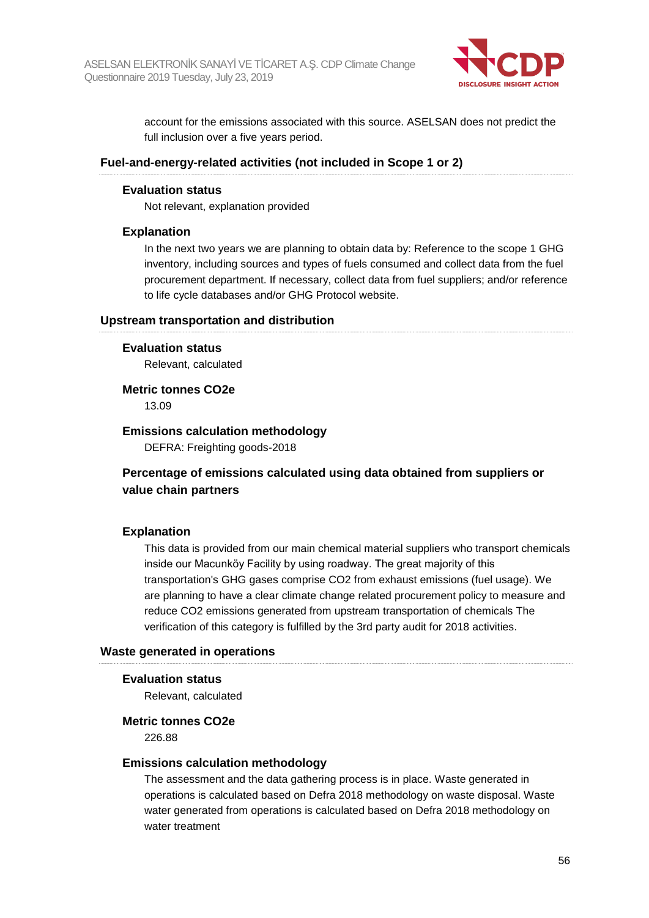account for the emissions associated with this source. ASELSAN does not predict the full inclusion over a five years period.

### Fuel-and-energy-related activities (not included in Scope 1 or 2)

#### Evaluation status

Not relevant, explanation provided

#### Explanation

In the next two years we are planning to obtain data by: Reference to the scope 1 GHG inventory, including sources and types of fuels consumed and collect data from the fuel procurement department. If necessary, collect data from fuel suppliers; and/or reference to life cycle databases and/or GHG Protocol website.

### Upstream transportation and distribution

#### Evaluation status

Relevant, calculated

#### Metric tonnes CO2e

13.09

#### Emissions calculation methodology

DEFRA: Freighting goods-2018

#### Percentage of emissions calculated using data obtained from suppliers or value chain partners

#### Explanation

This data is provided from our main chemical material suppliers who transport chemicals inside our Macunköy Facility by using roadway. The great majority of this transportation's GHG gases comprise $CO_2$ from exhaust emissions (fuel usage). We are planning to have a clear climate change related procurement policy to measure and reduce $CO_2$ emissions generated from upstream transportation of chemicals The verification of this category is fulfilled by the 3rd party audit for 2018 activities.

### Waste generated in operations

#### Evaluation status

Relevant, calculated

#### Metric tonnes CO2e

226.88

#### Emissions calculation methodology

The assessment and the data gathering process is in place. Waste generated in operations is calculated based on Defra 2018 methodology on waste disposal. Waste water generated from operations is calculated based on Defra 2018 methodology on water treatment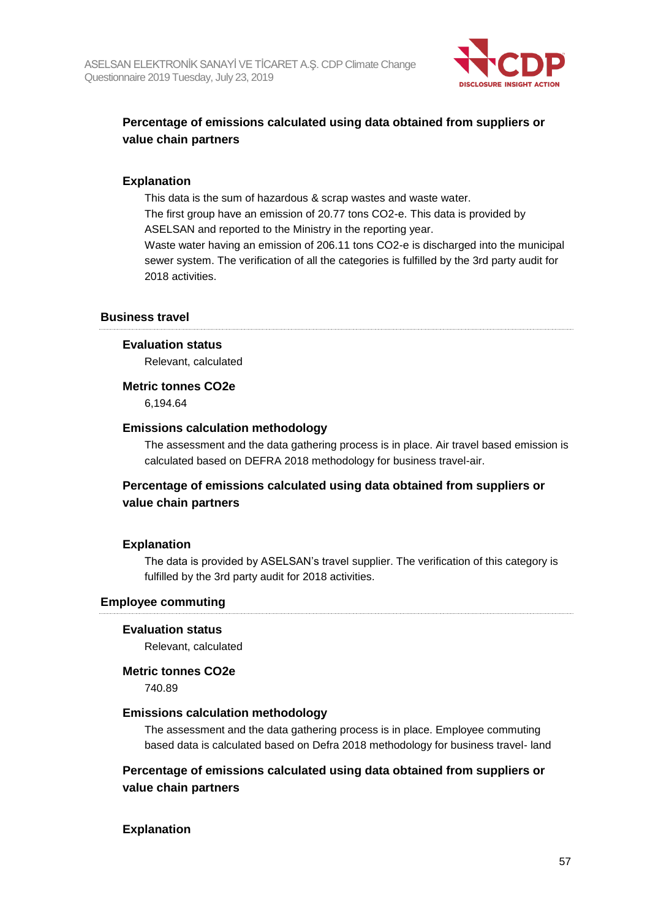#### Percentage of emissions calculated using data obtained from suppliers or value chain partners

#### Explanation

This data is the sum of hazardous & scrap wastes and waste water.
The first group have an emission of 20.77 tons CO2-e. This data is provided by ASELSAN and reported to the Ministry in the reporting year.
Waste water having an emission of 206.11 tons CO2-e is discharged into the municipal sewer system. The verification of all the categories is fulfilled by the 3rd party audit for 2018 activities.

### Business travel

#### Evaluation status

Relevant, calculated

#### Metric tonnes CO2e

6,194.64

#### Emissions calculation methodology

The assessment and the data gathering process is in place. Air travel based emission is calculated based on DEFRA 2018 methodology for business travel-air.

#### Percentage of emissions calculated using data obtained from suppliers or value chain partners

#### Explanation

The data is provided by ASELSAN's travel supplier. The verification of this category is fulfilled by the 3rd party audit for 2018 activities.

### Employee commuting

#### Evaluation status

Relevant, calculated

#### Metric tonnes CO2e

740.89

#### Emissions calculation methodology

The assessment and the data gathering process is in place. Employee commuting based data is calculated based on Defra 2018 methodology for business travel- land

#### Percentage of emissions calculated using data obtained from suppliers or value chain partners

#### Explanation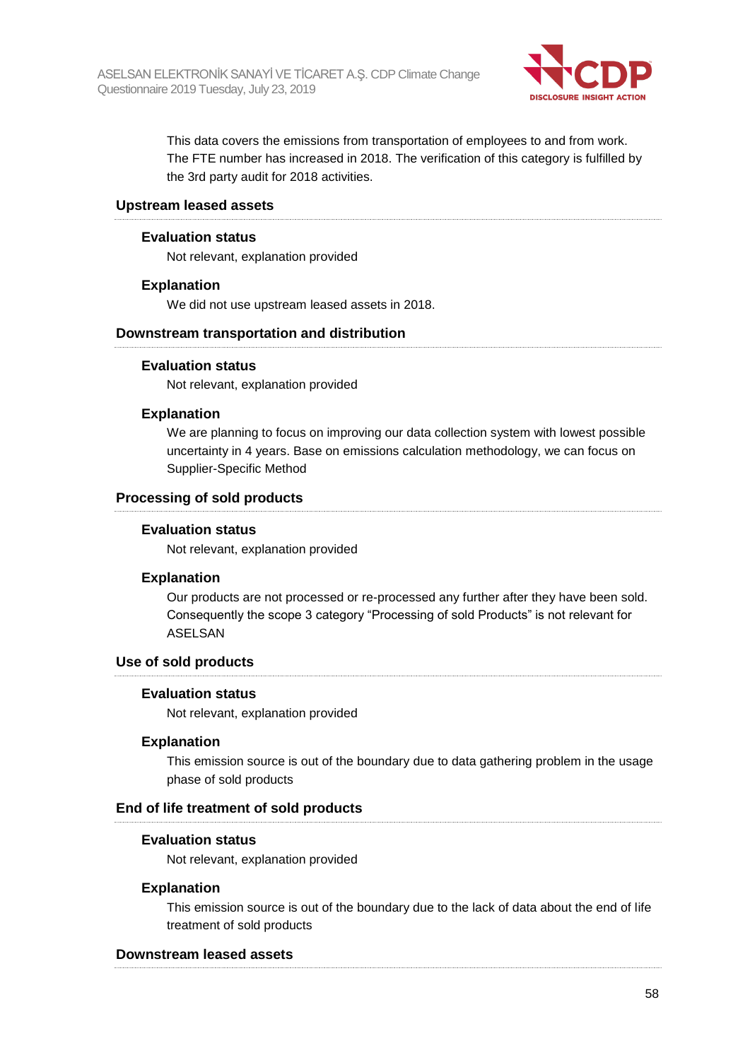This data covers the emissions from transportation of employees to and from work. The FTE number has increased in 2018. The verification of this category is fulfilled by the 3rd party audit for 2018 activities.

### Upstream leased assets

#### Evaluation status

Not relevant, explanation provided

#### Explanation

We did not use upstream leased assets in 2018.

### Downstream transportation and distribution

#### Evaluation status

Not relevant, explanation provided

#### Explanation

We are planning to focus on improving our data collection system with lowest possible uncertainity in 4 years. Base on emissions calculation methodology, we can focus on Supplier-Specific Method

### Processing of sold products

#### Evaluation status

Not relevant, explanation provided

#### Explanation

Our products are not processed or re-processed any further after they have been sold. Consequently the scope 3 category "Processing of sold Products" is not relevant for ASELSAN

### Use of sold products

#### Evaluation status

Not relevant, explanation provided

#### Explanation

This emission source is out of the boundary due to data gathering problem in the usage phase of sold products

### End of life treatment of sold products

#### Evaluation status

Not relevant, explanation provided

#### Explanation

This emission source is out of the boundary due to the lack of data about the end of life treatment of sold products

### Downstream leased assets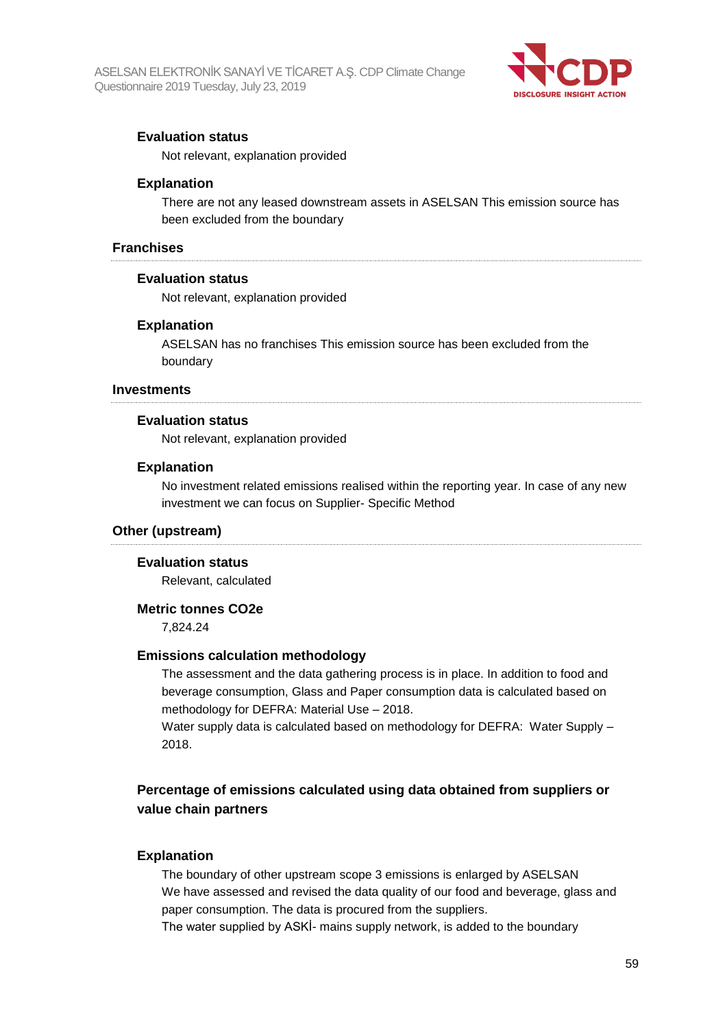#### Evaluation status

Not relevant, explanation provided

#### Explanation

There are not any leased downstream assets in ASELSAN This emission source has been excluded from the boundary

### Franchises

#### Evaluation status

Not relevant, explanation provided

#### Explanation

ASELSAN has no franchises This emission source has been excluded from the boundary

### Investments

#### Evaluation status

Not relevant, explanation provided

#### Explanation

No investment related emissions realised within the reporting year. In case of any new investment we can focus on Supplier- Specific Method

### Other (upstream)

#### Evaluation status

Relevant, calculated

#### Metric tonnes CO2e

7,824.24

#### Emissions calculation methodology

The assessment and the data gathering process is in place. In addition to food and beverage consumption, Glass and Paper consumption data is calculated based on methodology for DEFRA: Material Use – 2018.
Water supply data is calculated based on methodology for DEFRA: Water Supply – 2018.

#### Percentage of emissions calculated using data obtained from suppliers or value chain partners

#### Explanation

The boundary of other upstream scope 3 emissions is enlarged by ASELSAN
We have assessed and revised the data quality of our food and beverage, glass and paper consumption. The data is procured from the suppliers.
The water supplied by ASKİ- mains supply network, is added to the boundary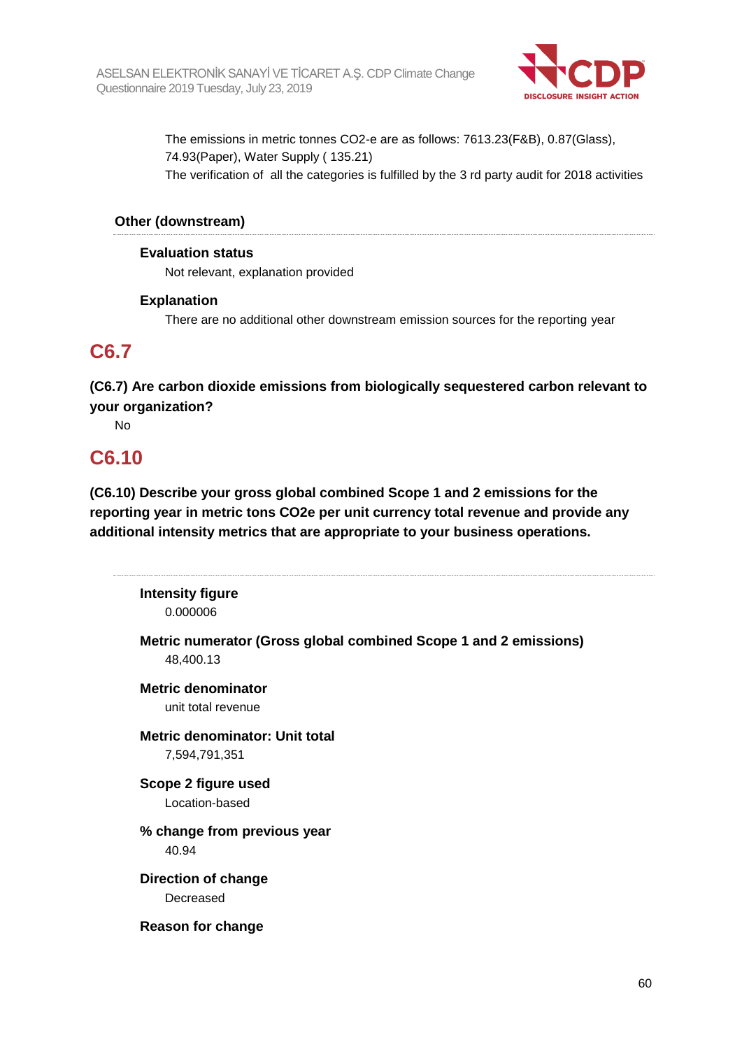The emissions in metric tonnes CO2-e are as follows: 7613.23(F&B), 0.87(Glass), 74.93(Paper), Water Supply ( 135.21)

The verification of all the categories is fulfilled by the 3 rd party audit for 2018 activities

### Other (downstream)

**Evaluation status**

Not relevant, explanation provided

**Explanation**

There are no additional other downstream emission sources for the reporting year

## C6.7

**(C6.7) Are carbon dioxide emissions from biologically sequestered carbon relevant to your organization?**

No

## C6.10

**(C6.10) Describe your gross global combined Scope 1 and 2 emissions for the reporting year in metric tons CO2e per unit currency total revenue and provide any additional intensity metrics that are appropriate to your business operations.**

**Intensity figure**

0.000006

**Metric numerator (Gross global combined Scope 1 and 2 emissions)**

48,400.13

**Metric denominator**

unit total revenue

**Metric denominator: Unit total**

7,594,791,351

**Scope 2 figure used**

Location-based

**% change from previous year**

40.94

**Direction of change**

Decreased

**Reason for change**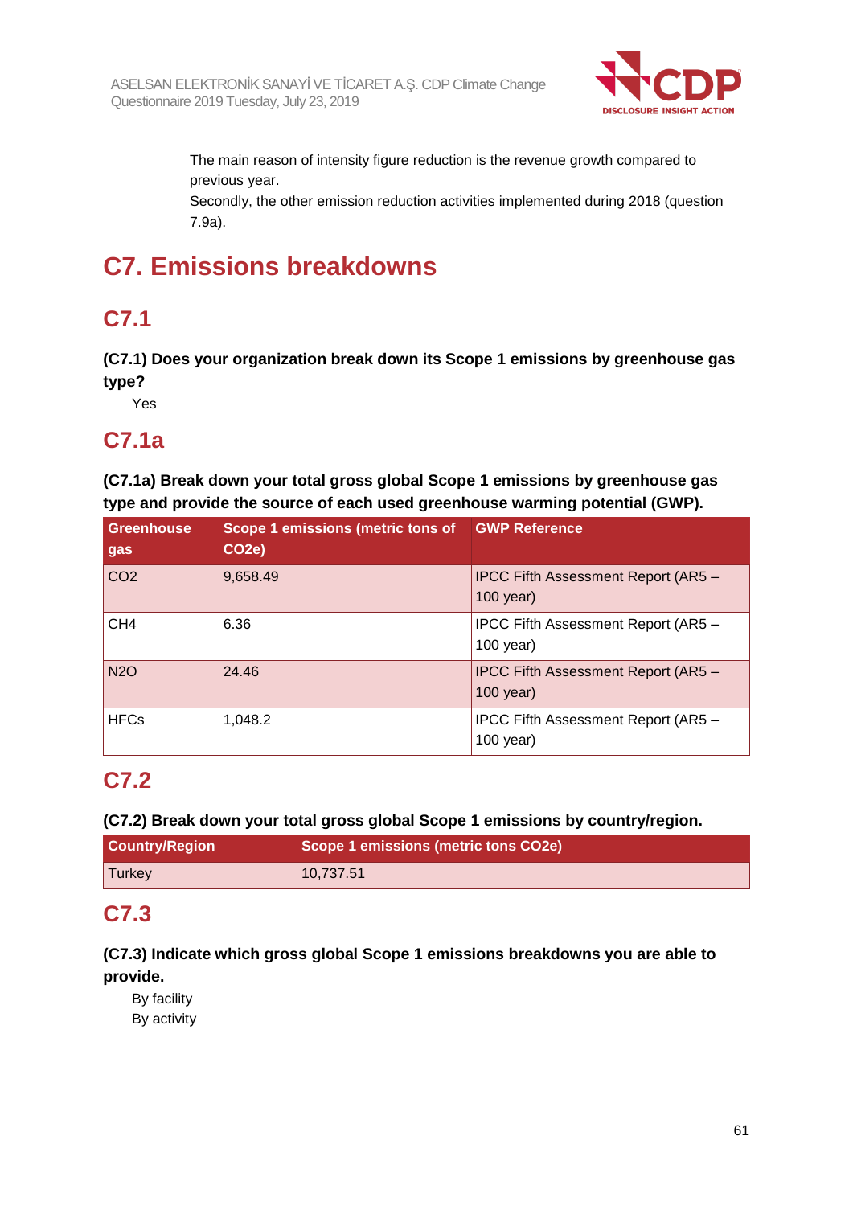The main reason of intensity figure reduction is the revenue growth compared to previous year.
Secondly, the other emission reduction activities implemented during 2018 (question 7.9a).

# C7. Emissions breakdowns

## C7.1

**(C7.1) Does your organization break down its Scope 1 emissions by greenhouse gas type?**

Yes

## C7.1a

**(C7.1a) Break down your total gross global Scope 1 emissions by greenhouse gas type and provide the source of each used greenhouse warming potential (GWP).**

| Greenhouse gas | Scope 1 emissions (metric tons of CO2e) | GWP Reference |
|---|---|---|
| CO2 | 9,658.49 | IPCC Fifth Assessment Report (AR5 – 100 year) |
| CH4 | 6.36 | IPCC Fifth Assessment Report (AR5 – 100 year) |
| N2O | 24.46 | IPCC Fifth Assessment Report (AR5 – 100 year) |
| HFCs | 1,048.2 | IPCC Fifth Assessment Report (AR5 – 100 year) |

## C7.2

**(C7.2) Break down your total gross global Scope 1 emissions by country/region.**

| Country/Region | Scope 1 emissions (metric tons CO2e) |
|---|---|
| Turkey | 10,737.51 |

## C7.3

**(C7.3) Indicate which gross global Scope 1 emissions breakdowns you are able to provide.**

By facility
By activity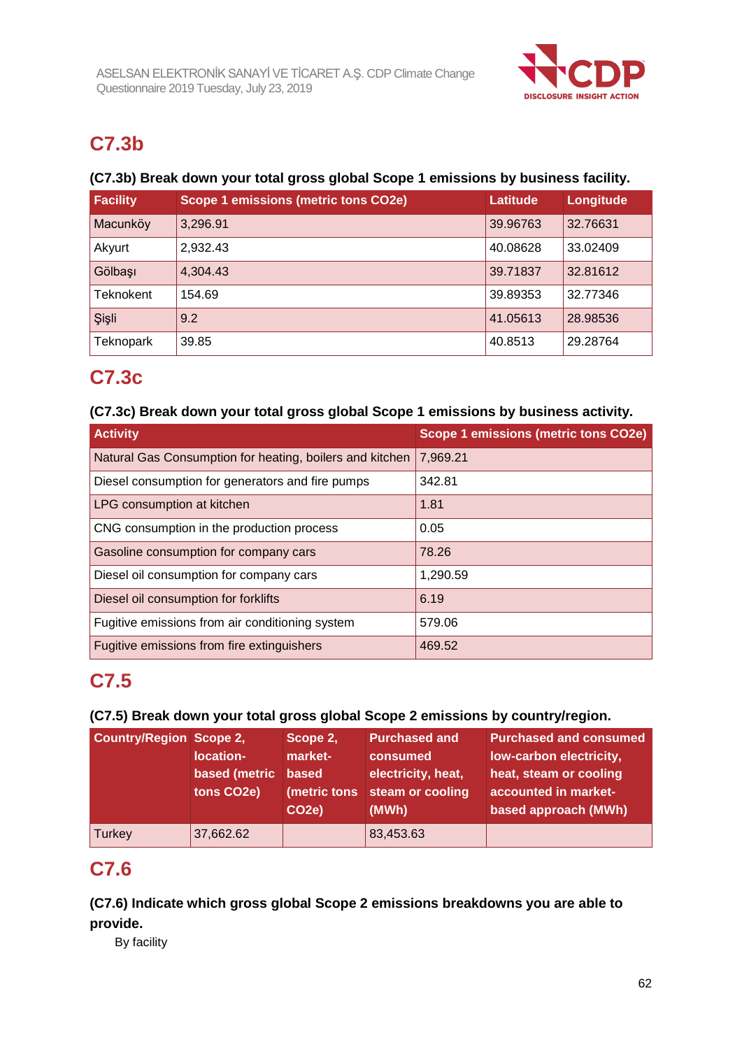## C7.3b

**(C7.3b) Break down your total gross global Scope 1 emissions by business facility.**

| Facility | Scope 1 emissions (metric tons CO2e) | Latitude | Longitude |
|---|---|---|---|
| Macunköy | 3,296.91 | 39.96763 | 32.76631 |
| Akyurt | 2,932.43 | 40.08628 | 33.02409 |
| Gölbaşı | 4,304.43 | 39.71837 | 32.81612 |
| Teknokent | 154.69 | 39.89353 | 32.77346 |
| Şişli | 9.2 | 41.05613 | 28.98536 |
| Teknopark | 39.85 | 40.8513 | 29.28764 |

## C7.3c

**(C7.3c) Break down your total gross global Scope 1 emissions by business activity.**

| Activity | Scope 1 emissions (metric tons CO2e) |
|---|---|
| Natural Gas Consumption for heating, boilers and kitchen | 7,969.21 |
| Diesel consumption for generators and fire pumps | 342.81 |
| LPG consumption at kitchen | 1.81 |
| CNG consumption in the production process | 0.05 |
| Gasoline consumption for company cars | 78.26 |
| Diesel oil consumption for company cars | 1,290.59 |
| Diesel oil consumption for forklifts | 6.19 |
| Fugitive emissions from air conditioning system | 579.06 |
| Fugitive emissions from fire extinguishers | 469.52 |

## C7.5

**(C7.5) Break down your total gross global Scope 2 emissions by country/region.**

| Country/Region | Scope 2, location-based (metric tons CO2e) | Scope 2, market-based (metric tons CO2e) | Purchased and consumed electricity, heat, steam or cooling (MWh) | Purchased and consumed low-carbon electricity, heat, steam or cooling accounted in market-based approach (MWh) |
|---|---|---|---|---|
| Turkey | 37,662.62 | | 83,453.63 | |

## C7.6

**(C7.6) Indicate which gross global Scope 2 emissions breakdowns you are able to provide.**

By facility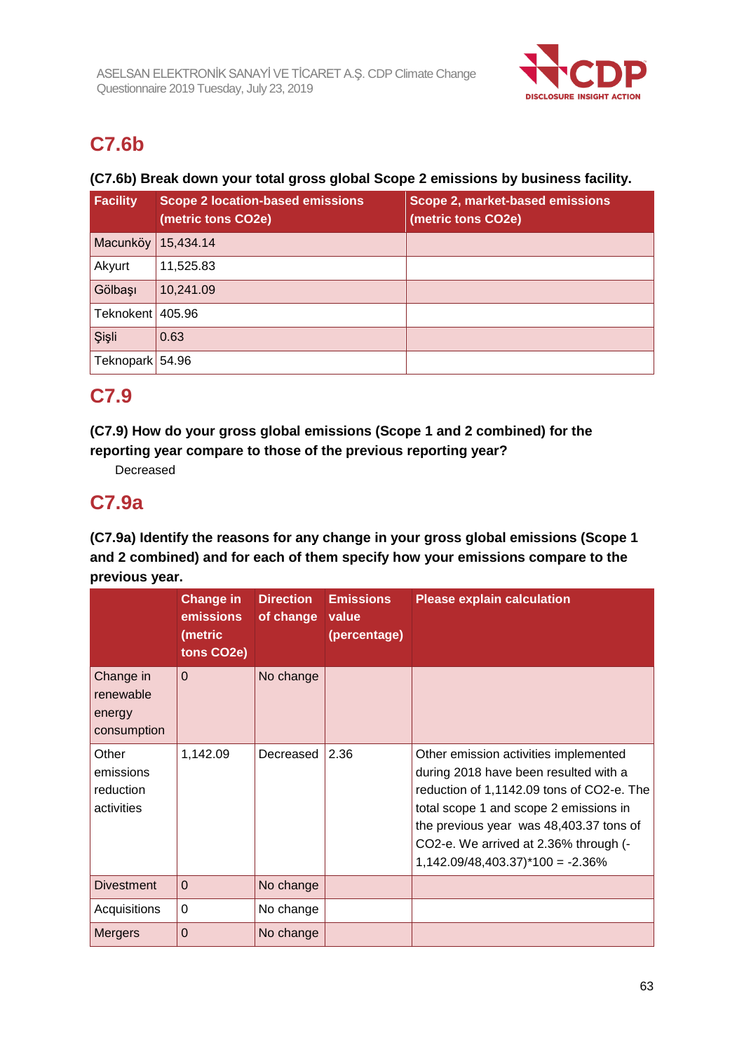## C7.6b

**(C7.6b) Break down your total gross global Scope 2 emissions by business facility.**

| Facility | Scope 2 location-based emissions (metric tons CO2e) | Scope 2, market-based emissions (metric tons CO2e) |
|---|---|---|
| Macunköy | 15,434.14 | |
| Akyurt | 11,525.83 | |
| Gölbaşı | 10,241.09 | |
| Teknokent | 405.96 | |
| Şişli | 0.63 | |
| Teknopark | 54.96 | |

## C7.9

**(C7.9) How do your gross global emissions (Scope 1 and 2 combined) for the reporting year compare to those of the previous reporting year?**

Decreased

## C7.9a

**(C7.9a) Identify the reasons for any change in your gross global emissions (Scope 1 and 2 combined) and for each of them specify how your emissions compare to the previous year.**

| | Change in emissions (metric tons CO2e) | Direction of change | Emissions value (percentage) | Please explain calculation |
|---|---|---|---|---|
| Change in renewable energy consumption | 0 | No change | | |
| Other emissions reduction activities | 1,142.09 | Decreased | 2.36 | Other emission activities implemented during 2018 have been resulted with a reduction of 1,1142.09 tons of CO2-e. The total scope 1 and scope 2 emissions in the previous year was 48,403.37 tons of CO2-e. We arrived at 2.36% through (-1,142.09/48,403.37)*100 = -2.36% |
| Divestment | 0 | No change | | |
| Acquisitions | 0 | No change | | |
| Mergers | 0 | No change | | |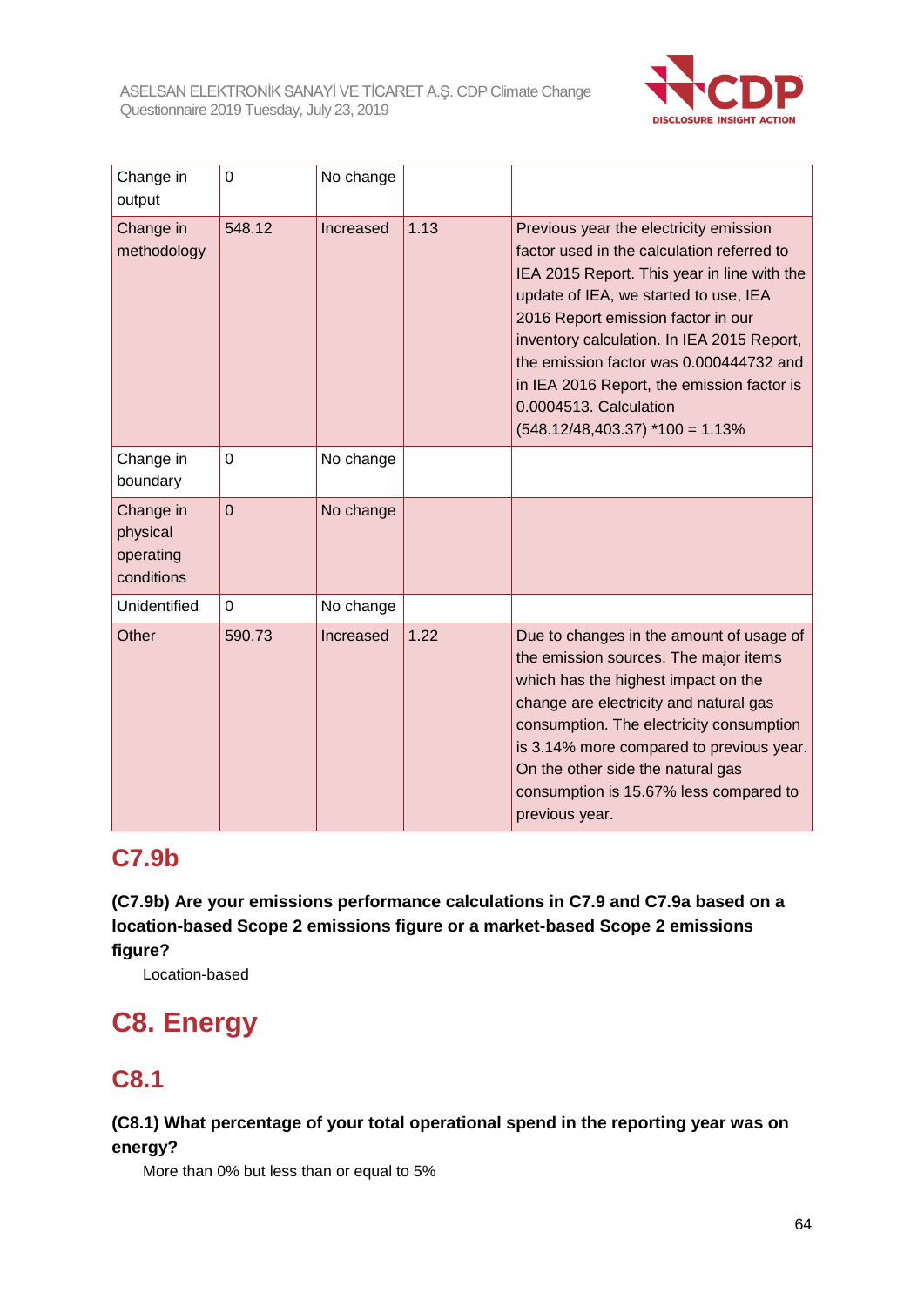| | | | | |
|---|---|---|---|---|
| Change in output | 0 | No change | | |
| Change in methodology | 548.12 | Increased | 1.13 | Previous year the electricity emission factor used in the calculation referred to IEA 2015 Report. This year in line with the update of IEA, we started to use, IEA 2016 Report emission factor in our inventory calculation. In IEA 2015 Report, the emission factor was 0.000444732 and in IEA 2016 Report, the emission factor is 0.0004513. Calculation (548.12/48,403.37) *100 = 1.13% |
| Change in boundary | 0 | No change | | |
| Change in physical operating conditions | 0 | No change | | |
| Unidentified | 0 | No change | | |
| Other | 590.73 | Increased | 1.22 | Due to changes in the amount of usage of the emission sources. The major items which has the highest impact on the change are electricity and natural gas consumption. The electricity consumption is 3.14% more compared to previous year. On the other side the natural gas consumption is 15.67% less compared to previous year. |

## C7.9b

**(C7.9b) Are your emissions performance calculations in C7.9 and C7.9a based on a location-based Scope 2 emissions figure or a market-based Scope 2 emissions figure?**

Location-based

# C8. Energy

## C8.1

**(C8.1) What percentage of your total operational spend in the reporting year was on energy?**

More than 0% but less than or equal to 5%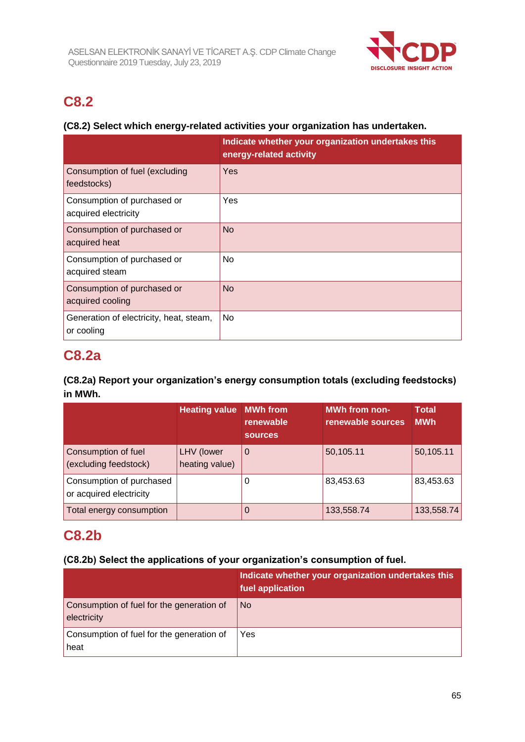## C8.2

### (C8.2) Select which energy-related activities your organization has undertaken.

| | Indicate whether your organization undertakes this energy-related activity |
|---|---|
| Consumption of fuel (excluding feedstocks) | Yes |
| Consumption of purchased or acquired electricity | Yes |
| Consumption of purchased or acquired heat | No |
| Consumption of purchased or acquired steam | No |
| Consumption of purchased or acquired cooling | No |
| Generation of electricity, heat, steam, or cooling | No |

## C8.2a

### (C8.2a) Report your organization's energy consumption totals (excluding feedstocks) in MWh.

| | Heating value | MWh from renewable sources | MWh from non-renewable sources | Total MWh |
|---|---|---|---|---|
| Consumption of fuel (excluding feedstock) | LHV (lower heating value) | 0 | 50,105.11 | 50,105.11 |
| Consumption of purchased or acquired electricity | | 0 | 83,453.63 | 83,453.63 |
| Total energy consumption | | 0 | 133,558.74 | 133,558.74 |

## C8.2b

### (C8.2b) Select the applications of your organization's consumption of fuel.

| | Indicate whether your organization undertakes this fuel application |
|---|---|
| Consumption of fuel for the generation of electricity | No |
| Consumption of fuel for the generation of heat | Yes |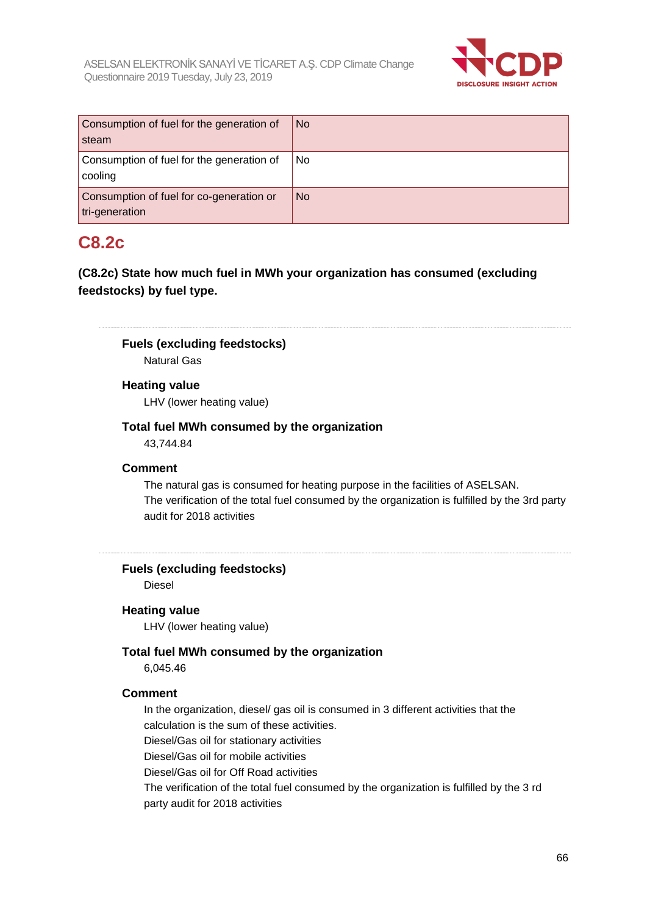| Consumption of fuel for the generation of steam | No |
|---|---|
| Consumption of fuel for the generation of cooling | No |
| Consumption of fuel for co-generation or tri-generation | No |

## C8.2c

**(C8.2c) State how much fuel in MWh your organization has consumed (excluding feedstocks) by fuel type.**

---

**Fuels (excluding feedstocks)**

Natural Gas

**Heating value**

LHV (lower heating value)

**Total fuel MWh consumed by the organization**

43,744.84

**Comment**

The natural gas is consumed for heating purpose in the facilities of ASELSAN.
The verification of the total fuel consumed by the organization is fulfilled by the 3rd party audit for 2018 activities

---

**Fuels (excluding feedstocks)**

Diesel

**Heating value**

LHV (lower heating value)

**Total fuel MWh consumed by the organization**

6,045.46

**Comment**

In the organization, diesel/ gas oil is consumed in 3 different activities that the calculation is the sum of these activities.
Diesel/Gas oil for stationary activities
Diesel/Gas oil for mobile activities
Diesel/Gas oil for Off Road activities
The verification of the total fuel consumed by the organization is fulfilled by the 3 rd party audit for 2018 activities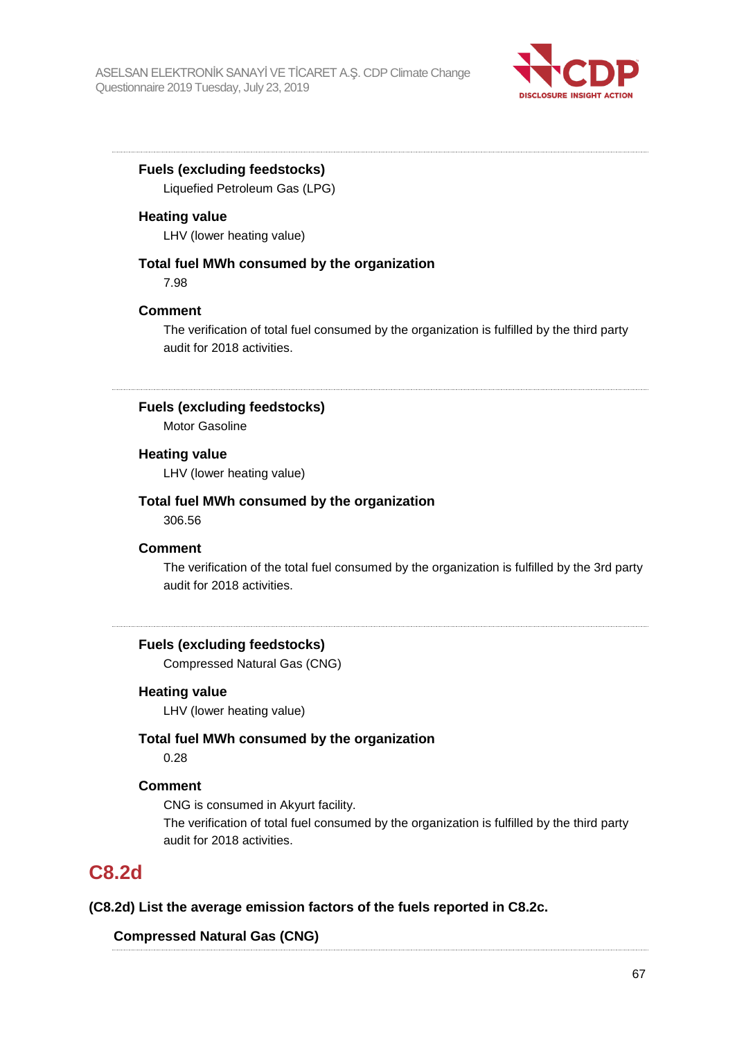**Fuels (excluding feedstocks)**

Liquefied Petroleum Gas (LPG)

**Heating value**

LHV (lower heating value)

**Total fuel MWh consumed by the organization**

7.98

**Comment**

The verification of total fuel consumed by the organization is fulfilled by the third party audit for 2018 activities.

---

**Fuels (excluding feedstocks)**

Motor Gasoline

**Heating value**

LHV (lower heating value)

**Total fuel MWh consumed by the organization**

306.56

**Comment**

The verification of the total fuel consumed by the organization is fulfilled by the 3rd party audit for 2018 activities.

---

**Fuels (excluding feedstocks)**

Compressed Natural Gas (CNG)

**Heating value**

LHV (lower heating value)

**Total fuel MWh consumed by the organization**

0.28

**Comment**

CNG is consumed in Akyurt facility.
The verification of total fuel consumed by the organization is fulfilled by the third party audit for 2018 activities.

## C8.2d

**(C8.2d) List the average emission factors of the fuels reported in C8.2c.**

**Compressed Natural Gas (CNG)**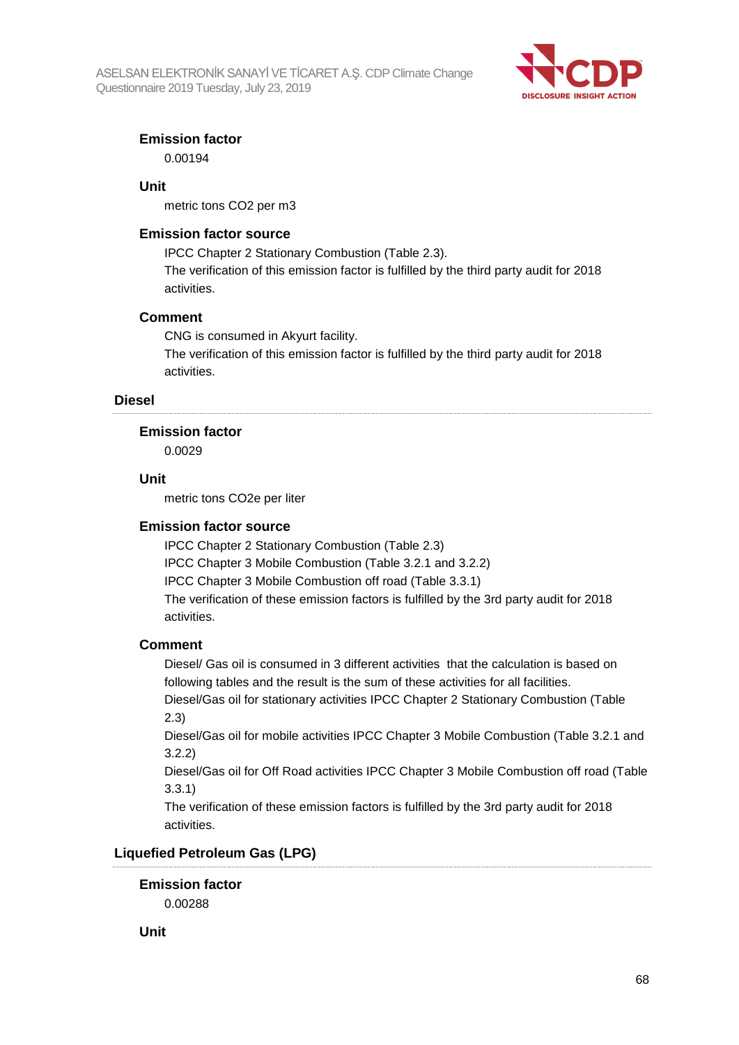#### Emission factor

0.00194

#### Unit

metric tons CO2 per m3

#### Emission factor source

IPCC Chapter 2 Stationary Combustion (Table 2.3).
The verification of this emission factor is fulfilled by the third party audit for 2018 activities.

#### Comment

CNG is consumed in Akyurt facility.
The verification of this emission factor is fulfilled by the third party audit for 2018 activities.

### Diesel

#### Emission factor

0.0029

#### Unit

metric tons CO2e per liter

#### Emission factor source

IPCC Chapter 2 Stationary Combustion (Table 2.3)
IPCC Chapter 3 Mobile Combustion (Table 3.2.1 and 3.2.2)
IPCC Chapter 3 Mobile Combustion off road (Table 3.3.1)
The verification of these emission factors is fulfilled by the 3rd party audit for 2018 activities.

#### Comment

Diesel/ Gas oil is consumed in 3 different activities that the calculation is based on following tables and the result is the sum of these activities for all facilities.
Diesel/Gas oil for stationary activities IPCC Chapter 2 Stationary Combustion (Table 2.3)
Diesel/Gas oil for mobile activities IPCC Chapter 3 Mobile Combustion (Table 3.2.1 and 3.2.2)
Diesel/Gas oil for Off Road activities IPCC Chapter 3 Mobile Combustion off road (Table 3.3.1)
The verification of these emission factors is fulfilled by the 3rd party audit for 2018 activities.

### Liquefied Petroleum Gas (LPG)

#### Emission factor

0.00288

#### Unit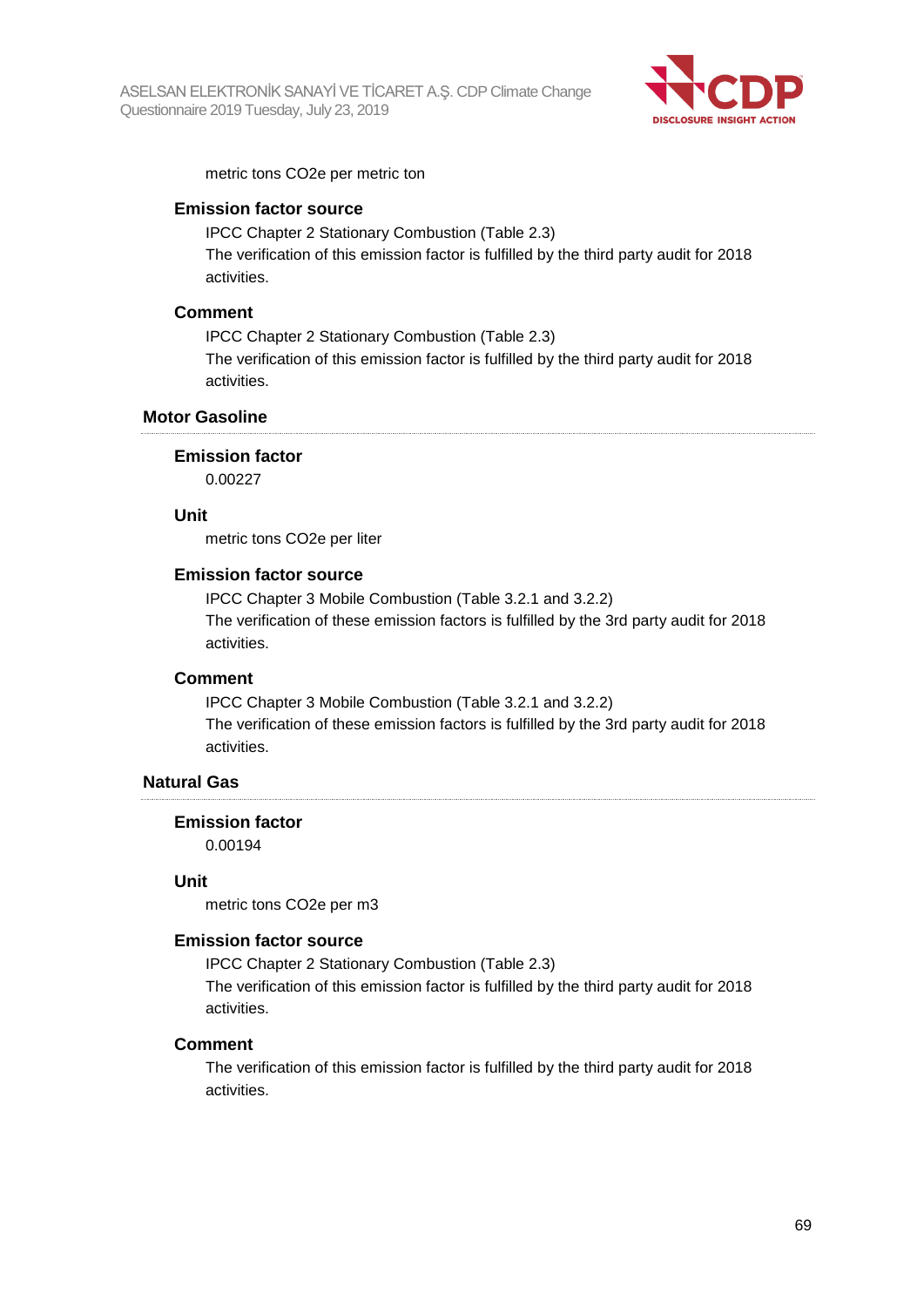metric tons CO2e per metric ton

**Emission factor source**

IPCC Chapter 2 Stationary Combustion (Table 2.3)
The verification of this emission factor is fulfilled by the third party audit for 2018 activities.

**Comment**

IPCC Chapter 2 Stationary Combustion (Table 2.3)
The verification of this emission factor is fulfilled by the third party audit for 2018 activities.

### Motor Gasoline

**Emission factor**

0.00227

**Unit**

metric tons CO2e per liter

**Emission factor source**

IPCC Chapter 3 Mobile Combustion (Table 3.2.1 and 3.2.2)
The verification of these emission factors is fulfilled by the 3rd party audit for 2018 activities.

**Comment**

IPCC Chapter 3 Mobile Combustion (Table 3.2.1 and 3.2.2)
The verification of these emission factors is fulfilled by the 3rd party audit for 2018 activities.

### Natural Gas

**Emission factor**

0.00194

**Unit**

metric tons CO2e per m3

**Emission factor source**

IPCC Chapter 2 Stationary Combustion (Table 2.3)
The verification of this emission factor is fulfilled by the third party audit for 2018 activities.

**Comment**

The verification of this emission factor is fulfilled by the third party audit for 2018 activities.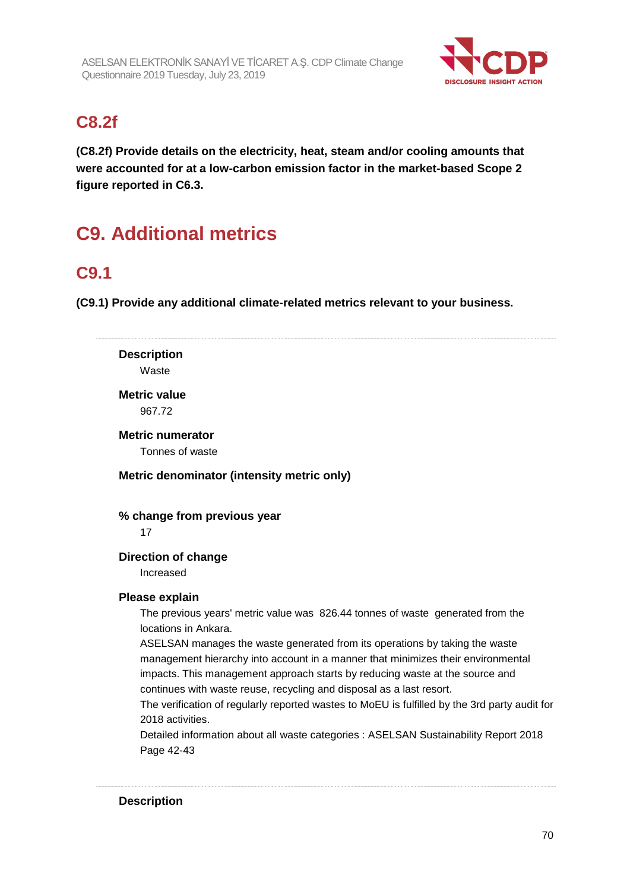## C8.2f

**(C8.2f) Provide details on the electricity, heat, steam and/or cooling amounts that were accounted for at a low-carbon emission factor in the market-based Scope 2 figure reported in C6.3.**

# C9. Additional metrics

## C9.1

**(C9.1) Provide any additional climate-related metrics relevant to your business.**

---

**Description**

Waste

**Metric value**

967.72

**Metric numerator**

Tonnes of waste

**Metric denominator (intensity metric only)**

**% change from previous year**

17

**Direction of change**

Increased

**Please explain**

The previous years' metric value was 826.44 tonnes of waste generated from the locations in Ankara.

ASELSAN manages the waste generated from its operations by taking the waste management hierarchy into account in a manner that minimizes their environmental impacts. This management approach starts by reducing waste at the source and continues with waste reuse, recycling and disposal as a last resort.

The verification of regularly reported wastes to MoEU is fulfilled by the 3rd party audit for 2018 activities.

Detailed information about all waste categories : ASELSAN Sustainability Report 2018 Page 42-43

---

**Description**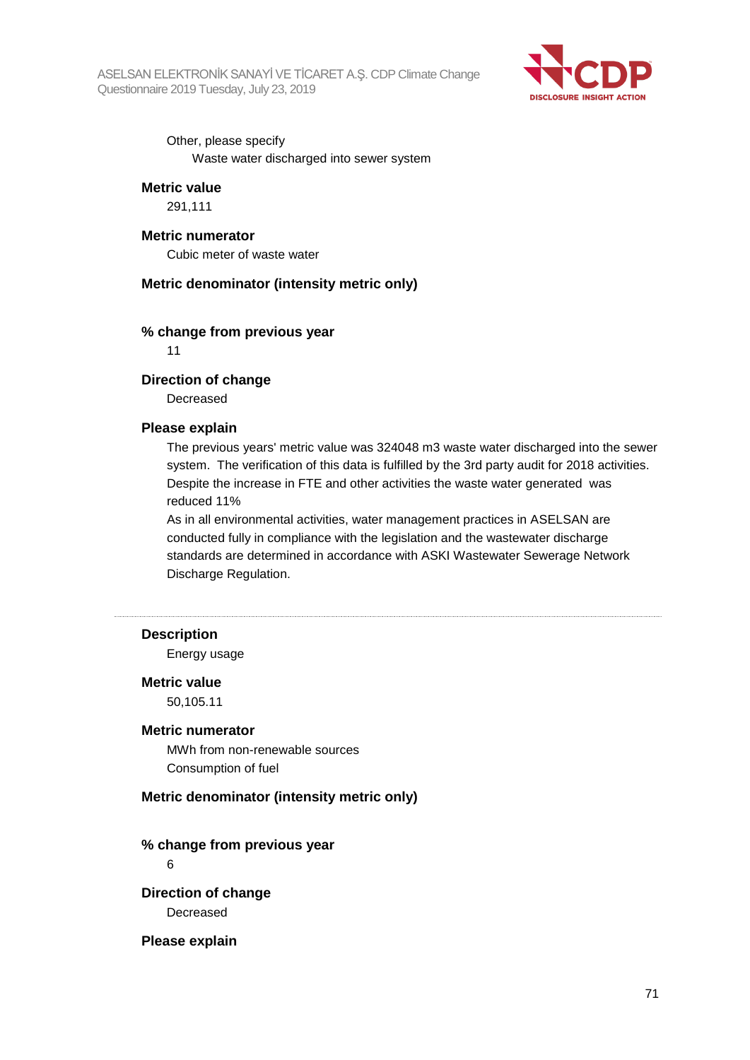Other, please specify

Waste water discharged into sewer system

**Metric value**

291,111

**Metric numerator**

Cubic meter of waste water

**Metric denominator (intensity metric only)**

**% change from previous year**

11

**Direction of change**

Decreased

**Please explain**

The previous years' metric value was 324048 m3 waste water discharged into the sewer system. The verification of this data is fulfilled by the 3rd party audit for 2018 activities. Despite the increase in FTE and other activities the waste water generated was reduced 11%

As in all environmental activities, water management practices in ASELSAN are conducted fully in compliance with the legislation and the wastewater discharge standards are determined in accordance with ASKI Wastewater Sewerage Network Discharge Regulation.

---

**Description**

Energy usage

**Metric value**

50,105.11

**Metric numerator**

MWh from non-renewable sources

Consumption of fuel

**Metric denominator (intensity metric only)**

**% change from previous year**

6

**Direction of change**

Decreased

**Please explain**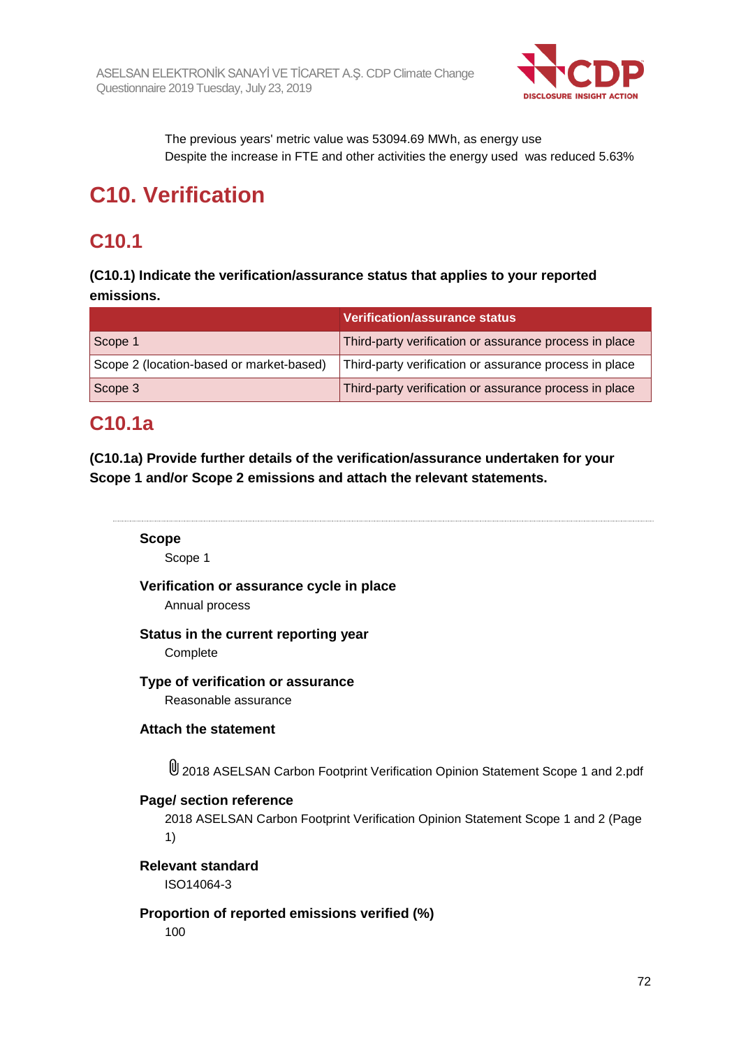The previous years' metric value was 53094.69 MWh, as energy use
Despite the increase in FTE and other activities the energy used was reduced 5.63%

# C10. Verification

## C10.1

**(C10.1) Indicate the verification/assurance status that applies to your reported emissions.**

| | Verification/assurance status |
|---|---|
| Scope 1 | Third-party verification or assurance process in place |
| Scope 2 (location-based or market-based) | Third-party verification or assurance process in place |
| Scope 3 | Third-party verification or assurance process in place |

## C10.1a

**(C10.1a) Provide further details of the verification/assurance undertaken for your Scope 1 and/or Scope 2 emissions and attach the relevant statements.**

**Scope**

Scope 1

**Verification or assurance cycle in place**

Annual process

**Status in the current reporting year**

Complete

**Type of verification or assurance**

Reasonable assurance

**Attach the statement**

2018 ASELSAN Carbon Footprint Verification Opinion Statement Scope 1 and 2.pdf

**Page/ section reference**

2018 ASELSAN Carbon Footprint Verification Opinion Statement Scope 1 and 2 (Page 1)

**Relevant standard**

ISO14064-3

**Proportion of reported emissions verified (%)**

100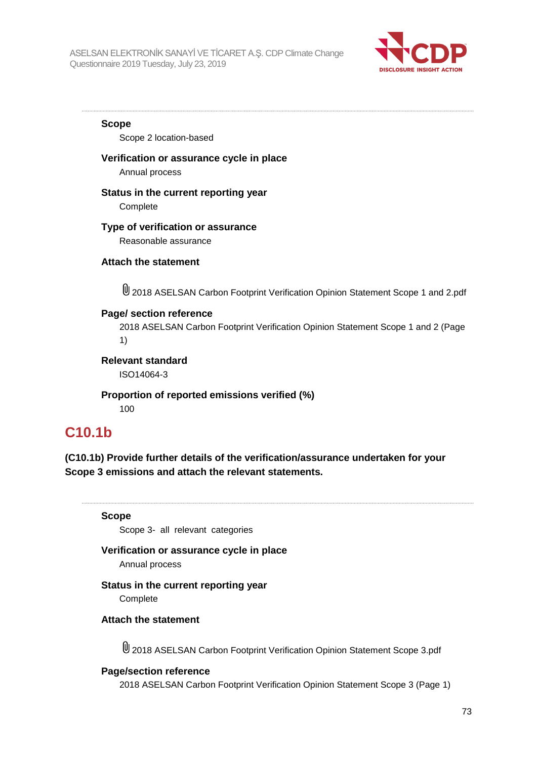**Scope**

Scope 2 location-based

**Verification or assurance cycle in place**

Annual process

**Status in the current reporting year**

Complete

**Type of verification or assurance**

Reasonable assurance

**Attach the statement**

2018 ASELSAN Carbon Footprint Verification Opinion Statement Scope 1 and 2.pdf

**Page/ section reference**

2018 ASELSAN Carbon Footprint Verification Opinion Statement Scope 1 and 2 (Page 1)

**Relevant standard**

ISO14064-3

**Proportion of reported emissions verified (%)**

100

## C10.1b

**(C10.1b) Provide further details of the verification/assurance undertaken for your Scope 3 emissions and attach the relevant statements.**

**Scope**

Scope 3- all relevant categories

**Verification or assurance cycle in place**

Annual process

**Status in the current reporting year**

Complete

**Attach the statement**

2018 ASELSAN Carbon Footprint Verification Opinion Statement Scope 3.pdf

**Page/section reference**

2018 ASELSAN Carbon Footprint Verification Opinion Statement Scope 3 (Page 1)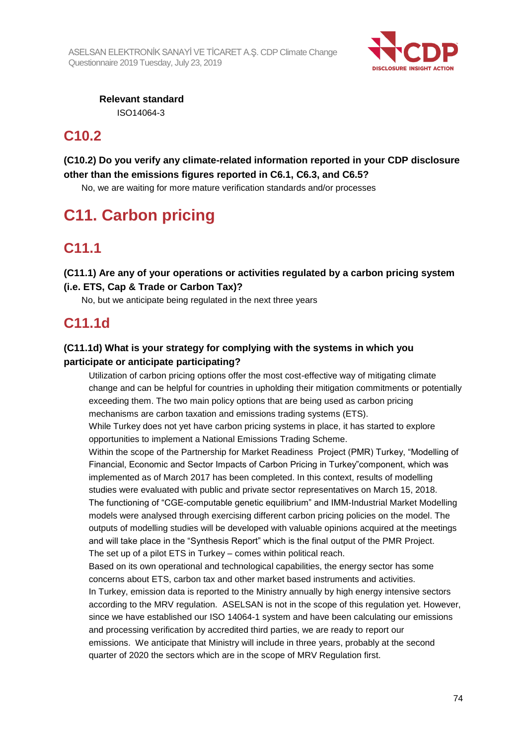**Relevant standard**

ISO14064-3

## C10.2

**(C10.2) Do you verify any climate-related information reported in your CDP disclosure other than the emissions figures reported in C6.1, C6.3, and C6.5?**

No, we are waiting for more mature verification standards and/or processes

# C11. Carbon pricing

## C11.1

**(C11.1) Are any of your operations or activities regulated by a carbon pricing system (i.e. ETS, Cap & Trade or Carbon Tax)?**

No, but we anticipate being regulated in the next three years

## C11.1d

**(C11.1d) What is your strategy for complying with the systems in which you participate or anticipate participating?**

Utilization of carbon pricing options offer the most cost-effective way of mitigating climate change and can be helpful for countries in upholding their mitigation commitments or potentially exceeding them. The two main policy options that are being used as carbon pricing mechanisms are carbon taxation and emissions trading systems (ETS).

While Turkey does not yet have carbon pricing systems in place, it has started to explore opportunities to implement a National Emissions Trading Scheme.

Within the scope of the Partnership for Market Readiness Project (PMR) Turkey, "Modelling of Financial, Economic and Sector Impacts of Carbon Pricing in Turkey"component, which was implemented as of March 2017 has been completed. In this context, results of modelling studies were evaluated with public and private sector representatives on March 15, 2018.

The functioning of "CGE-computable genetic equilibrium" and IMM-Industrial Market Modelling models were analysed through exercising different carbon pricing policies on the model. The outputs of modelling studies will be developed with valuable opinions acquired at the meetings and will take place in the "Synthesis Report" which is the final output of the PMR Project.

The set up of a pilot ETS in Turkey – comes within political reach.

Based on its own operational and technological capabilities, the energy sector has some concerns about ETS, carbon tax and other market based instruments and activities.

In Turkey, emission data is reported to the Ministry annually by high energy intensive sectors according to the MRV regulation. ASELSAN is not in the scope of this regulation yet. However, since we have established our ISO 14064-1 system and have been calculating our emissions and processing verification by accredited third parties, we are ready to report our emissions. We anticipate that Ministry will include in three years, probably at the second quarter of 2020 the sectors which are in the scope of MRV Regulation first.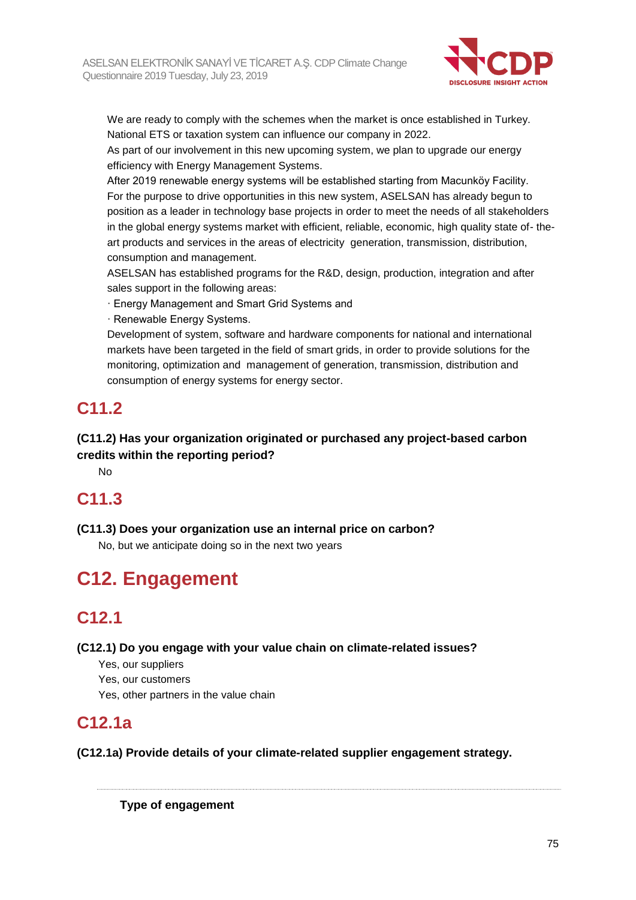We are ready to comply with the schemes when the market is once established in Turkey. National ETS or taxation system can influence our company in 2022.
As part of our involvement in this new upcoming system, we plan to upgrade our energy efficiency with Energy Management Systems.
After 2019 renewable energy systems will be established starting from Macunköy Facility.
For the purpose to drive opportunities in this new system, ASELSAN has already begun to position as a leader in technology base projects in order to meet the needs of all stakeholders in the global energy systems market with efficient, reliable, economic, high quality state of- the-art products and services in the areas of electricity generation, transmission, distribution, consumption and management.
ASELSAN has established programs for the R&D, design, production, integration and after sales support in the following areas:
· Energy Management and Smart Grid Systems and
· Renewable Energy Systems.
Development of system, software and hardware components for national and international markets have been targeted in the field of smart grids, in order to provide solutions for the monitoring, optimization and management of generation, transmission, distribution and consumption of energy systems for energy sector.

## C11.2

**(C11.2) Has your organization originated or purchased any project-based carbon credits within the reporting period?**

No

## C11.3

**(C11.3) Does your organization use an internal price on carbon?**

No, but we anticipate doing so in the next two years

# C12. Engagement

## C12.1

**(C12.1) Do you engage with your value chain on climate-related issues?**

Yes, our suppliers
Yes, our customers
Yes, other partners in the value chain

## C12.1a

**(C12.1a) Provide details of your climate-related supplier engagement strategy.**

---

**Type of engagement**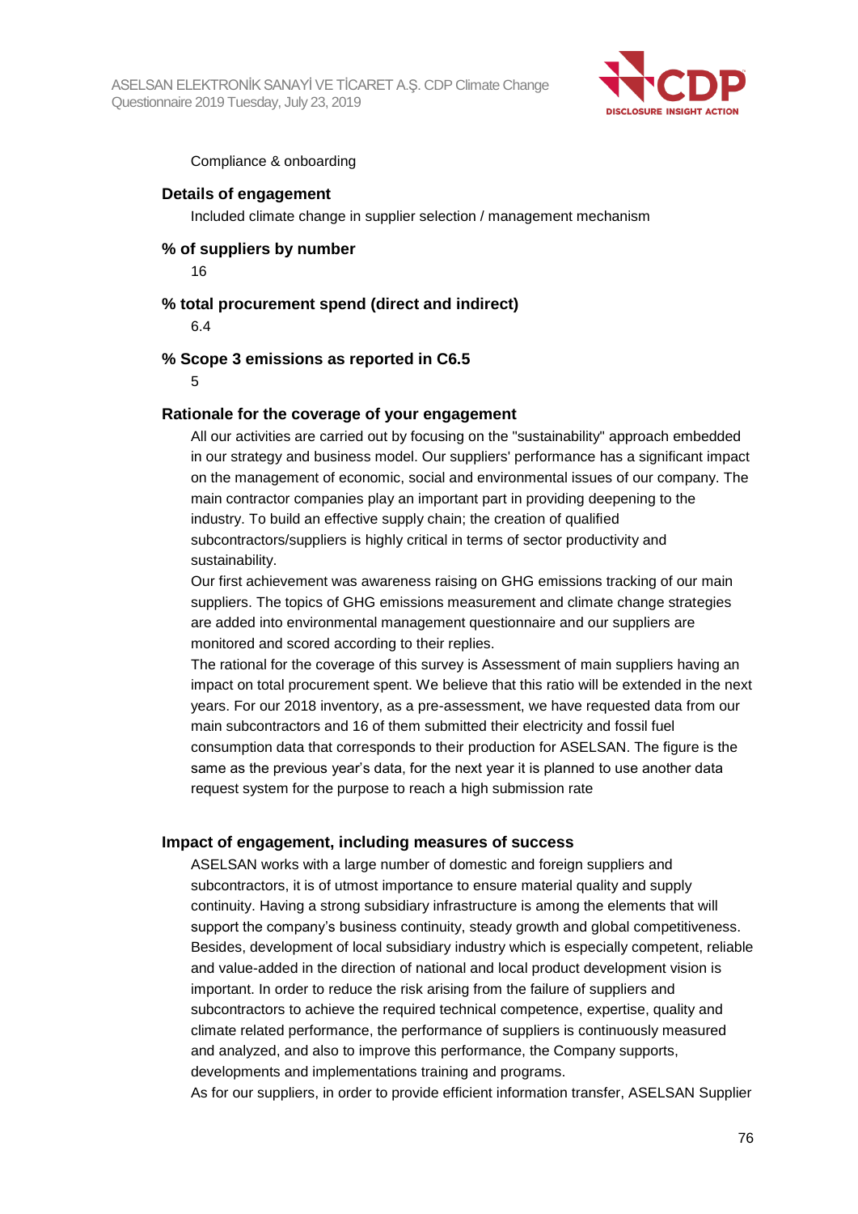Compliance & onboarding

**Details of engagement**

Included climate change in supplier selection / management mechanism

**% of suppliers by number**

16

**% total procurement spend (direct and indirect)**

6.4

**% Scope 3 emissions as reported in C6.5**

5

**Rationale for the coverage of your engagement**

All our activities are carried out by focusing on the "sustainability" approach embedded in our strategy and business model. Our suppliers' performance has a significant impact on the management of economic, social and environmental issues of our company. The main contractor companies play an important part in providing deepening to the industry. To build an effective supply chain; the creation of qualified subcontractors/suppliers is highly critical in terms of sector productivity and sustainability.

Our first achievement was awareness raising on GHG emissions tracking of our main suppliers. The topics of GHG emissions measurement and climate change strategies are added into environmental management questionnaire and our suppliers are monitored and scored according to their replies.

The rational for the coverage of this survey is Assessment of main suppliers having an impact on total procurement spent. We believe that this ratio will be extended in the next years. For our 2018 inventory, as a pre-assessment, we have requested data from our main subcontractors and 16 of them submitted their electricity and fossil fuel consumption data that corresponds to their production for ASELSAN. The figure is the same as the previous year's data, for the next year it is planned to use another data request system for the purpose to reach a high submission rate

**Impact of engagement, including measures of success**

ASELSAN works with a large number of domestic and foreign suppliers and subcontractors, it is of utmost importance to ensure material quality and supply continuity. Having a strong subsidiary infrastructure is among the elements that will support the company's business continuity, steady growth and global competitiveness. Besides, development of local subsidiary industry which is especially competent, reliable and value-added in the direction of national and local product development vision is important. In order to reduce the risk arising from the failure of suppliers and subcontractors to achieve the required technical competence, expertise, quality and climate related performance, the performance of suppliers is continuously measured and analyzed, and also to improve this performance, the Company supports, developments and implementations training and programs.

As for our suppliers, in order to provide efficient information transfer, ASELSAN Supplier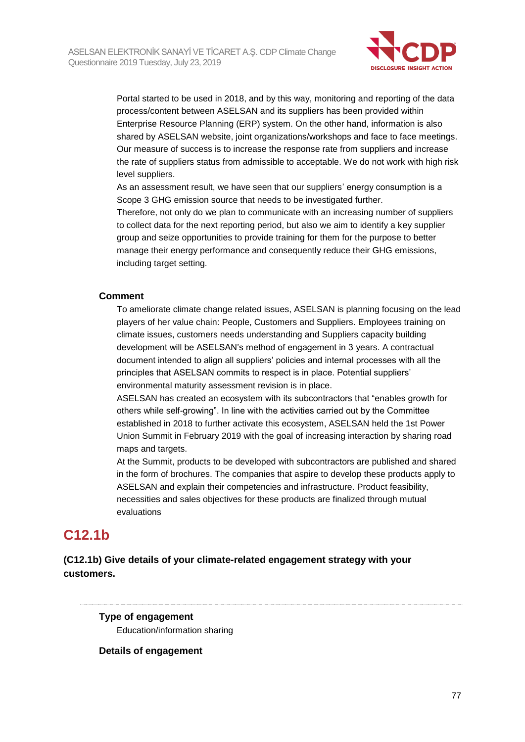Portal started to be used in 2018, and by this way, monitoring and reporting of the data process/content between ASELSAN and its suppliers has been provided within Enterprise Resource Planning (ERP) system. On the other hand, information is also shared by ASELSAN website, joint organizations/workshops and face to face meetings. Our measure of success is to increase the response rate from suppliers and increase the rate of suppliers status from admissible to acceptable. We do not work with high risk level suppliers.
As an assessment result, we have seen that our suppliers' energy consumption is a Scope 3 GHG emission source that needs to be investigated further.
Therefore, not only do we plan to communicate with an increasing number of suppliers to collect data for the next reporting period, but also we aim to identify a key supplier group and seize opportunities to provide training for them for the purpose to better manage their energy performance and consequently reduce their GHG emissions, including target setting.

**Comment**

To ameliorate climate change related issues, ASELSAN is planning focusing on the lead players of her value chain: People, Customers and Suppliers. Employees training on climate issues, customers needs understanding and Suppliers capacity building development will be ASELSAN's method of engagement in 3 years. A contractual document intended to align all suppliers' policies and internal processes with all the principles that ASELSAN commits to respect is in place. Potential suppliers' environmental maturity assessment revision is in place.
ASELSAN has created an ecosystem with its subcontractors that "enables growth for others while self-growing". In line with the activities carried out by the Committee established in 2018 to further activate this ecosystem, ASELSAN held the 1st Power Union Summit in February 2019 with the goal of increasing interaction by sharing road maps and targets.
At the Summit, products to be developed with subcontractors are published and shared in the form of brochures. The companies that aspire to develop these products apply to ASELSAN and explain their competencies and infrastructure. Product feasibility, necessities and sales objectives for these products are finalized through mutual evaluations

# C12.1b

**(C12.1b) Give details of your climate-related engagement strategy with your customers.**

**Type of engagement**

Education/information sharing

**Details of engagement**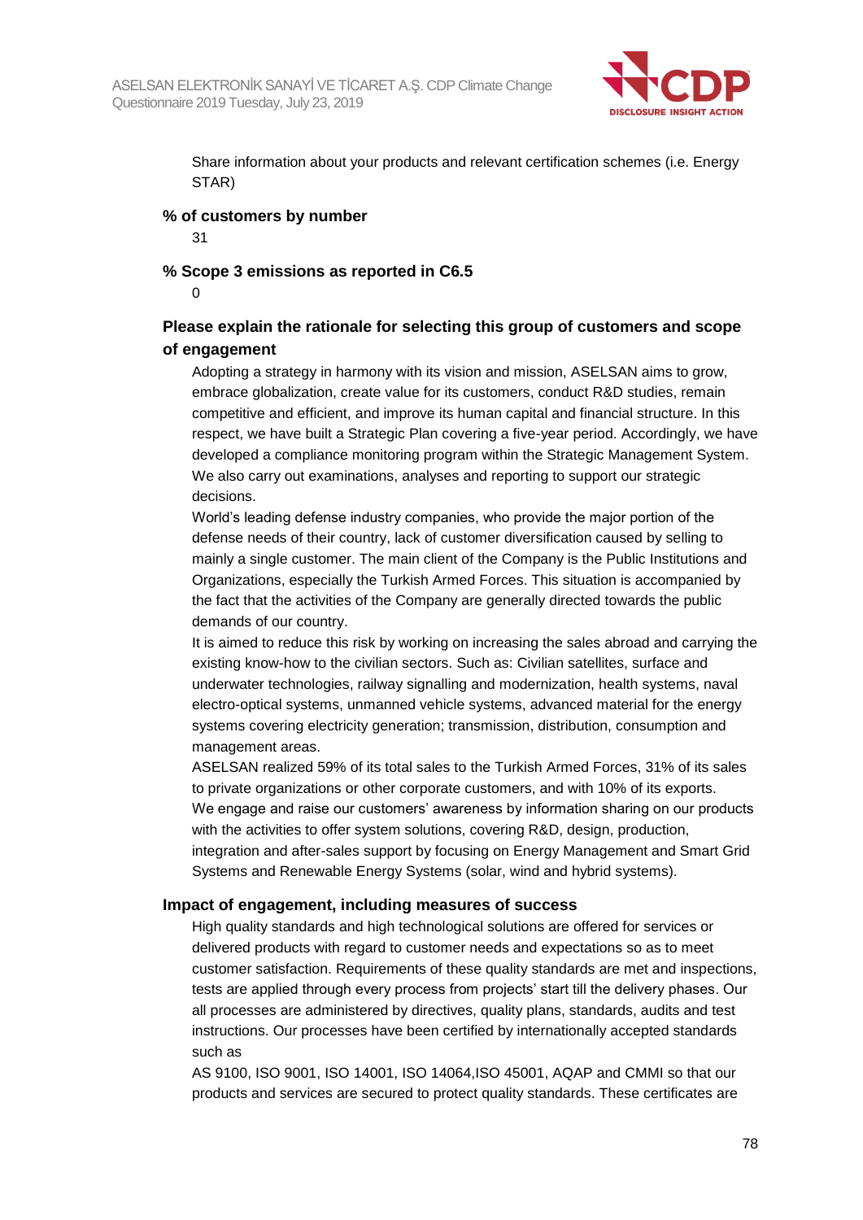Share information about your products and relevant certification schemes (i.e. Energy STAR)

**% of customers by number**

31

**% Scope 3 emissions as reported in C6.5**

0

### Please explain the rationale for selecting this group of customers and scope of engagement

Adopting a strategy in harmony with its vision and mission, ASELSAN aims to grow, embrace globalization, create value for its customers, conduct R&D studies, remain competitive and efficient, and improve its human capital and financial structure. In this respect, we have built a Strategic Plan covering a five-year period. Accordingly, we have developed a compliance monitoring program within the Strategic Management System. We also carry out examinations, analyses and reporting to support our strategic decisions.

World's leading defense industry companies, who provide the major portion of the defense needs of their country, lack of customer diversification caused by selling to mainly a single customer. The main client of the Company is the Public Institutions and Organizations, especially the Turkish Armed Forces. This situation is accompanied by the fact that the activities of the Company are generally directed towards the public demands of our country.

It is aimed to reduce this risk by working on increasing the sales abroad and carrying the existing know-how to the civilian sectors. Such as: Civilian satellites, surface and underwater technologies, railway signalling and modernization, health systems, naval electro-optical systems, unmanned vehicle systems, advanced material for the energy systems covering electricity generation; transmission, distribution, consumption and management areas.

ASELSAN realized 59% of its total sales to the Turkish Armed Forces, 31% of its sales to private organizations or other corporate customers, and with 10% of its exports.

We engage and raise our customers' awareness by information sharing on our products with the activities to offer system solutions, covering R&D, design, production, integration and after-sales support by focusing on Energy Management and Smart Grid Systems and Renewable Energy Systems (solar, wind and hybrid systems).

### Impact of engagement, including measures of success

High quality standards and high technological solutions are offered for services or delivered products with regard to customer needs and expectations so as to meet customer satisfaction. Requirements of these quality standards are met and inspections, tests are applied through every process from projects' start till the delivery phases. Our all processes are administered by directives, quality plans, standards, audits and test instructions. Our processes have been certified by internationally accepted standards such as

AS 9100, ISO 9001, ISO 14001, ISO 14064,ISO 45001, AQAP and CMMI so that our products and services are secured to protect quality standards. These certificates are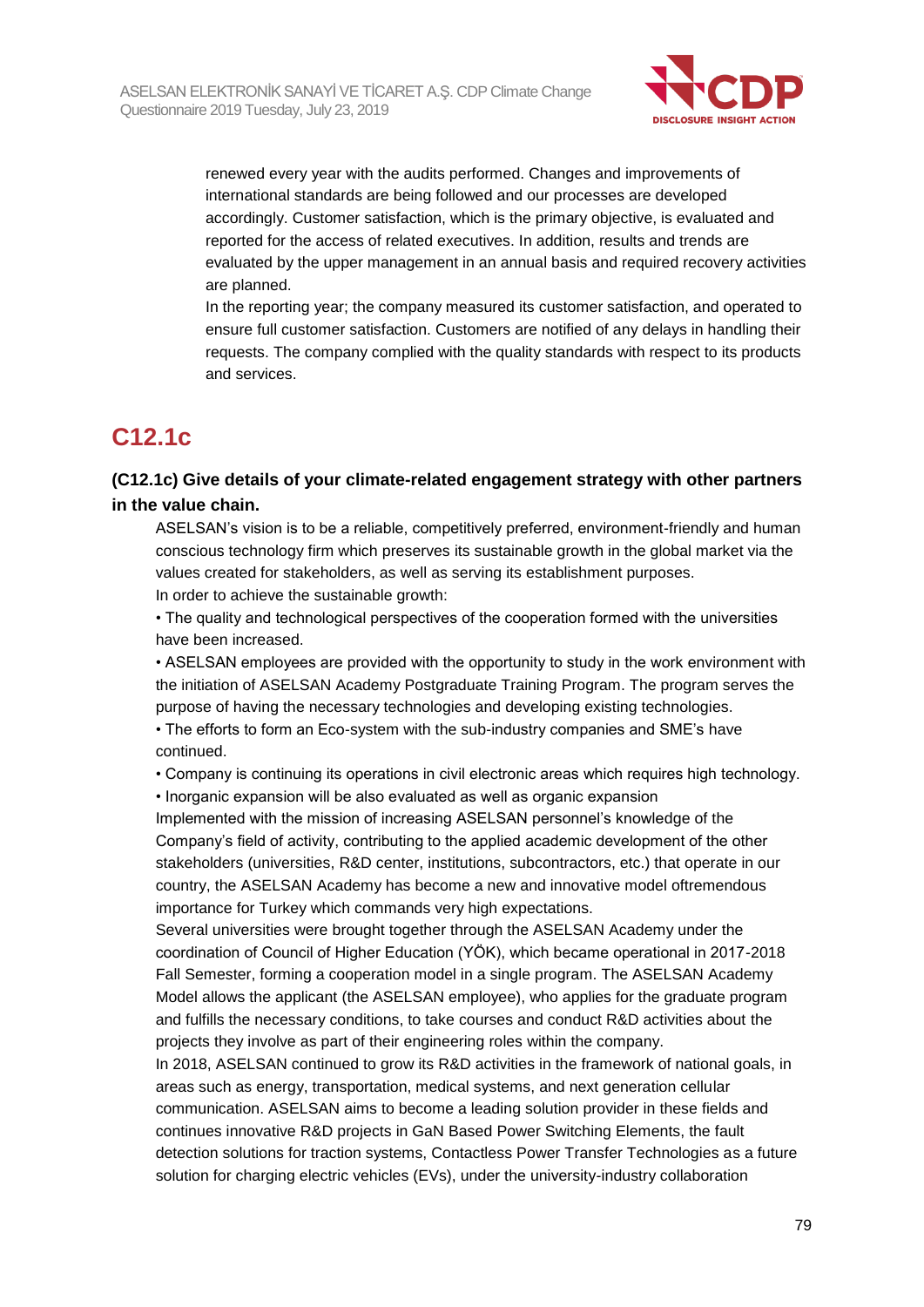renewed every year with the audits performed. Changes and improvements of international standards are being followed and our processes are developed accordingly. Customer satisfaction, which is the primary objective, is evaluated and reported for the access of related executives. In addition, results and trends are evaluated by the upper management in an annual basis and required recovery activities are planned.
In the reporting year; the company measured its customer satisfaction, and operated to ensure full customer satisfaction. Customers are notified of any delays in handling their requests. The company complied with the quality standards with respect to its products and services.

## C12.1c

### (C12.1c) Give details of your climate-related engagement strategy with other partners in the value chain.

ASELSAN's vision is to be a reliable, competitively preferred, environment-friendly and human conscious technology firm which preserves its sustainable growth in the global market via the values created for stakeholders, as well as serving its establishment purposes.
In order to achieve the sustainable growth:

• The quality and technological perspectives of the cooperation formed with the universities have been increased.

• ASELSAN employees are provided with the opportunity to study in the work environment with the initiation of ASELSAN Academy Postgraduate Training Program. The program serves the purpose of having the necessary technologies and developing existing technologies.

• The efforts to form an Eco-system with the sub-industry companies and SME's have continued.

• Company is continuing its operations in civil electronic areas which requires high technology.

• Inorganic expansion will be also evaluated as well as organic expansion

Implemented with the mission of increasing ASELSAN personnel's knowledge of the Company's field of activity, contributing to the applied academic development of the other stakeholders (universities, R&D center, institutions, subcontractors, etc.) that operate in our country, the ASELSAN Academy has become a new and innovative model oftremendous importance for Turkey which commands very high expectations.
Several universities were brought together through the ASELSAN Academy under the coordination of Council of Higher Education (YÖK), which became operational in 2017-2018 Fall Semester, forming a cooperation model in a single program. The ASELSAN Academy Model allows the applicant (the ASELSAN employee), who applies for the graduate program and fulfills the necessary conditions, to take courses and conduct R&D activities about the projects they involve as part of their engineering roles within the company.
In 2018, ASELSAN continued to grow its R&D activities in the framework of national goals, in areas such as energy, transportation, medical systems, and next generation cellular communication. ASELSAN aims to become a leading solution provider in these fields and continues innovative R&D projects in GaN Based Power Switching Elements, the fault detection solutions for traction systems, Contactless Power Transfer Technologies as a future solution for charging electric vehicles (EVs), under the university-industry collaboration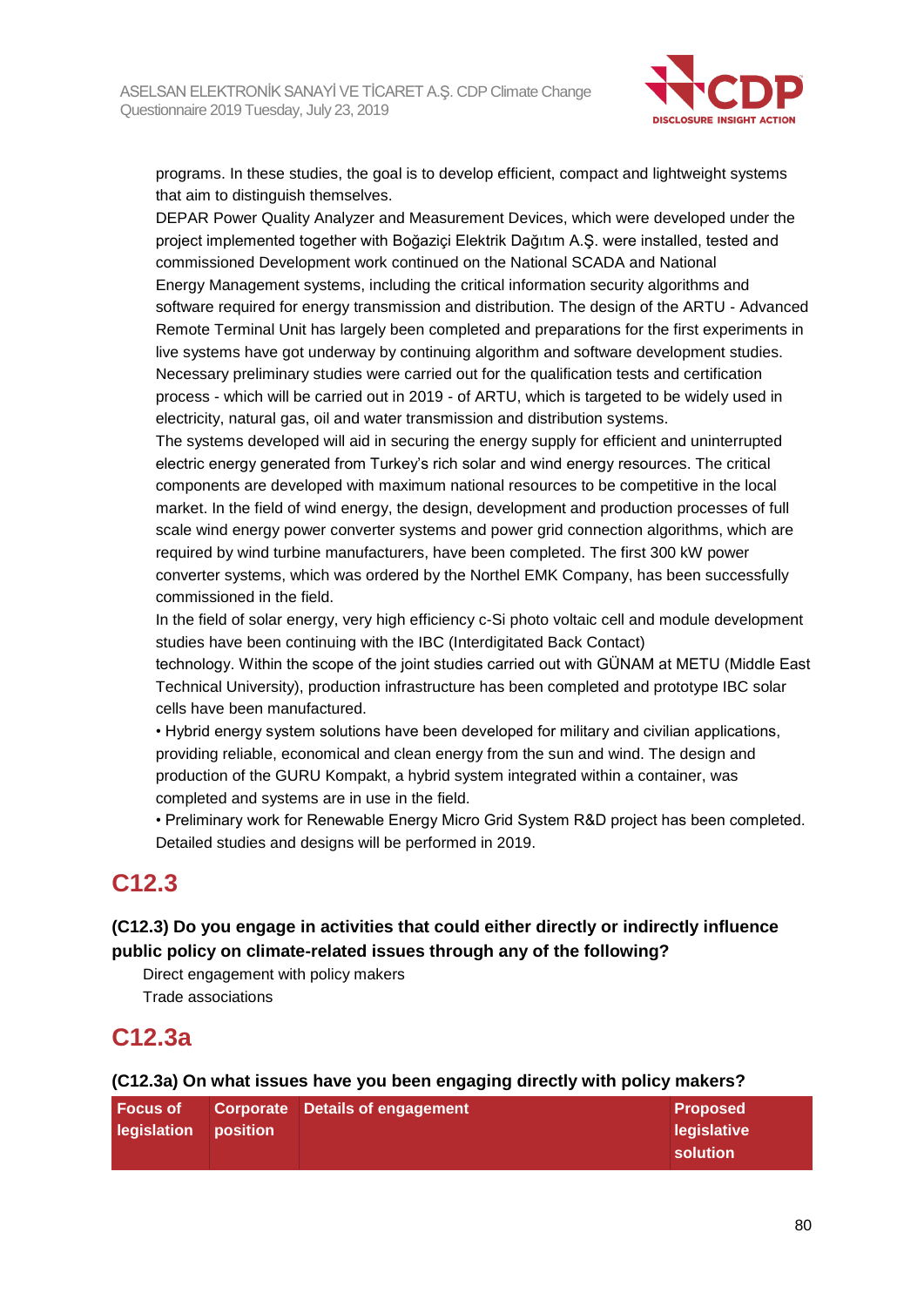programs. In these studies, the goal is to develop efficient, compact and lightweight systems that aim to distinguish themselves.
DEPAR Power Quality Analyzer and Measurement Devices, which were developed under the project implemented together with Boğaziçi Elektrik Dağıtım A.Ş. were installed, tested and commissioned Development work continued on the National SCADA and National Energy Management systems, including the critical information security algorithms and software required for energy transmission and distribution. The design of the ARTU - Advanced Remote Terminal Unit has largely been completed and preparations for the first experiments in live systems have got underway by continuing algorithm and software development studies. Necessary preliminary studies were carried out for the qualification tests and certification process - which will be carried out in 2019 - of ARTU, which is targeted to be widely used in electricity, natural gas, oil and water transmission and distribution systems.
The systems developed will aid in securing the energy supply for efficient and uninterrupted electric energy generated from Turkey's rich solar and wind energy resources. The critical components are developed with maximum national resources to be competitive in the local market. In the field of wind energy, the design, development and production processes of full scale wind energy power converter systems and power grid connection algorithms, which are required by wind turbine manufacturers, have been completed. The first 300 kW power converter systems, which was ordered by the Northel EMK Company, has been successfully commissioned in the field.
In the field of solar energy, very high efficiency c-Si photo voltaic cell and module development studies have been continuing with the IBC (Interdigitated Back Contact) technology. Within the scope of the joint studies carried out with GÜNAM at METU (Middle East Technical University), production infrastructure has been completed and prototype IBC solar cells have been manufactured.
• Hybrid energy system solutions have been developed for military and civilian applications, providing reliable, economical and clean energy from the sun and wind. The design and production of the GURU Kompakt, a hybrid system integrated within a container, was completed and systems are in use in the field.
• Preliminary work for Renewable Energy Micro Grid System R&D project has been completed. Detailed studies and designs will be performed in 2019.

## C12.3

**(C12.3) Do you engage in activities that could either directly or indirectly influence public policy on climate-related issues through any of the following?**

Direct engagement with policy makers
Trade associations

## C12.3a

**(C12.3a) On what issues have you been engaging directly with policy makers?**

| Focus of legislation | Corporate position | Details of engagement | Proposed legislative solution |
|---|---|---|---|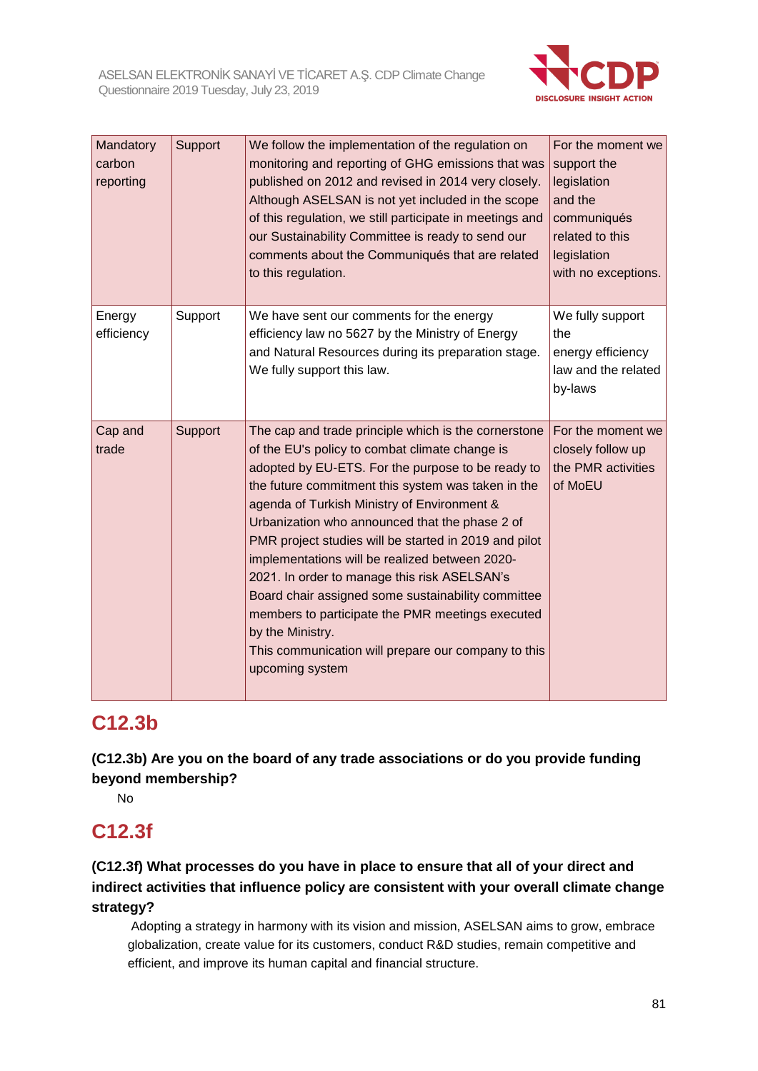| Mandatory carbon reporting | Support | We follow the implementation of the regulation on monitoring and reporting of GHG emissions that was published on 2012 and revised in 2014 very closely. Although ASELSAN is not yet included in the scope of this regulation, we still participate in meetings and our Sustainability Committee is ready to send our comments about the Communiqués that are related to this regulation. | For the moment we support the legislation and the communiqués related to this legislation with no exceptions. |
|---|---|---|---|
| Energy efficiency | Support | We have sent our comments for the energy efficiency law no 5627 by the Ministry of Energy and Natural Resources during its preparation stage. We fully support this law. | We fully support the energy efficiency law and the related by-laws |
| Cap and trade | Support | The cap and trade principle which is the cornerstone of the EU's policy to combat climate change is adopted by EU-ETS. For the purpose to be ready to the future commitment this system was taken in the agenda of Turkish Ministry of Environment & Urbanization who announced that the phase 2 of PMR project studies will be started in 2019 and pilot implementations will be realized between 2020-2021. In order to manage this risk ASELSAN's Board chair assigned some sustainability committee members to participate the PMR meetings executed by the Ministry.<br>This communication will prepare our company to this upcoming system | For the moment we closely follow up the PMR activities of MoEU |

## C12.3b

**(C12.3b) Are you on the board of any trade associations or do you provide funding beyond membership?**

No

## C12.3f

**(C12.3f) What processes do you have in place to ensure that all of your direct and indirect activities that influence policy are consistent with your overall climate change strategy?**

Adopting a strategy in harmony with its vision and mission, ASELSAN aims to grow, embrace globalization, create value for its customers, conduct R&D studies, remain competitive and efficient, and improve its human capital and financial structure.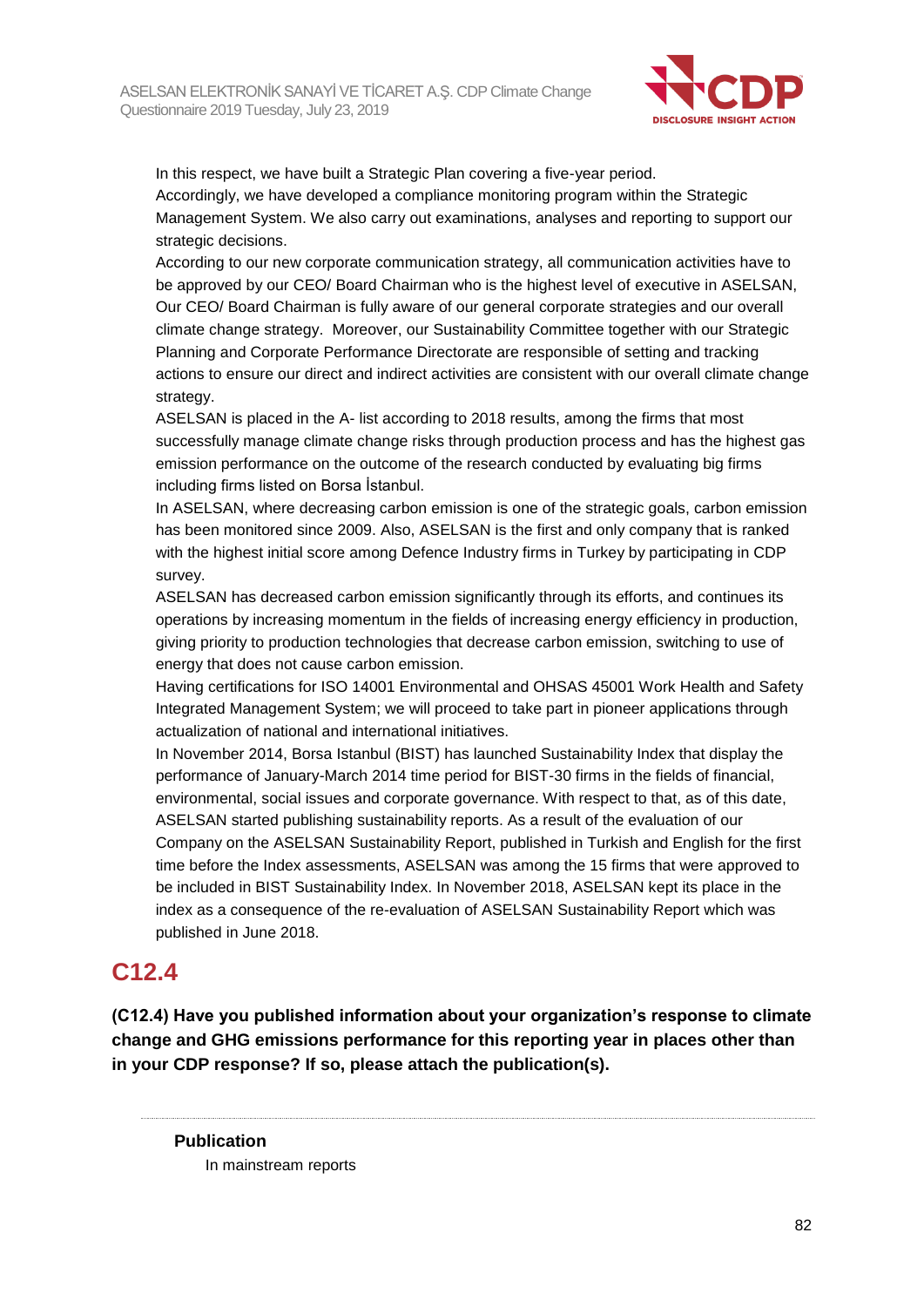In this respect, we have built a Strategic Plan covering a five-year period.
Accordingly, we have developed a compliance monitoring program within the Strategic Management System. We also carry out examinations, analyses and reporting to support our strategic decisions.
According to our new corporate communication strategy, all communication activities have to be approved by our CEO/ Board Chairman who is the highest level of executive in ASELSAN, Our CEO/ Board Chairman is fully aware of our general corporate strategies and our overall climate change strategy. Moreover, our Sustainability Committee together with our Strategic Planning and Corporate Performance Directorate are responsible of setting and tracking actions to ensure our direct and indirect activities are consistent with our overall climate change strategy.
ASELSAN is placed in the A- list according to 2018 results, among the firms that most successfully manage climate change risks through production process and has the highest gas emission performance on the outcome of the research conducted by evaluating big firms including firms listed on Borsa İstanbul.
In ASELSAN, where decreasing carbon emission is one of the strategic goals, carbon emission has been monitored since 2009. Also, ASELSAN is the first and only company that is ranked with the highest initial score among Defence Industry firms in Turkey by participating in CDP survey.
ASELSAN has decreased carbon emission significantly through its efforts, and continues its operations by increasing momentum in the fields of increasing energy efficiency in production, giving priority to production technologies that decrease carbon emission, switching to use of energy that does not cause carbon emission.
Having certifications for ISO 14001 Environmental and OHSAS 45001 Work Health and Safety Integrated Management System; we will proceed to take part in pioneer applications through actualization of national and international initiatives.
In November 2014, Borsa Istanbul (BIST) has launched Sustainability Index that display the performance of January-March 2014 time period for BIST-30 firms in the fields of financial, environmental, social issues and corporate governance. With respect to that, as of this date, ASELSAN started publishing sustainability reports. As a result of the evaluation of our Company on the ASELSAN Sustainability Report, published in Turkish and English for the first time before the Index assessments, ASELSAN was among the 15 firms that were approved to be included in BIST Sustainability Index. In November 2018, ASELSAN kept its place in the index as a consequence of the re-evaluation of ASELSAN Sustainability Report which was published in June 2018.

## C12.4

**(C12.4) Have you published information about your organization's response to climate change and GHG emissions performance for this reporting year in places other than in your CDP response? If so, please attach the publication(s).**

---

**Publication**

In mainstream reports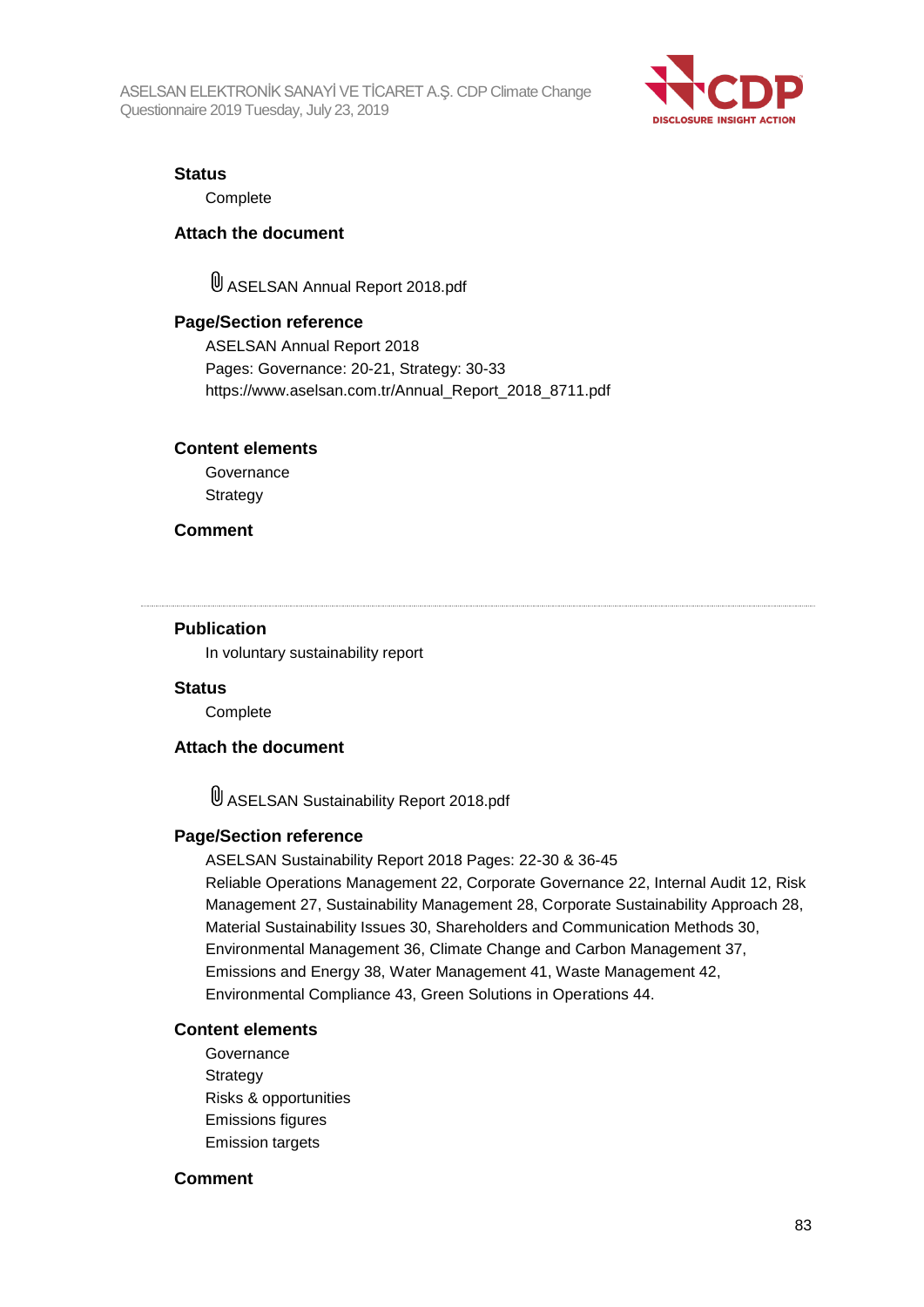**Status**

Complete

**Attach the document**

ASELSAN Annual Report 2018.pdf

**Page/Section reference**

ASELSAN Annual Report 2018
Pages: Governance: 20-21, Strategy: 30-33
https://www.aselsan.com.tr/Annual_Report_2018_8711.pdf

**Content elements**

Governance
Strategy

**Comment**

---

**Publication**

In voluntary sustainability report

**Status**

Complete

**Attach the document**

ASELSAN Sustainability Report 2018.pdf

**Page/Section reference**

ASELSAN Sustainability Report 2018 Pages: 22-30 & 36-45
Reliable Operations Management 22, Corporate Governance 22, Internal Audit 12, Risk Management 27, Sustainability Management 28, Corporate Sustainability Approach 28, Material Sustainability Issues 30, Shareholders and Communication Methods 30, Environmental Management 36, Climate Change and Carbon Management 37, Emissions and Energy 38, Water Management 41, Waste Management 42, Environmental Compliance 43, Green Solutions in Operations 44.

**Content elements**

Governance
Strategy
Risks & opportunities
Emissions figures
Emission targets

**Comment**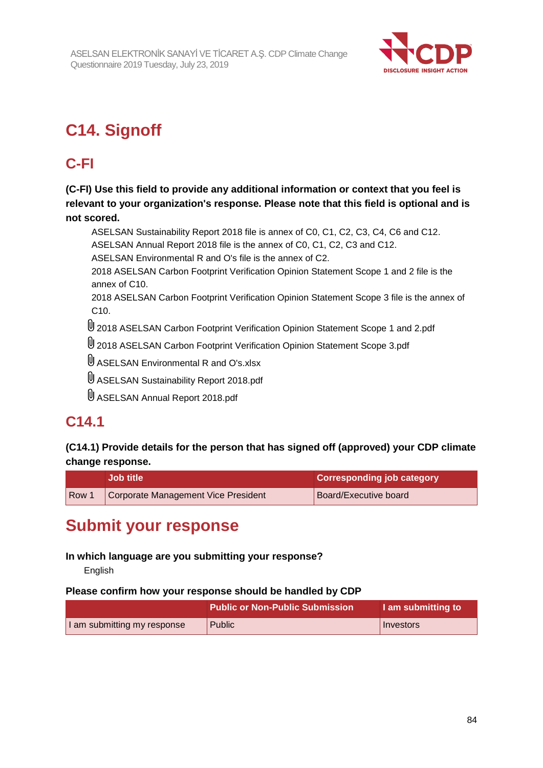# C14. Signoff

## C-FI

**(C-FI) Use this field to provide any additional information or context that you feel is relevant to your organization's response. Please note that this field is optional and is not scored.**

ASELSAN Sustainability Report 2018 file is annex of C0, C1, C2, C3, C4, C6 and C12.
ASELSAN Annual Report 2018 file is the annex of C0, C1, C2, C3 and C12.
ASELSAN Environmental R and O's file is the annex of C2.
2018 ASELSAN Carbon Footprint Verification Opinion Statement Scope 1 and 2 file is the annex of C10.
2018 ASELSAN Carbon Footprint Verification Opinion Statement Scope 3 file is the annex of C10.

- 2018 ASELSAN Carbon Footprint Verification Opinion Statement Scope 1 and 2.pdf
- 2018 ASELSAN Carbon Footprint Verification Opinion Statement Scope 3.pdf
- ASELSAN Environmental R and O's.xlsx
- ASELSAN Sustainability Report 2018.pdf
- ASELSAN Annual Report 2018.pdf

## C14.1

**(C14.1) Provide details for the person that has signed off (approved) your CDP climate change response.**

| | Job title | Corresponding job category |
|---|---|---|
| Row 1 | Corporate Management Vice President | Board/Executive board |

# Submit your response

**In which language are you submitting your response?**

English

**Please confirm how your response should be handled by CDP**

| | Public or Non-Public Submission | I am submitting to |
|---|---|---|
| I am submitting my response | Public | Investors |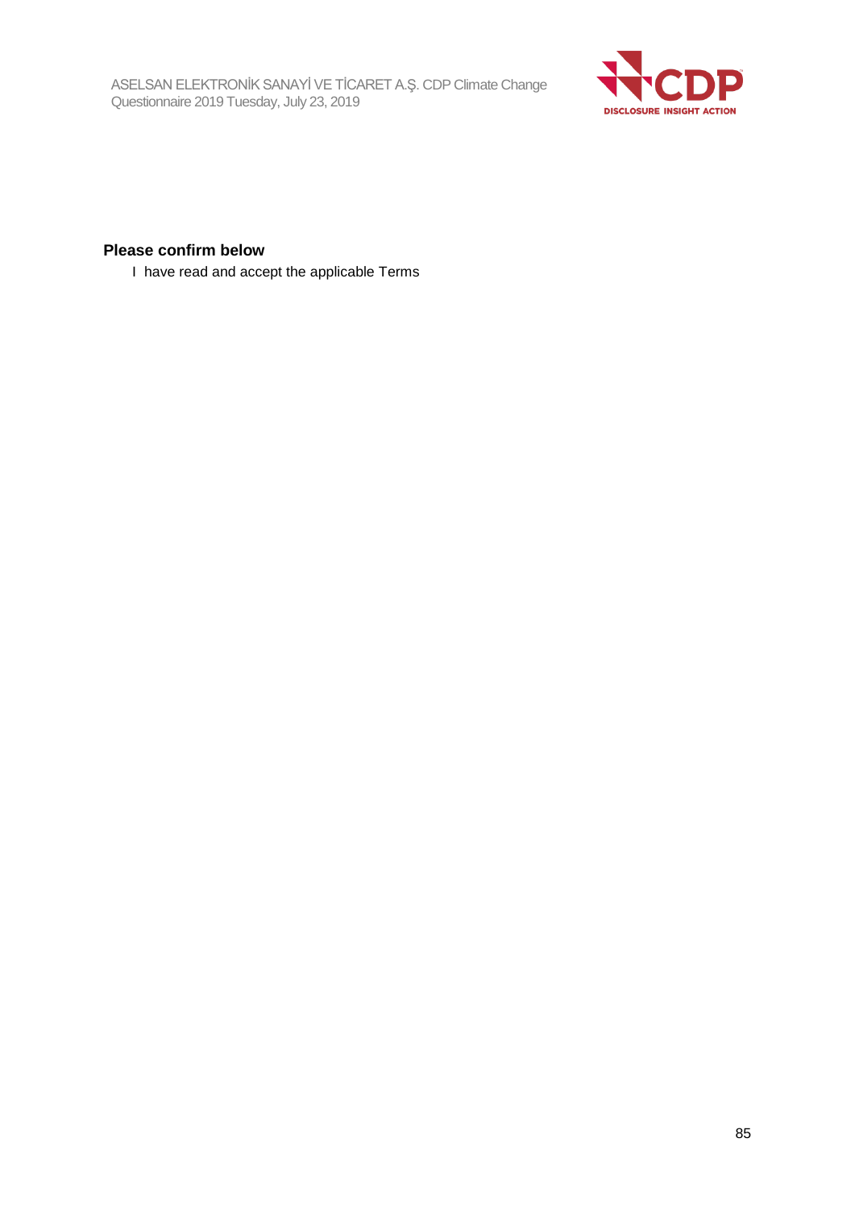**Please confirm below**

I have read and accept the applicable Terms